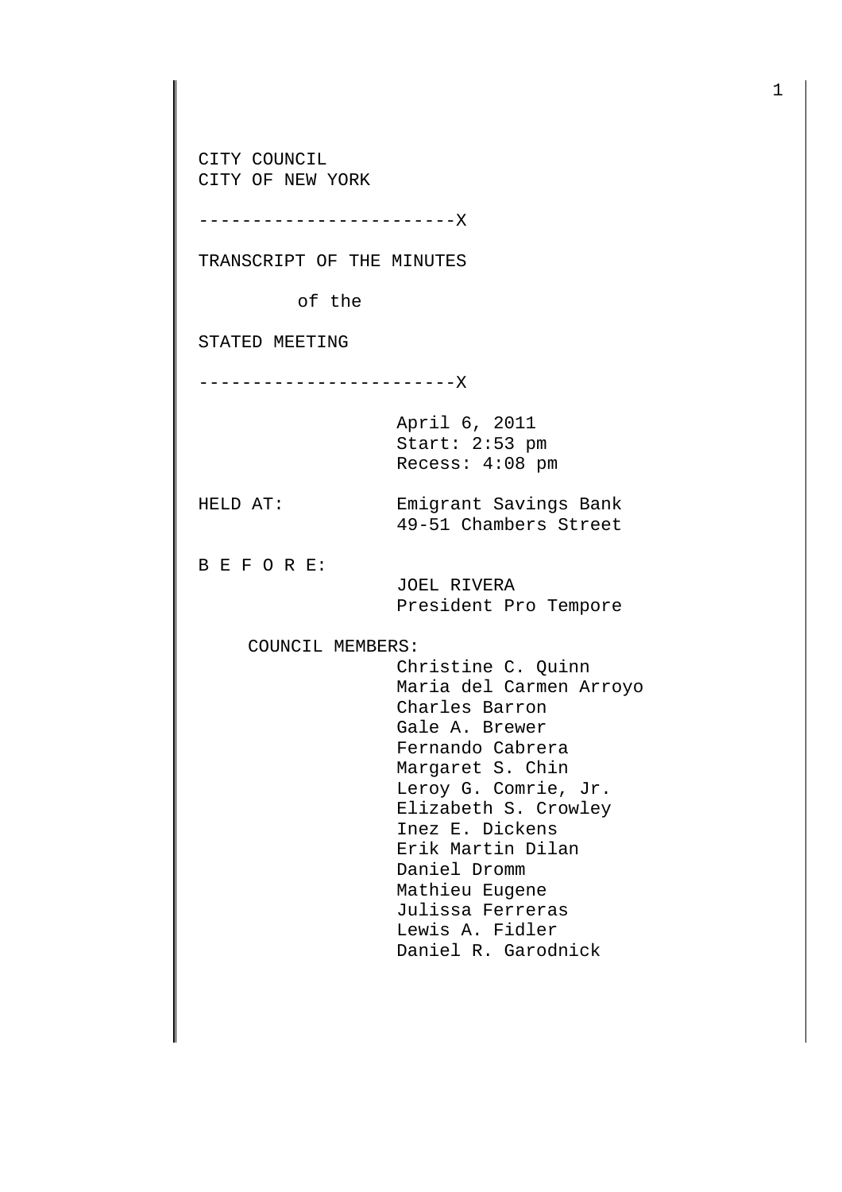CITY COUNCIL
CITY OF NEW YORK

------------------------X

TRANSCRIPT OF THE MINUTES

of the

STATED MEETING

------------------------X

April 6, 2011
Start: 2:53 pm
Recess: 4:08 pm

HELD AT: Emigrant Savings Bank
49-51 Chambers Street

B E F O R E:
JOEL RIVERA
President Pro Tempore

COUNCIL MEMBERS:
Christine C. Quinn
Maria del Carmen Arroyo
Charles Barron
Gale A. Brewer
Fernando Cabrera
Margaret S. Chin
Leroy G. Comrie, Jr.
Elizabeth S. Crowley
Inez E. Dickens
Erik Martin Dilan
Daniel Dromm
Mathieu Eugene
Julissa Ferreras
Lewis A. Fidler
Daniel R. Garodnick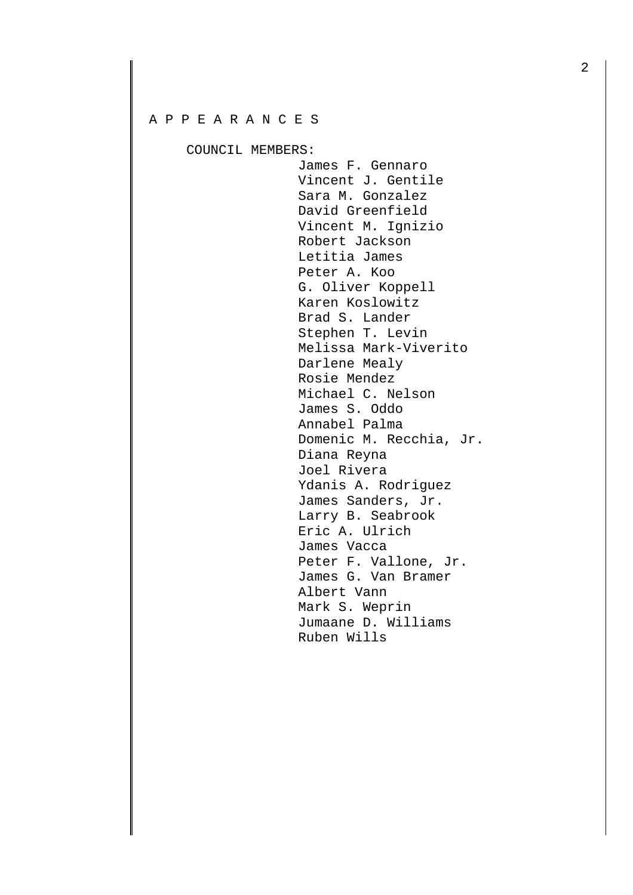A P P E A R A N C E S

COUNCIL MEMBERS:

James F. Gennaro
Vincent J. Gentile
Sara M. Gonzalez
David Greenfield
Vincent M. Ignizio
Robert Jackson
Letitia James
Peter A. Koo
G. Oliver Koppell
Karen Koslowitz
Brad S. Lander
Stephen T. Levin
Melissa Mark-Viverito
Darlene Mealy
Rosie Mendez
Michael C. Nelson
James S. Oddo
Annabel Palma
Domenic M. Recchia, Jr.
Diana Reyna
Joel Rivera
Ydanis A. Rodriguez
James Sanders, Jr.
Larry B. Seabrook
Eric A. Ulrich
James Vacca
Peter F. Vallone, Jr.
James G. Van Bramer
Albert Vann
Mark S. Weprin
Jumaane D. Williams
Ruben Wills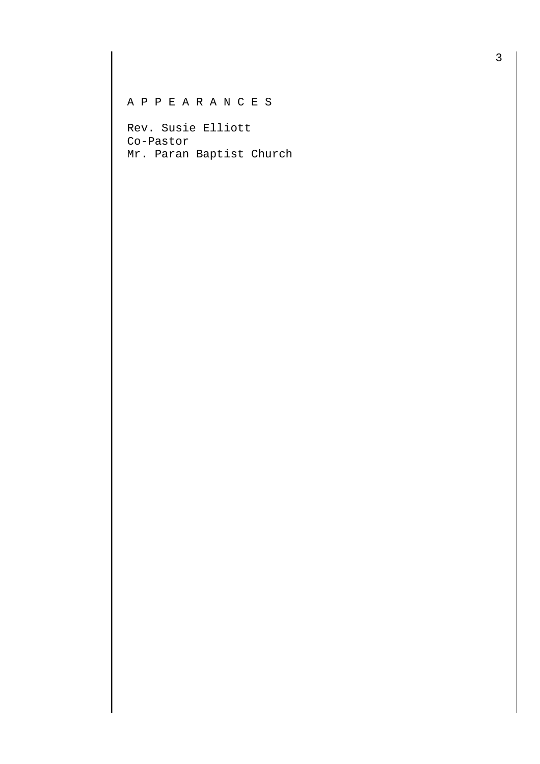A P P E A R A N C E S

Rev. Susie Elliott
Co-Pastor
Mr. Paran Baptist Church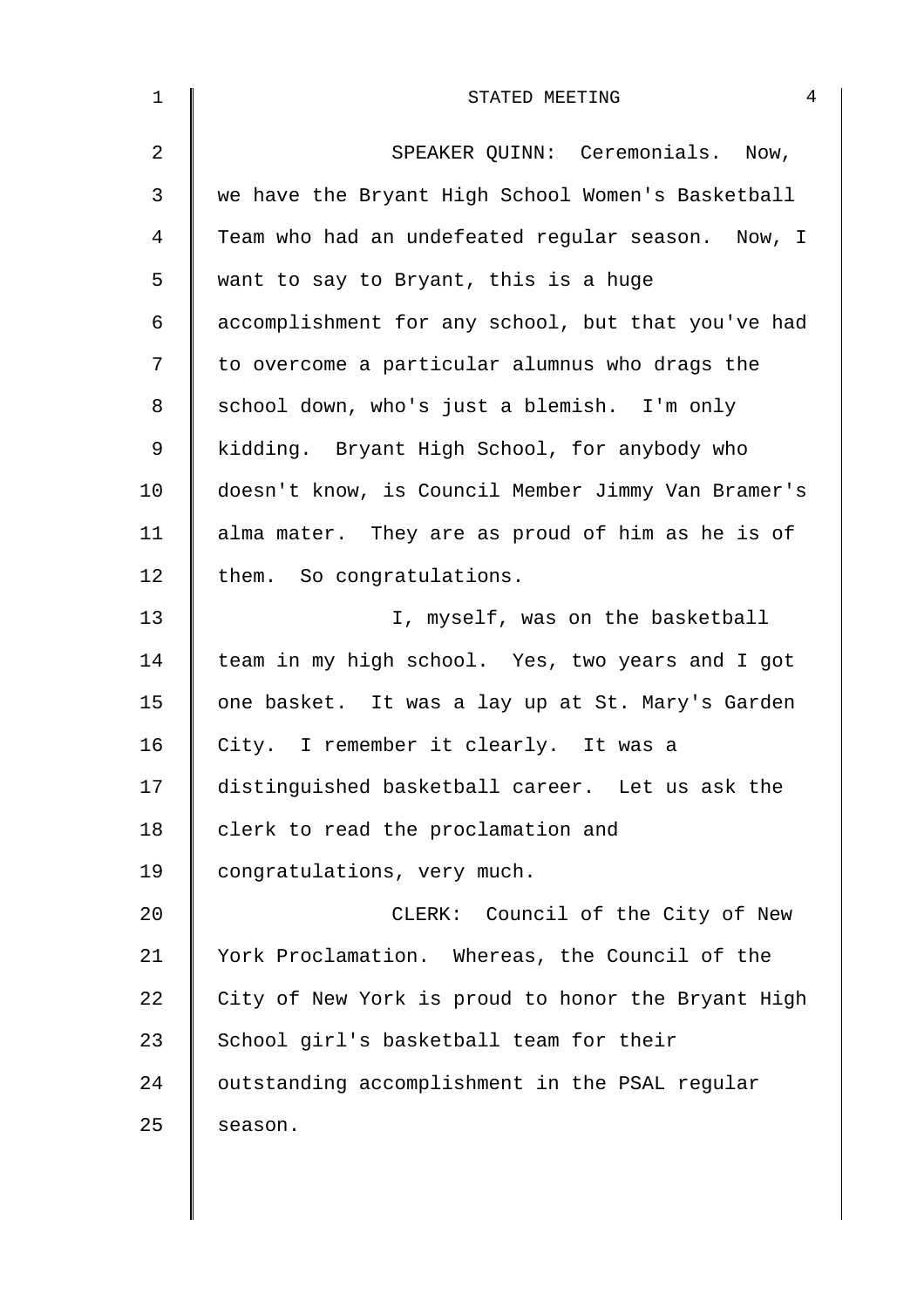SPEAKER QUINN: Ceremonials. Now, we have the Bryant High School Women's Basketball Team who had an undefeated regular season. Now, I want to say to Bryant, this is a huge accomplishment for any school, but that you've had to overcome a particular alumnus who drags the school down, who's just a blemish. I'm only kidding. Bryant High School, for anybody who doesn't know, is Council Member Jimmy Van Bramer's alma mater. They are as proud of him as he is of them. So congratulations.

I, myself, was on the basketball team in my high school. Yes, two years and I got one basket. It was a lay up at St. Mary's Garden City. I remember it clearly. It was a distinguished basketball career. Let us ask the clerk to read the proclamation and congratulations, very much.

CLERK: Council of the City of New York Proclamation. Whereas, the Council of the City of New York is proud to honor the Bryant High School girl's basketball team for their outstanding accomplishment in the PSAL regular season.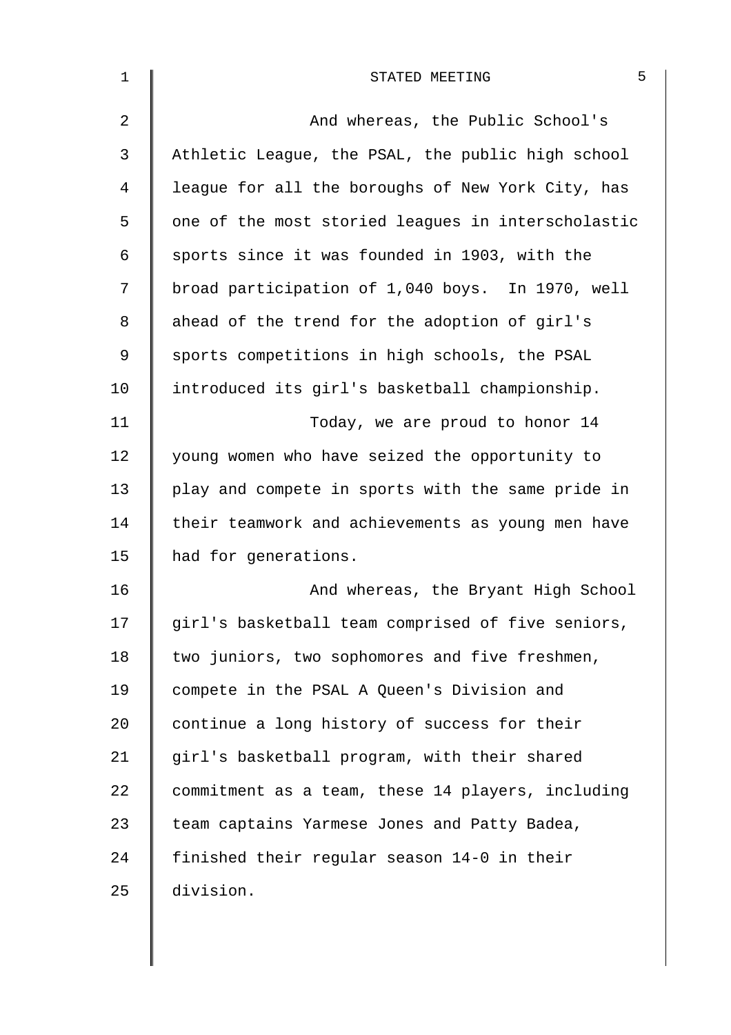And whereas, the Public School's Athletic League, the PSAL, the public high school league for all the boroughs of New York City, has one of the most storied leagues in interscholastic sports since it was founded in 1903, with the broad participation of 1,040 boys. In 1970, well ahead of the trend for the adoption of girl's sports competitions in high schools, the PSAL introduced its girl's basketball championship.

Today, we are proud to honor 14 young women who have seized the opportunity to play and compete in sports with the same pride in their teamwork and achievements as young men have had for generations.

And whereas, the Bryant High School girl's basketball team comprised of five seniors, two juniors, two sophomores and five freshmen, compete in the PSAL A Queen's Division and continue a long history of success for their girl's basketball program, with their shared commitment as a team, these 14 players, including team captains Yarmese Jones and Patty Badea, finished their regular season 14-0 in their division.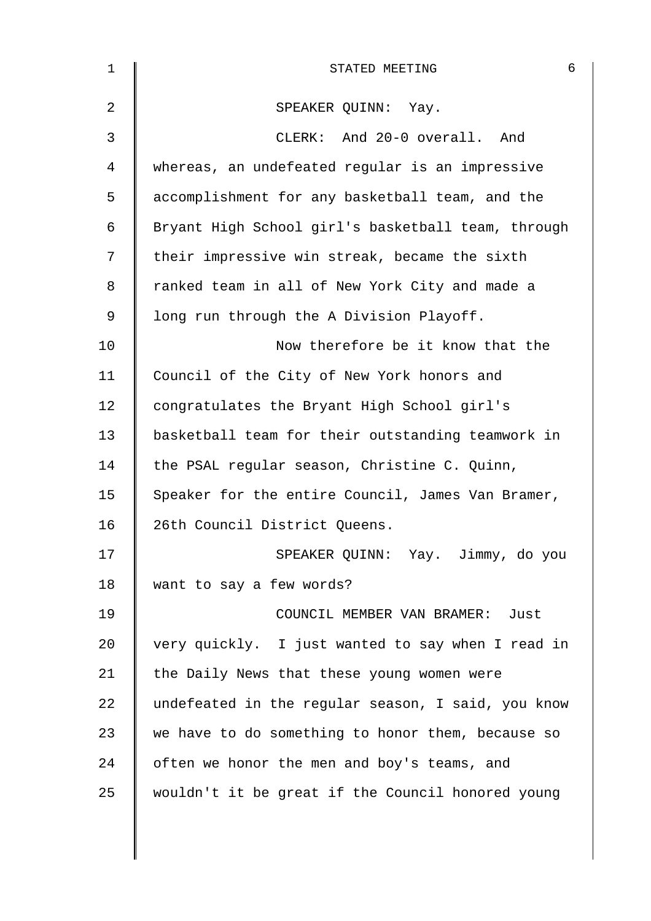SPEAKER QUINN: Yay.

CLERK: And 20-0 overall. And whereas, an undefeated regular is an impressive accomplishment for any basketball team, and the Bryant High School girl's basketball team, through their impressive win streak, became the sixth ranked team in all of New York City and made a long run through the A Division Playoff.

Now therefore be it know that the Council of the City of New York honors and congratulates the Bryant High School girl's basketball team for their outstanding teamwork in the PSAL regular season, Christine C. Quinn, Speaker for the entire Council, James Van Bramer, 26th Council District Queens.

SPEAKER QUINN: Yay. Jimmy, do you want to say a few words?

COUNCIL MEMBER VAN BRAMER: Just very quickly. I just wanted to say when I read in the Daily News that these young women were undefeated in the regular season, I said, you know we have to do something to honor them, because so often we honor the men and boy's teams, and wouldn't it be great if the Council honored young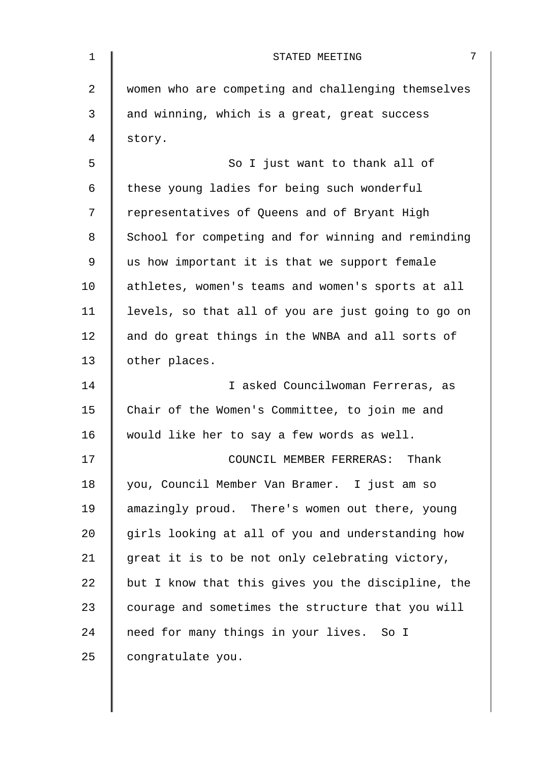women who are competing and challenging themselves and winning, which is a great, great success story.

So I just want to thank all of these young ladies for being such wonderful representatives of Queens and of Bryant High School for competing and for winning and reminding us how important it is that we support female athletes, women's teams and women's sports at all levels, so that all of you are just going to go on and do great things in the WNBA and all sorts of other places.

I asked Councilwoman Ferreras, as Chair of the Women's Committee, to join me and would like her to say a few words as well.

COUNCIL MEMBER FERRERAS: Thank you, Council Member Van Bramer. I just am so amazingly proud. There's women out there, young girls looking at all of you and understanding how great it is to be not only celebrating victory, but I know that this gives you the discipline, the courage and sometimes the structure that you will need for many things in your lives. So I congratulate you.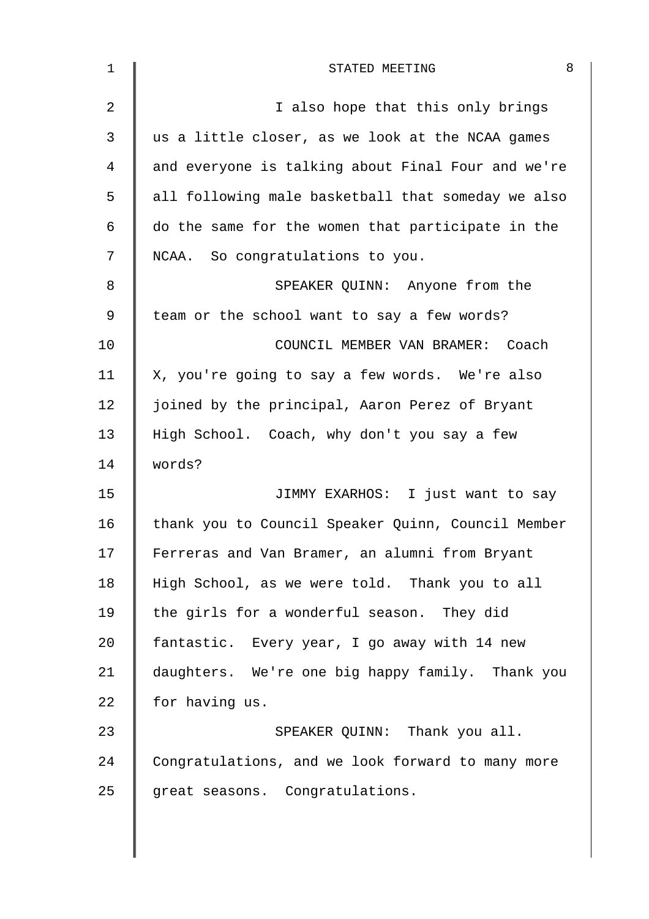I also hope that this only brings us a little closer, as we look at the NCAA games and everyone is talking about Final Four and we're all following male basketball that someday we also do the same for the women that participate in the NCAA. So congratulations to you.

SPEAKER QUINN: Anyone from the team or the school want to say a few words?

COUNCIL MEMBER VAN BRAMER: Coach X, you're going to say a few words. We're also joined by the principal, Aaron Perez of Bryant High School. Coach, why don't you say a few words?

JIMMY EXARHOS: I just want to say thank you to Council Speaker Quinn, Council Member Ferreras and Van Bramer, an alumni from Bryant High School, as we were told. Thank you to all the girls for a wonderful season. They did fantastic. Every year, I go away with 14 new daughters. We're one big happy family. Thank you for having us.

SPEAKER QUINN: Thank you all. Congratulations, and we look forward to many more great seasons. Congratulations.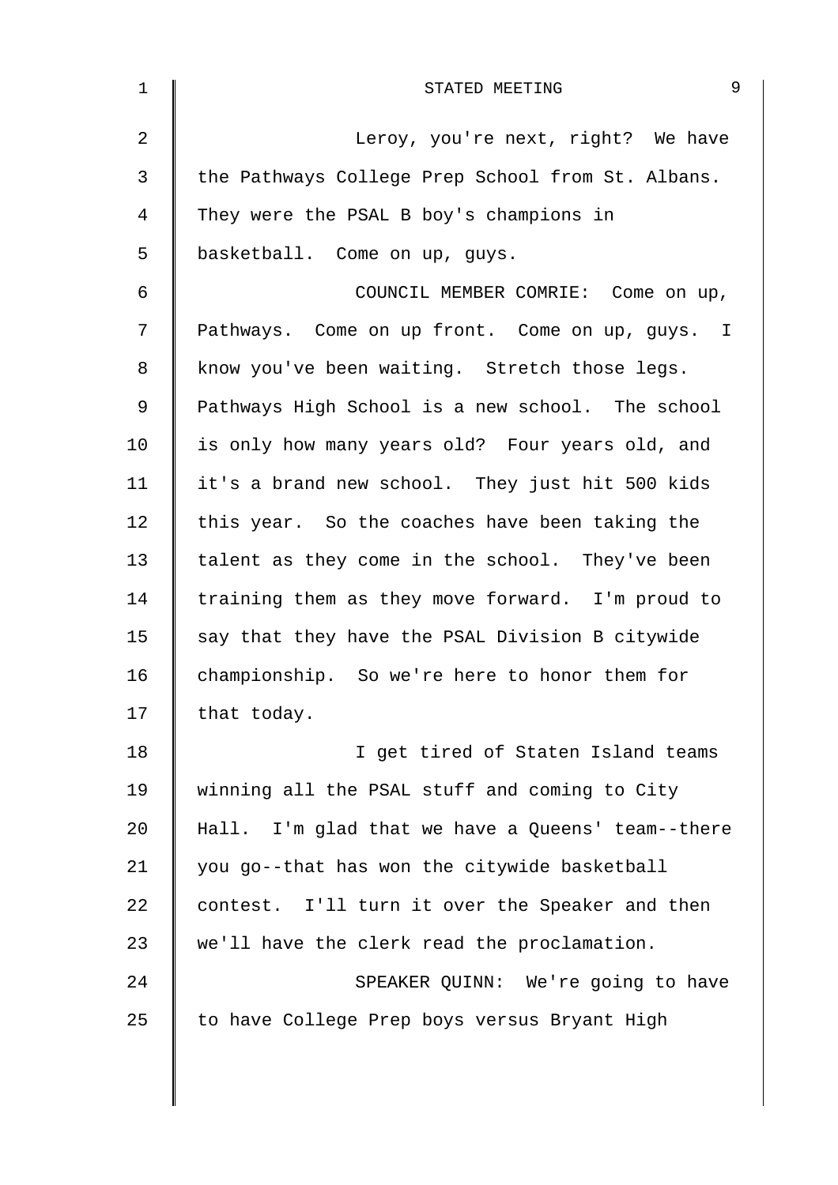Leroy, you're next, right? We have the Pathways College Prep School from St. Albans. They were the PSAL B boy's champions in basketball. Come on up, guys.

COUNCIL MEMBER COMRIE: Come on up, Pathways. Come on up front. Come on up, guys. I know you've been waiting. Stretch those legs. Pathways High School is a new school. The school is only how many years old? Four years old, and it's a brand new school. They just hit 500 kids this year. So the coaches have been taking the talent as they come in the school. They've been training them as they move forward. I'm proud to say that they have the PSAL Division B citywide championship. So we're here to honor them for that today.

I get tired of Staten Island teams winning all the PSAL stuff and coming to City Hall. I'm glad that we have a Queens' team--there you go--that has won the citywide basketball contest. I'll turn it over the Speaker and then we'll have the clerk read the proclamation.

SPEAKER QUINN: We're going to have to have College Prep boys versus Bryant High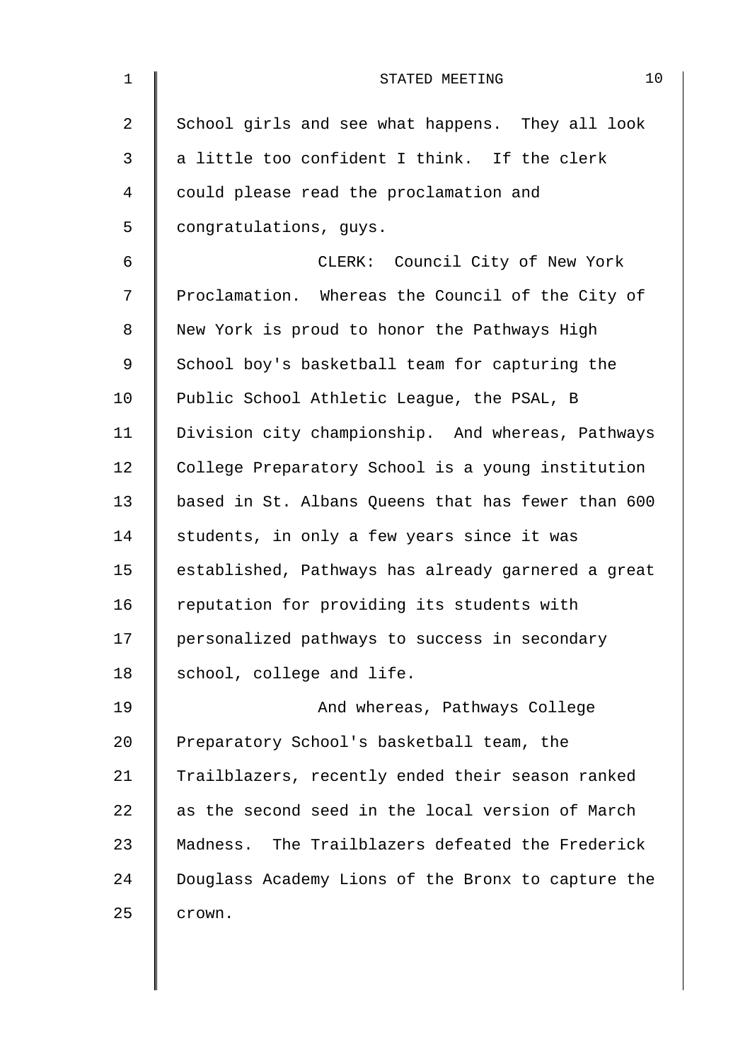School girls and see what happens. They all look a little too confident I think. If the clerk could please read the proclamation and congratulations, guys.

CLERK: Council City of New York Proclamation. Whereas the Council of the City of New York is proud to honor the Pathways High School boy's basketball team for capturing the Public School Athletic League, the PSAL, B Division city championship. And whereas, Pathways College Preparatory School is a young institution based in St. Albans Queens that has fewer than 600 students, in only a few years since it was established, Pathways has already garnered a great reputation for providing its students with personalized pathways to success in secondary school, college and life.

And whereas, Pathways College Preparatory School's basketball team, the Trailblazers, recently ended their season ranked as the second seed in the local version of March Madness. The Trailblazers defeated the Frederick Douglass Academy Lions of the Bronx to capture the crown.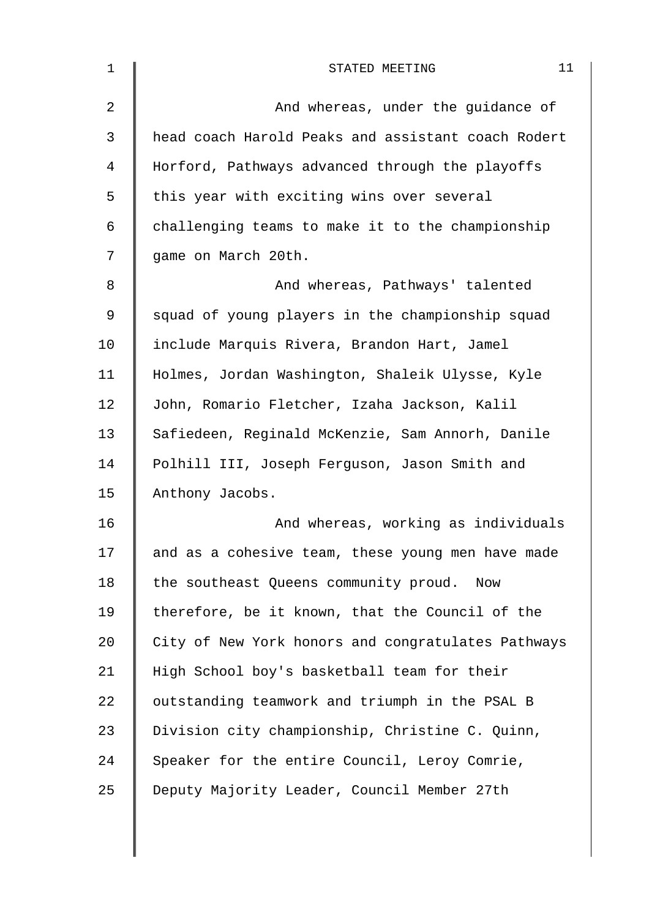And whereas, under the guidance of head coach Harold Peaks and assistant coach Rodert Horford, Pathways advanced through the playoffs this year with exciting wins over several challenging teams to make it to the championship game on March 20th.

And whereas, Pathways' talented squad of young players in the championship squad include Marquis Rivera, Brandon Hart, Jamel Holmes, Jordan Washington, Shaleik Ulysse, Kyle John, Romario Fletcher, Izaha Jackson, Kalil Safiedeen, Reginald McKenzie, Sam Annorh, Danile Polhill III, Joseph Ferguson, Jason Smith and Anthony Jacobs.

And whereas, working as individuals and as a cohesive team, these young men have made the southeast Queens community proud. Now therefore, be it known, that the Council of the City of New York honors and congratulates Pathways High School boy's basketball team for their outstanding teamwork and triumph in the PSAL B Division city championship, Christine C. Quinn, Speaker for the entire Council, Leroy Comrie, Deputy Majority Leader, Council Member 27th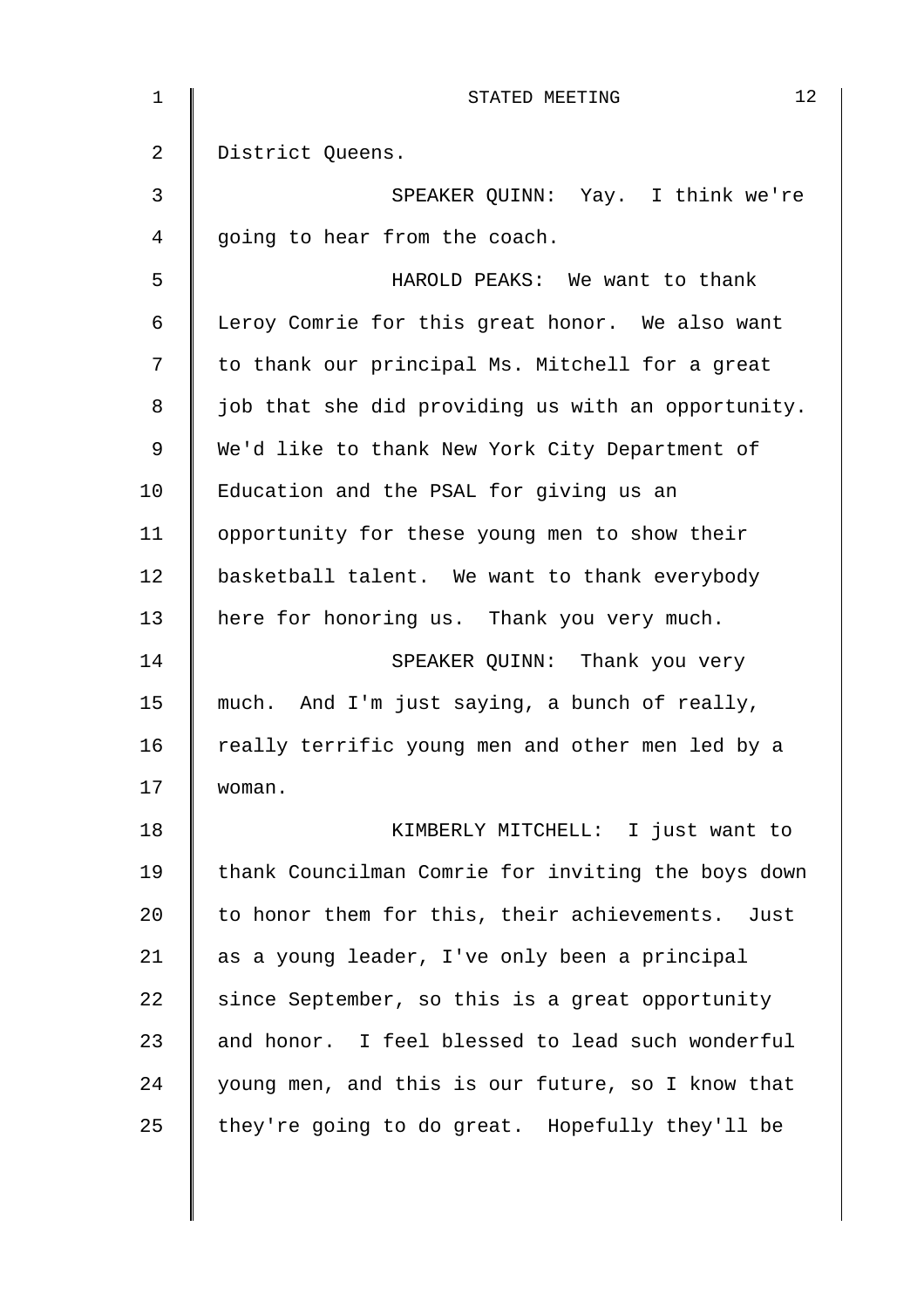District Queens.

SPEAKER QUINN: Yay. I think we're going to hear from the coach.

HAROLD PEAKS: We want to thank Leroy Comrie for this great honor. We also want to thank our principal Ms. Mitchell for a great job that she did providing us with an opportunity. We'd like to thank New York City Department of Education and the PSAL for giving us an opportunity for these young men to show their basketball talent. We want to thank everybody here for honoring us. Thank you very much.

SPEAKER QUINN: Thank you very much. And I'm just saying, a bunch of really, really terrific young men and other men led by a woman.

KIMBERLY MITCHELL: I just want to thank Councilman Comrie for inviting the boys down to honor them for this, their achievements. Just as a young leader, I've only been a principal since September, so this is a great opportunity and honor. I feel blessed to lead such wonderful young men, and this is our future, so I know that they're going to do great. Hopefully they'll be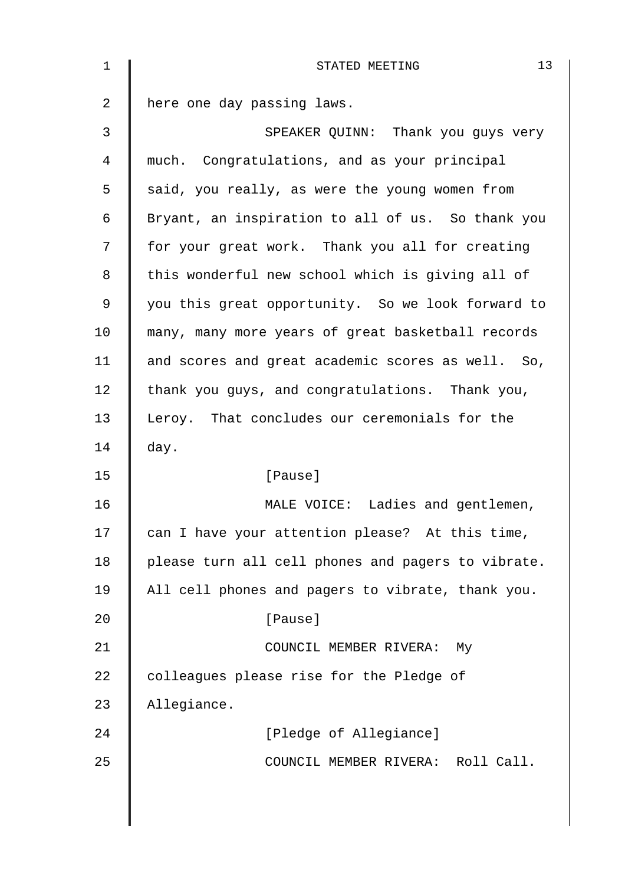here one day passing laws.

SPEAKER QUINN: Thank you guys very much. Congratulations, and as your principal said, you really, as were the young women from Bryant, an inspiration to all of us. So thank you for your great work. Thank you all for creating this wonderful new school which is giving all of you this great opportunity. So we look forward to many, many more years of great basketball records and scores and great academic scores as well. So, thank you guys, and congratulations. Thank you, Leroy. That concludes our ceremonials for the day.

[Pause]

MALE VOICE: Ladies and gentlemen, can I have your attention please? At this time, please turn all cell phones and pagers to vibrate. All cell phones and pagers to vibrate, thank you.

[Pause]

COUNCIL MEMBER RIVERA: My colleagues please rise for the Pledge of Allegiance.

[Pledge of Allegiance]

COUNCIL MEMBER RIVERA: Roll Call.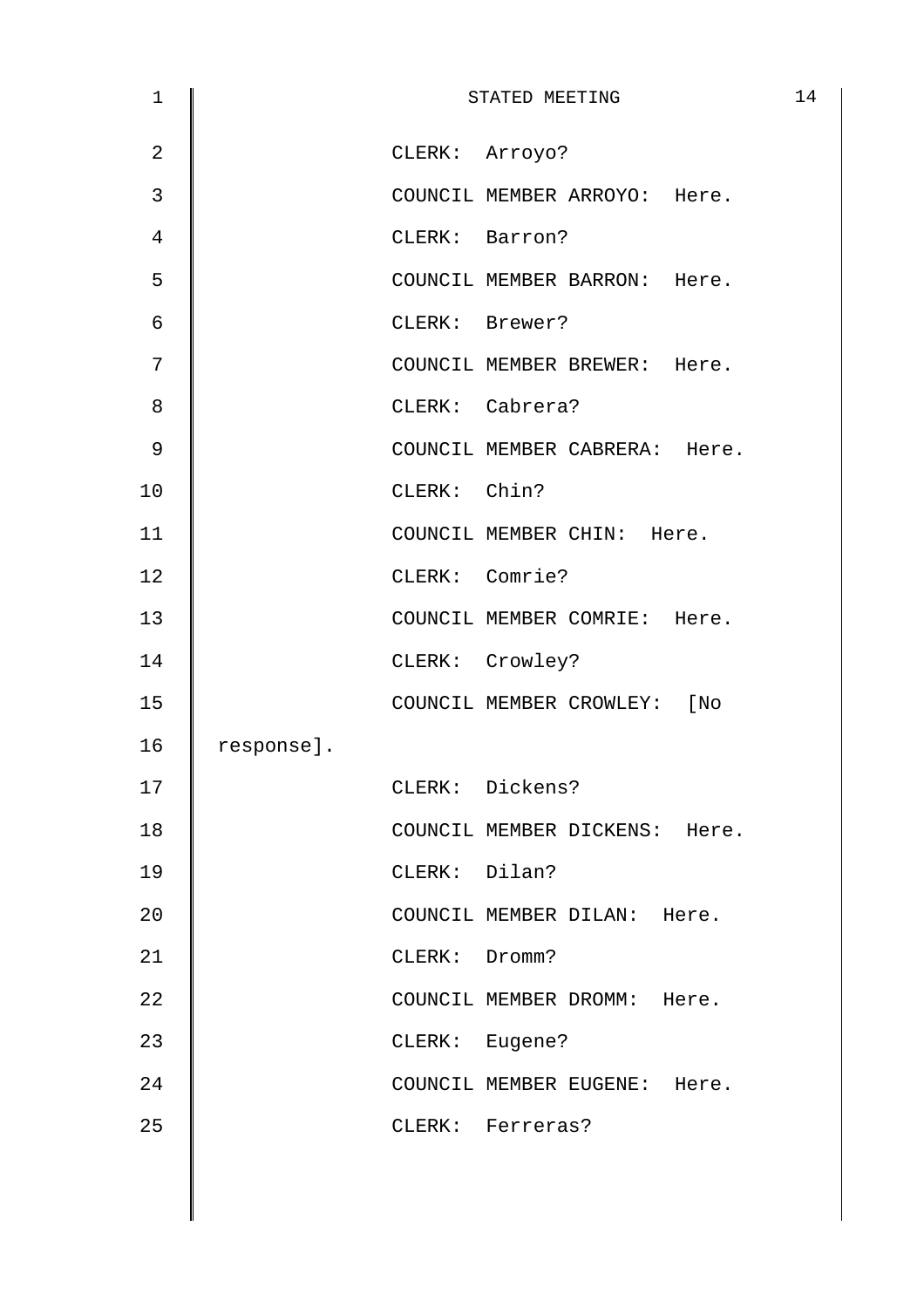CLERK: Arroyo?

COUNCIL MEMBER ARROYO: Here.

CLERK: Barron?

COUNCIL MEMBER BARRON: Here.

CLERK: Brewer?

COUNCIL MEMBER BREWER: Here.

CLERK: Cabrera?

COUNCIL MEMBER CABRERA: Here.

CLERK: Chin?

COUNCIL MEMBER CHIN: Here.

CLERK: Comrie?

COUNCIL MEMBER COMRIE: Here.

CLERK: Crowley?

COUNCIL MEMBER CROWLEY: [No response].

CLERK: Dickens?

COUNCIL MEMBER DICKENS: Here.

CLERK: Dilan?

COUNCIL MEMBER DILAN: Here.

CLERK: Dromm?

COUNCIL MEMBER DROMM: Here.

CLERK: Eugene?

COUNCIL MEMBER EUGENE: Here.

CLERK: Ferreras?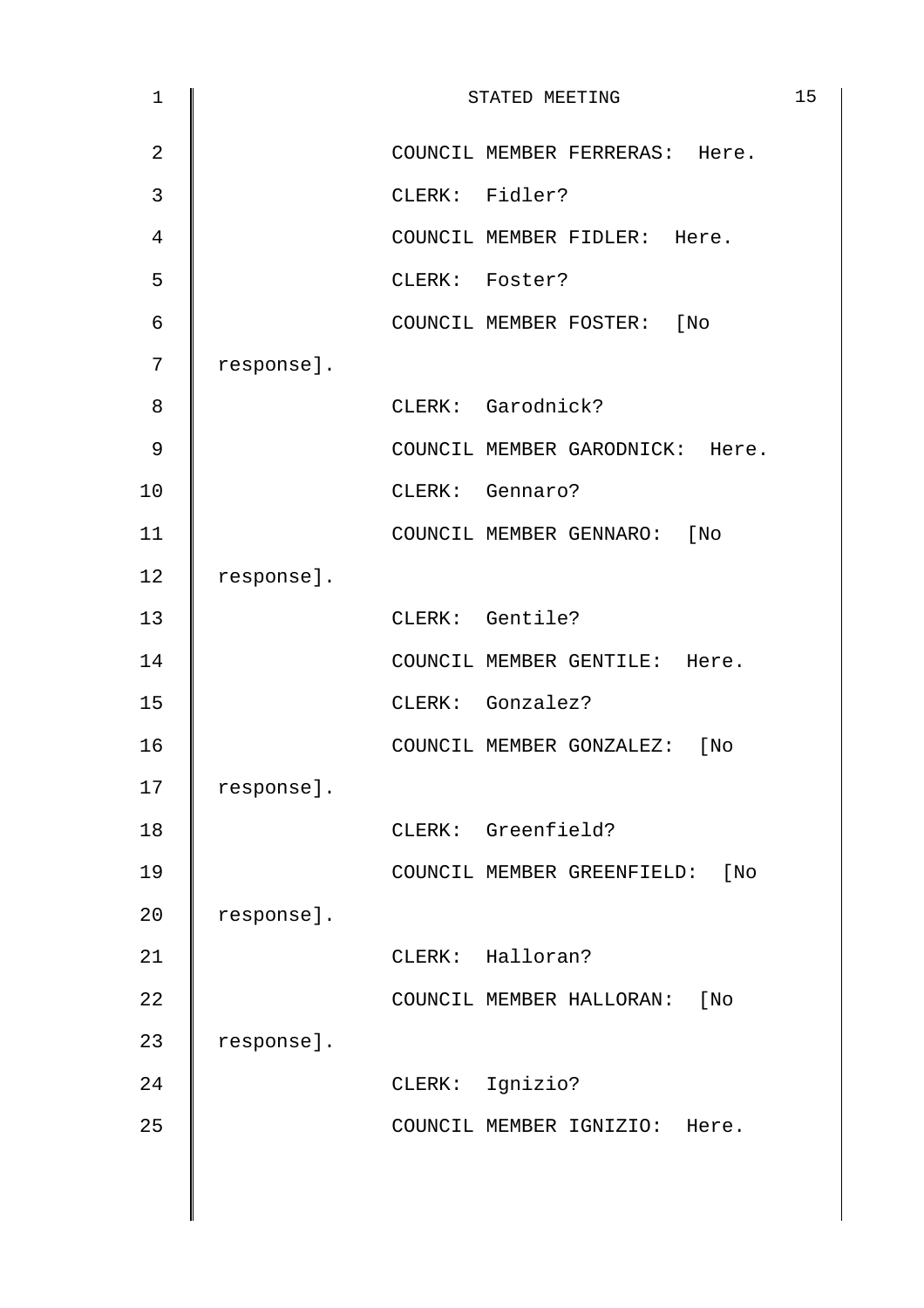COUNCIL MEMBER FERRERAS: Here.

CLERK: Fidler?

COUNCIL MEMBER FIDLER: Here.

CLERK: Foster?

COUNCIL MEMBER FOSTER: [No response].

CLERK: Garodnick?

COUNCIL MEMBER GARODNICK: Here.

CLERK: Gennaro?

COUNCIL MEMBER GENNARO: [No response].

CLERK: Gentile?

COUNCIL MEMBER GENTILE: Here.

CLERK: Gonzalez?

COUNCIL MEMBER GONZALEZ: [No response].

CLERK: Greenfield?

COUNCIL MEMBER GREENFIELD: [No response].

CLERK: Halloran?

COUNCIL MEMBER HALLORAN: [No response].

CLERK: Ignizio?

COUNCIL MEMBER IGNIZIO: Here.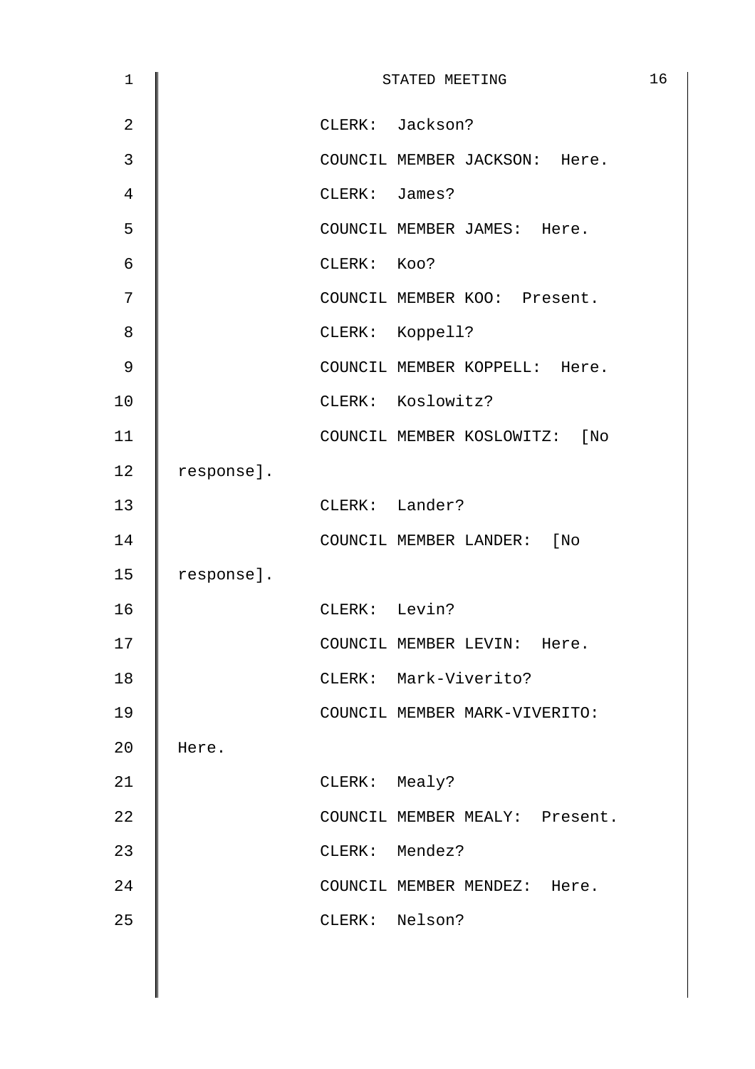CLERK: Jackson?

COUNCIL MEMBER JACKSON: Here.

CLERK: James?

COUNCIL MEMBER JAMES: Here.

CLERK: Koo?

COUNCIL MEMBER KOO: Present.

CLERK: Koppell?

COUNCIL MEMBER KOPPELL: Here.

CLERK: Koslowitz?

COUNCIL MEMBER KOSLOWITZ: [No response].

CLERK: Lander?

COUNCIL MEMBER LANDER: [No response].

CLERK: Levin?

COUNCIL MEMBER LEVIN: Here.

CLERK: Mark-Viverito?

COUNCIL MEMBER MARK-VIVERITO: Here.

CLERK: Mealy?

COUNCIL MEMBER MEALY: Present.

CLERK: Mendez?

COUNCIL MEMBER MENDEZ: Here.

CLERK: Nelson?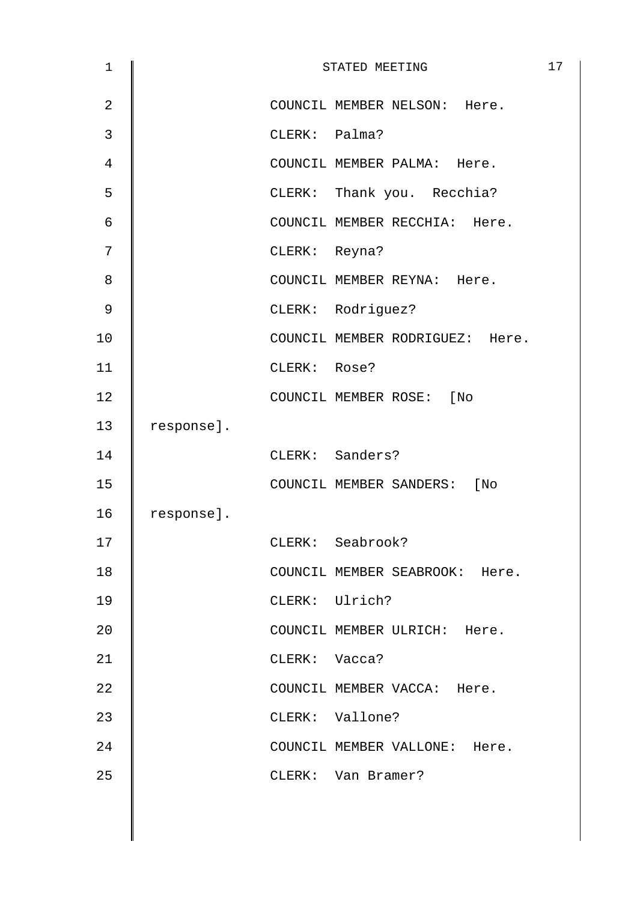COUNCIL MEMBER NELSON: Here.

CLERK: Palma?

COUNCIL MEMBER PALMA: Here.

CLERK: Thank you. Recchia?

COUNCIL MEMBER RECCHIA: Here.

CLERK: Reyna?

COUNCIL MEMBER REYNA: Here.

CLERK: Rodriguez?

COUNCIL MEMBER RODRIGUEZ: Here.

CLERK: Rose?

COUNCIL MEMBER ROSE: [No response].

CLERK: Sanders?

COUNCIL MEMBER SANDERS: [No response].

CLERK: Seabrook?

COUNCIL MEMBER SEABROOK: Here.

CLERK: Ulrich?

COUNCIL MEMBER ULRICH: Here.

CLERK: Vacca?

COUNCIL MEMBER VACCA: Here.

CLERK: Vallone?

COUNCIL MEMBER VALLONE: Here.

CLERK: Van Bramer?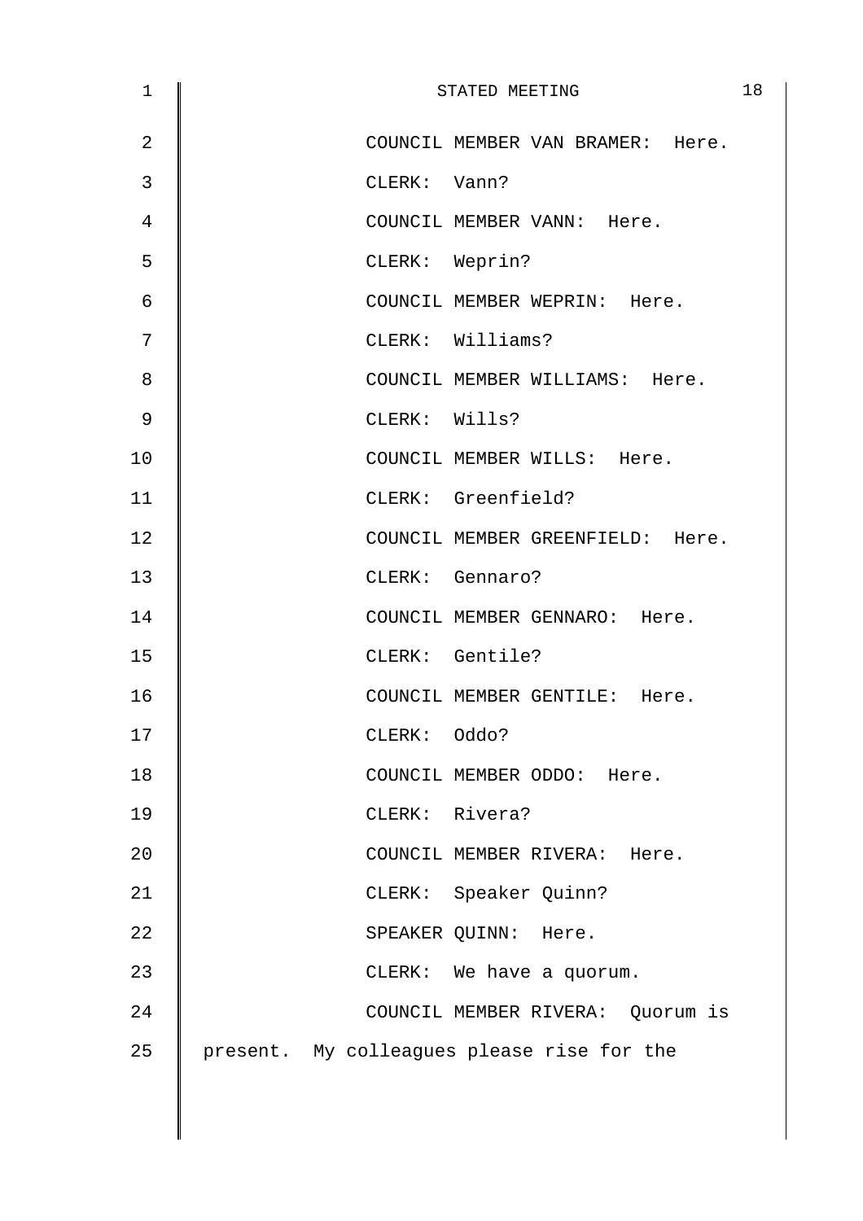COUNCIL MEMBER VAN BRAMER: Here.

CLERK: Vann?

COUNCIL MEMBER VANN: Here.

CLERK: Weprin?

COUNCIL MEMBER WEPRIN: Here.

CLERK: Williams?

COUNCIL MEMBER WILLIAMS: Here.

CLERK: Wills?

COUNCIL MEMBER WILLS: Here.

CLERK: Greenfield?

COUNCIL MEMBER GREENFIELD: Here.

CLERK: Gennaro?

COUNCIL MEMBER GENNARO: Here.

CLERK: Gentile?

COUNCIL MEMBER GENTILE: Here.

CLERK: Oddo?

COUNCIL MEMBER ODDO: Here.

CLERK: Rivera?

COUNCIL MEMBER RIVERA: Here.

CLERK: Speaker Quinn?

SPEAKER QUINN: Here.

CLERK: We have a quorum.

COUNCIL MEMBER RIVERA: Quorum is present. My colleagues please rise for the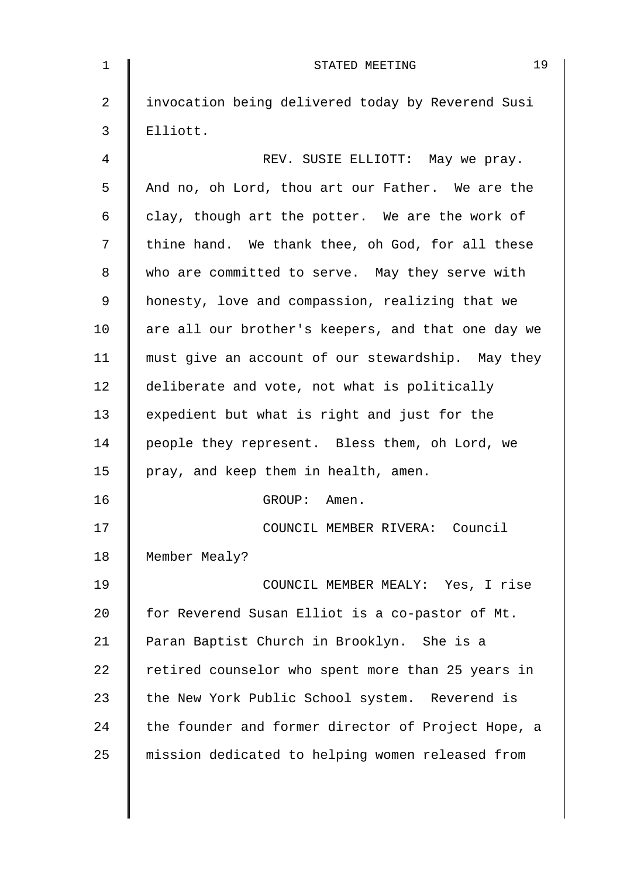invocation being delivered today by Reverend Susi Elliott.

REV. SUSIE ELLIOTT: May we pray. And no, oh Lord, thou art our Father. We are the clay, though art the potter. We are the work of thine hand. We thank thee, oh God, for all these who are committed to serve. May they serve with honesty, love and compassion, realizing that we are all our brother's keepers, and that one day we must give an account of our stewardship. May they deliberate and vote, not what is politically expedient but what is right and just for the people they represent. Bless them, oh Lord, we pray, and keep them in health, amen.

GROUP: Amen.

COUNCIL MEMBER RIVERA: Council Member Mealy?

COUNCIL MEMBER MEALY: Yes, I rise for Reverend Susan Elliot is a co-pastor of Mt. Paran Baptist Church in Brooklyn. She is a retired counselor who spent more than 25 years in the New York Public School system. Reverend is the founder and former director of Project Hope, a mission dedicated to helping women released from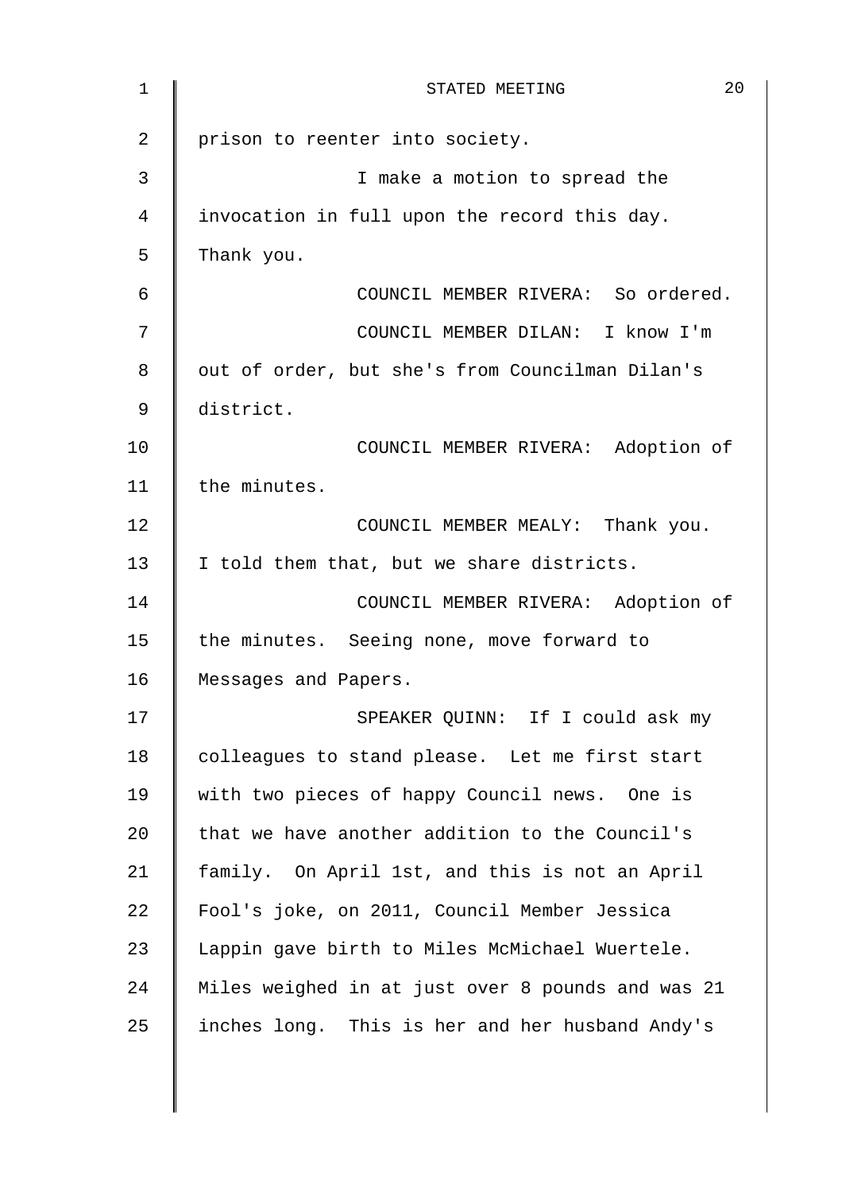prison to reenter into society.

I make a motion to spread the invocation in full upon the record this day. Thank you.

COUNCIL MEMBER RIVERA: So ordered.

COUNCIL MEMBER DILAN: I know I'm out of order, but she's from Councilman Dilan's district.

COUNCIL MEMBER RIVERA: Adoption of the minutes.

COUNCIL MEMBER MEALY: Thank you. I told them that, but we share districts.

COUNCIL MEMBER RIVERA: Adoption of the minutes. Seeing none, move forward to Messages and Papers.

SPEAKER QUINN: If I could ask my colleagues to stand please. Let me first start with two pieces of happy Council news. One is that we have another addition to the Council's family. On April 1st, and this is not an April Fool's joke, on 2011, Council Member Jessica Lappin gave birth to Miles McMichael Wuertele. Miles weighed in at just over 8 pounds and was 21 inches long. This is her and her husband Andy's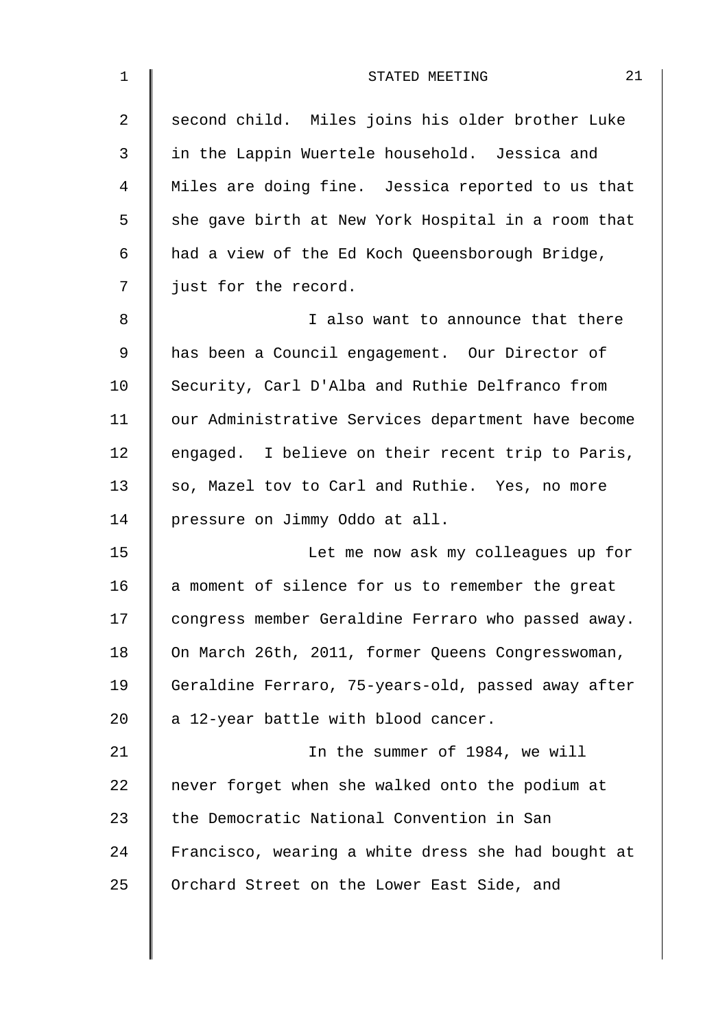second child. Miles joins his older brother Luke in the Lappin Wuertele household. Jessica and Miles are doing fine. Jessica reported to us that she gave birth at New York Hospital in a room that had a view of the Ed Koch Queensborough Bridge, just for the record.

I also want to announce that there has been a Council engagement. Our Director of Security, Carl D'Alba and Ruthie Delfranco from our Administrative Services department have become engaged. I believe on their recent trip to Paris, so, Mazel tov to Carl and Ruthie. Yes, no more pressure on Jimmy Oddo at all.

Let me now ask my colleagues up for a moment of silence for us to remember the great congress member Geraldine Ferraro who passed away. On March 26th, 2011, former Queens Congresswoman, Geraldine Ferraro, 75-years-old, passed away after a 12-year battle with blood cancer.

In the summer of 1984, we will never forget when she walked onto the podium at the Democratic National Convention in San Francisco, wearing a white dress she had bought at Orchard Street on the Lower East Side, and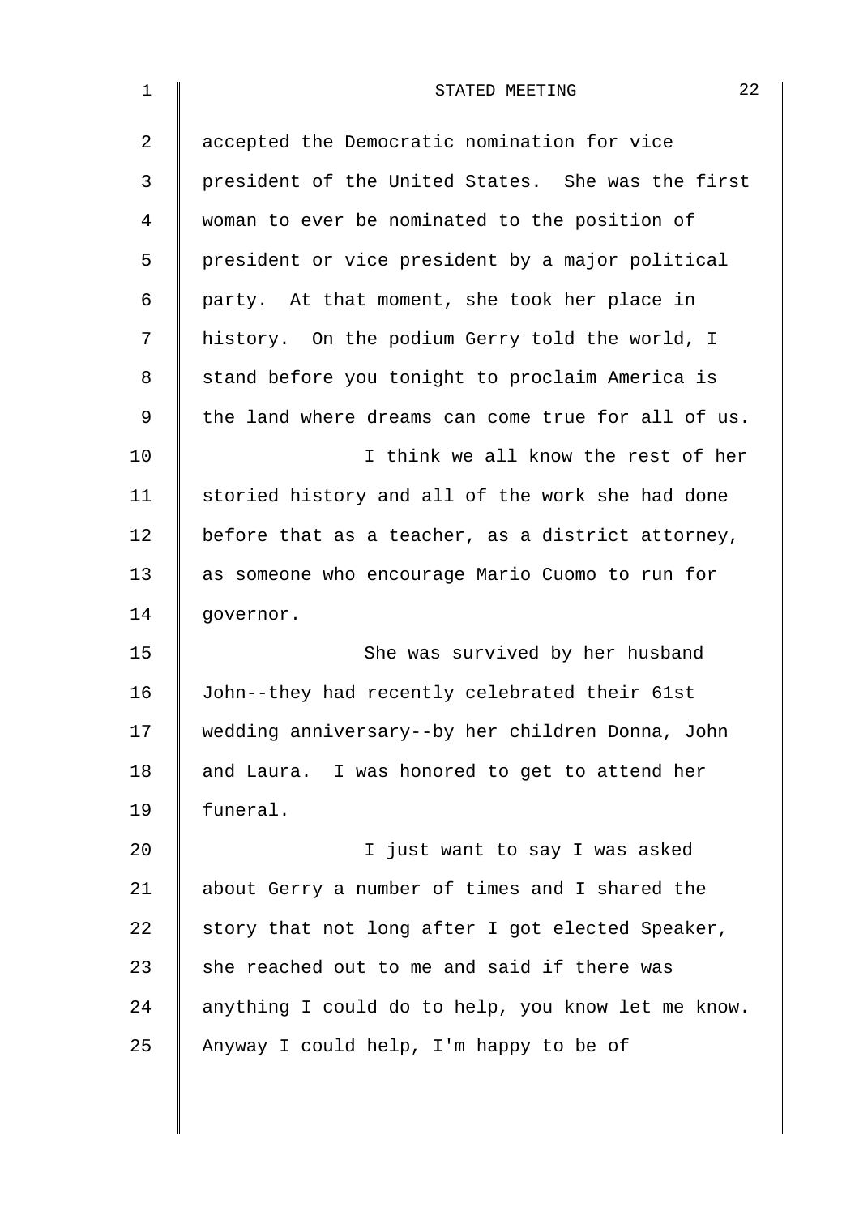accepted the Democratic nomination for vice president of the United States. She was the first woman to ever be nominated to the position of president or vice president by a major political party. At that moment, she took her place in history. On the podium Gerry told the world, I stand before you tonight to proclaim America is the land where dreams can come true for all of us.

I think we all know the rest of her storied history and all of the work she had done before that as a teacher, as a district attorney, as someone who encourage Mario Cuomo to run for governor.

She was survived by her husband John--they had recently celebrated their 61st wedding anniversary--by her children Donna, John and Laura. I was honored to get to attend her funeral.

I just want to say I was asked about Gerry a number of times and I shared the story that not long after I got elected Speaker, she reached out to me and said if there was anything I could do to help, you know let me know. Anyway I could help, I'm happy to be of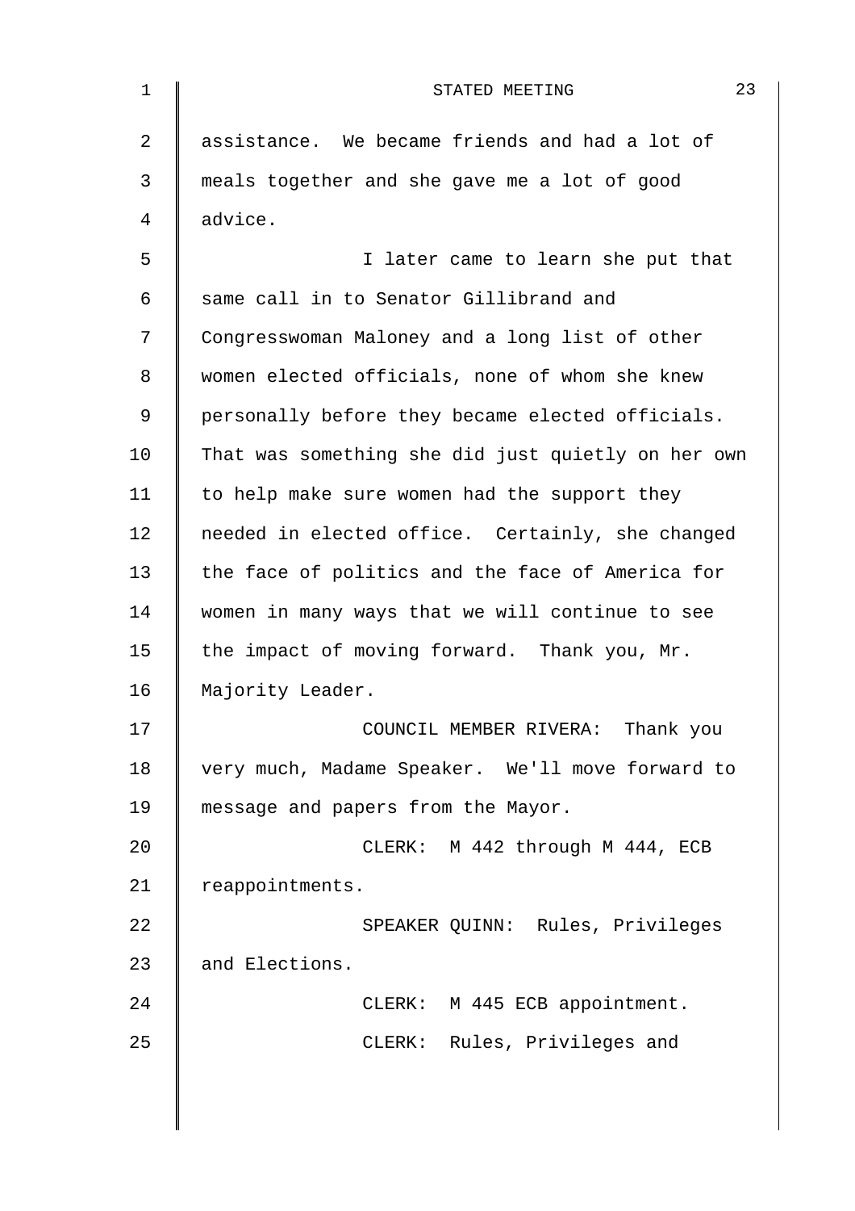assistance. We became friends and had a lot of meals together and she gave me a lot of good advice.

I later came to learn she put that same call in to Senator Gillibrand and Congresswoman Maloney and a long list of other women elected officials, none of whom she knew personally before they became elected officials. That was something she did just quietly on her own to help make sure women had the support they needed in elected office. Certainly, she changed the face of politics and the face of America for women in many ways that we will continue to see the impact of moving forward. Thank you, Mr. Majority Leader.

COUNCIL MEMBER RIVERA: Thank you very much, Madame Speaker. We'll move forward to message and papers from the Mayor.

CLERK: M 442 through M 444, ECB reappointments.

SPEAKER QUINN: Rules, Privileges and Elections.

CLERK: M 445 ECB appointment.

CLERK: Rules, Privileges and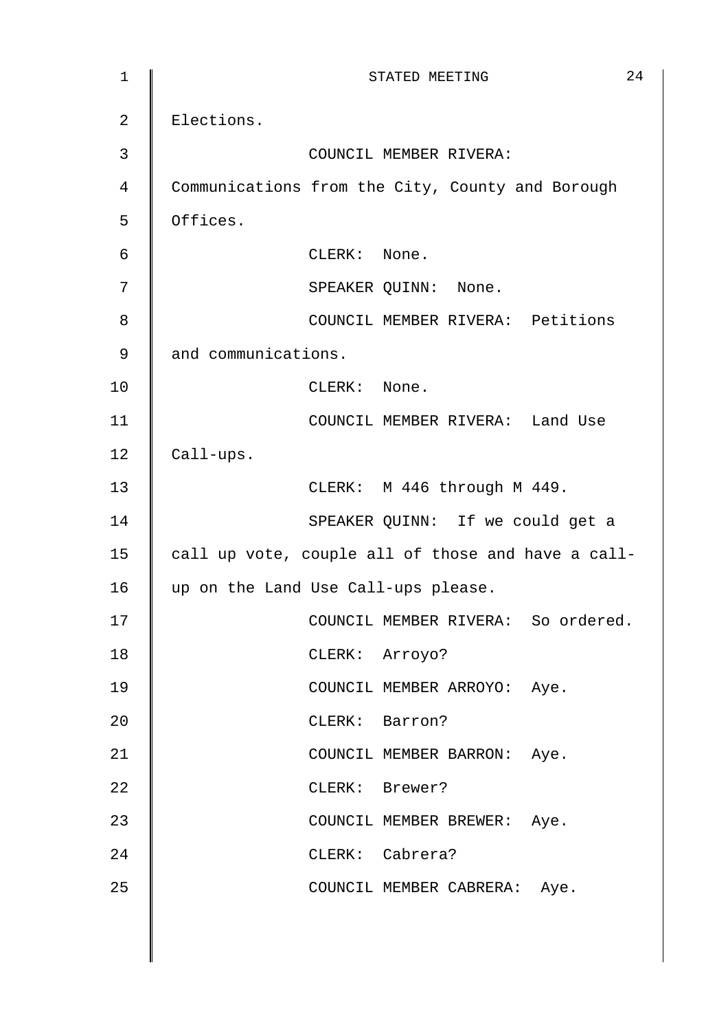Elections.

COUNCIL MEMBER RIVERA: Communications from the City, County and Borough Offices.

CLERK: None.

SPEAKER QUINN: None.

COUNCIL MEMBER RIVERA: Petitions and communications.

CLERK: None.

COUNCIL MEMBER RIVERA: Land Use Call-ups.

CLERK: M 446 through M 449.

SPEAKER QUINN: If we could get a call up vote, couple all of those and have a call-up on the Land Use Call-ups please.

COUNCIL MEMBER RIVERA: So ordered.

CLERK: Arroyo?

COUNCIL MEMBER ARROYO: Aye.

CLERK: Barron?

COUNCIL MEMBER BARRON: Aye.

CLERK: Brewer?

COUNCIL MEMBER BREWER: Aye.

CLERK: Cabrera?

COUNCIL MEMBER CABRERA: Aye.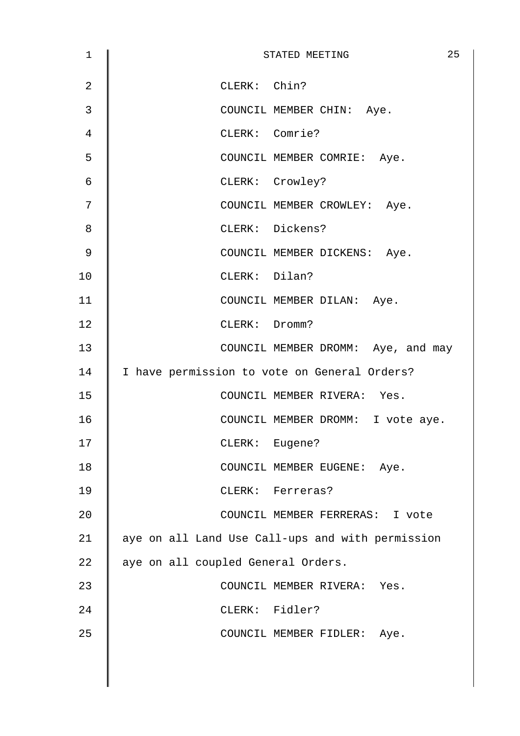CLERK: Chin?

COUNCIL MEMBER CHIN: Aye.

CLERK: Comrie?

COUNCIL MEMBER COMRIE: Aye.

CLERK: Crowley?

COUNCIL MEMBER CROWLEY: Aye.

CLERK: Dickens?

COUNCIL MEMBER DICKENS: Aye.

CLERK: Dilan?

COUNCIL MEMBER DILAN: Aye.

CLERK: Dromm?

COUNCIL MEMBER DROMM: Aye, and may I have permission to vote on General Orders?

COUNCIL MEMBER RIVERA: Yes.

COUNCIL MEMBER DROMM: I vote aye.

CLERK: Eugene?

COUNCIL MEMBER EUGENE: Aye.

CLERK: Ferreras?

COUNCIL MEMBER FERRERAS: I vote aye on all Land Use Call-ups and with permission aye on all coupled General Orders.

COUNCIL MEMBER RIVERA: Yes.

CLERK: Fidler?

COUNCIL MEMBER FIDLER: Aye.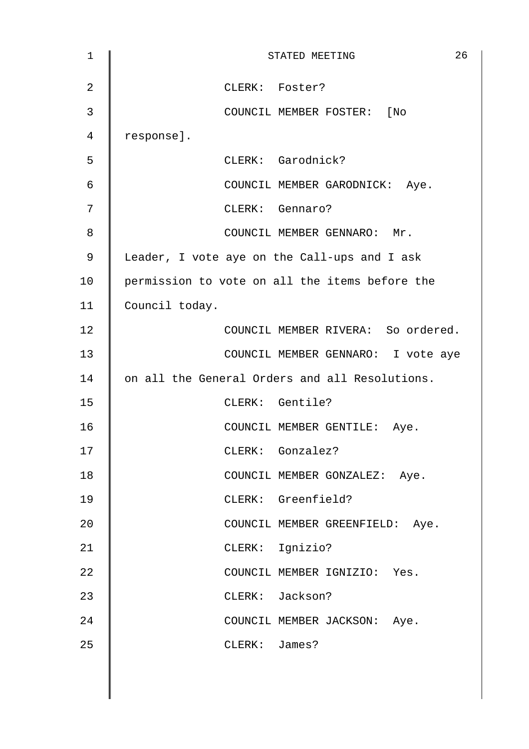CLERK: Foster?

COUNCIL MEMBER FOSTER: [No response].

CLERK: Garodnick?

COUNCIL MEMBER GARODNICK: Aye.

CLERK: Gennaro?

COUNCIL MEMBER GENNARO: Mr. Leader, I vote aye on the Call-ups and I ask permission to vote on all the items before the Council today.

COUNCIL MEMBER RIVERA: So ordered.

COUNCIL MEMBER GENNARO: I vote aye on all the General Orders and all Resolutions.

CLERK: Gentile?

COUNCIL MEMBER GENTILE: Aye.

CLERK: Gonzalez?

COUNCIL MEMBER GONZALEZ: Aye.

CLERK: Greenfield?

COUNCIL MEMBER GREENFIELD: Aye.

CLERK: Ignizio?

COUNCIL MEMBER IGNIZIO: Yes.

CLERK: Jackson?

COUNCIL MEMBER JACKSON: Aye.

CLERK: James?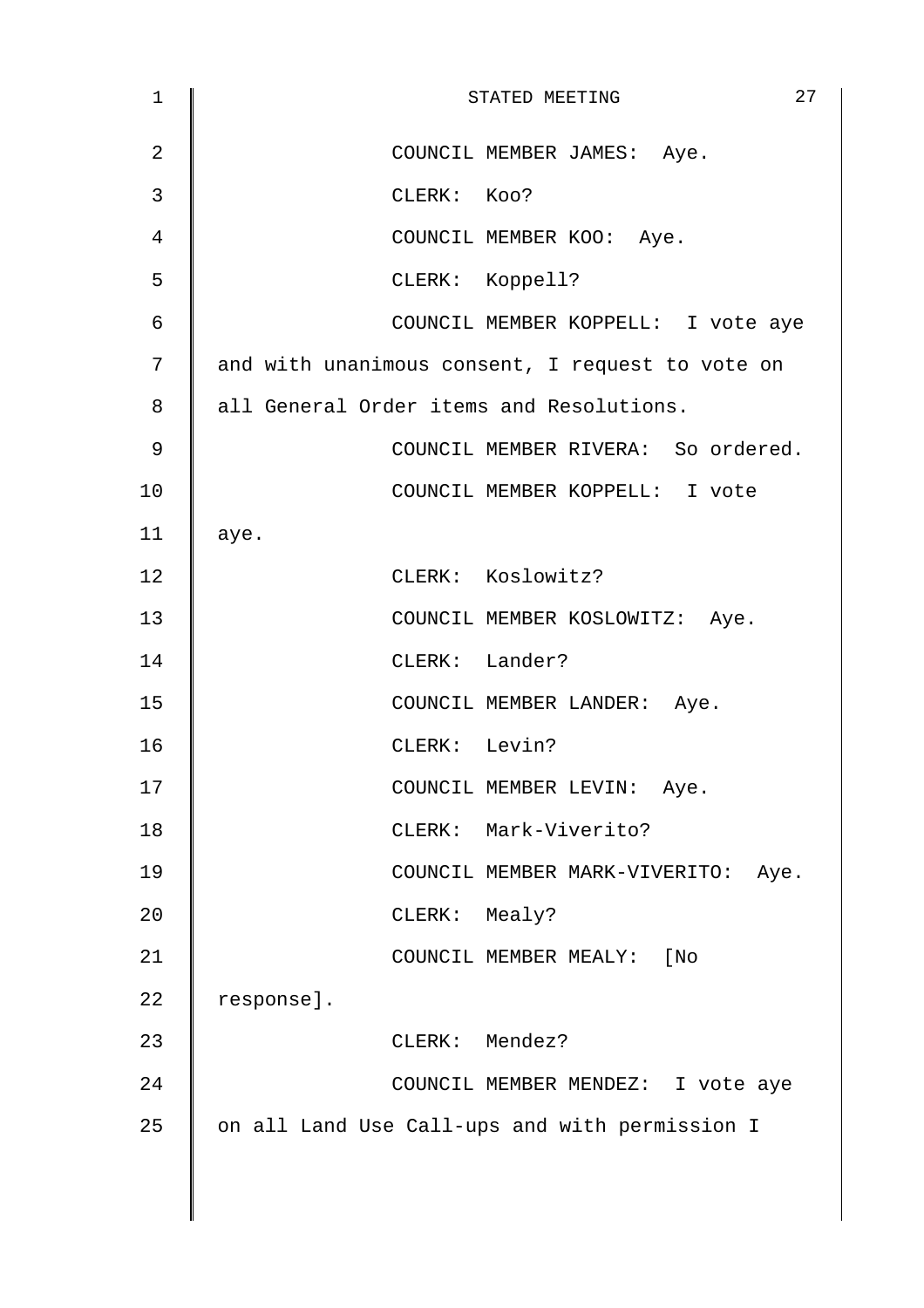COUNCIL MEMBER JAMES: Aye.

CLERK: Koo?

COUNCIL MEMBER KOO: Aye.

CLERK: Koppell?

COUNCIL MEMBER KOPPELL: I vote aye and with unanimous consent, I request to vote on all General Order items and Resolutions.

COUNCIL MEMBER RIVERA: So ordered.

COUNCIL MEMBER KOPPELL: I vote aye.

CLERK: Koslowitz?

COUNCIL MEMBER KOSLOWITZ: Aye.

CLERK: Lander?

COUNCIL MEMBER LANDER: Aye.

CLERK: Levin?

COUNCIL MEMBER LEVIN: Aye.

CLERK: Mark-Viverito?

COUNCIL MEMBER MARK-VIVERITO: Aye.

CLERK: Mealy?

COUNCIL MEMBER MEALY: [No response].

CLERK: Mendez?

COUNCIL MEMBER MENDEZ: I vote aye on all Land Use Call-ups and with permission I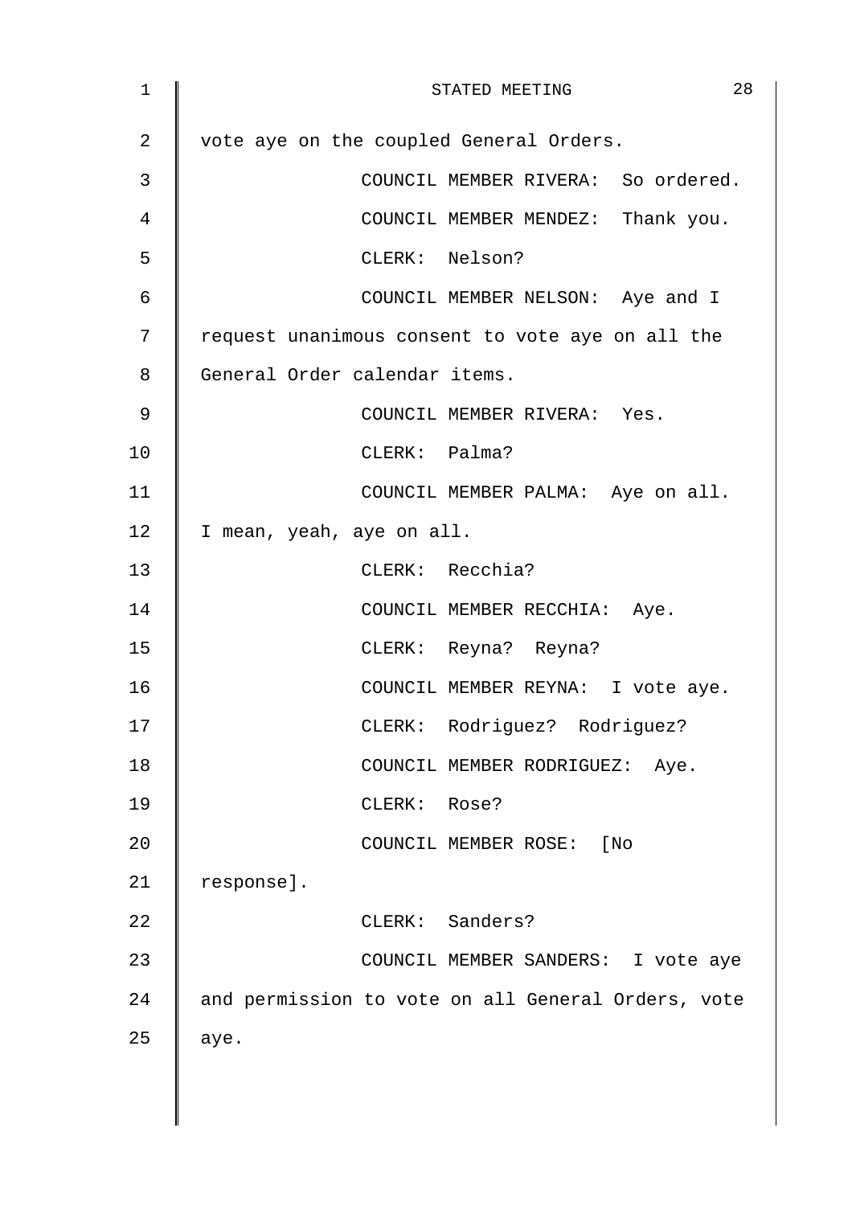vote aye on the coupled General Orders.

COUNCIL MEMBER RIVERA: So ordered.

COUNCIL MEMBER MENDEZ: Thank you.

CLERK: Nelson?

COUNCIL MEMBER NELSON: Aye and I request unanimous consent to vote aye on all the General Order calendar items.

COUNCIL MEMBER RIVERA: Yes.

CLERK: Palma?

COUNCIL MEMBER PALMA: Aye on all. I mean, yeah, aye on all.

CLERK: Recchia?

COUNCIL MEMBER RECCHIA: Aye.

CLERK: Reyna? Reyna?

COUNCIL MEMBER REYNA: I vote aye.

CLERK: Rodriguez? Rodriguez?

COUNCIL MEMBER RODRIGUEZ: Aye.

CLERK: Rose?

COUNCIL MEMBER ROSE: [No response].

CLERK: Sanders?

COUNCIL MEMBER SANDERS: I vote aye and permission to vote on all General Orders, vote aye.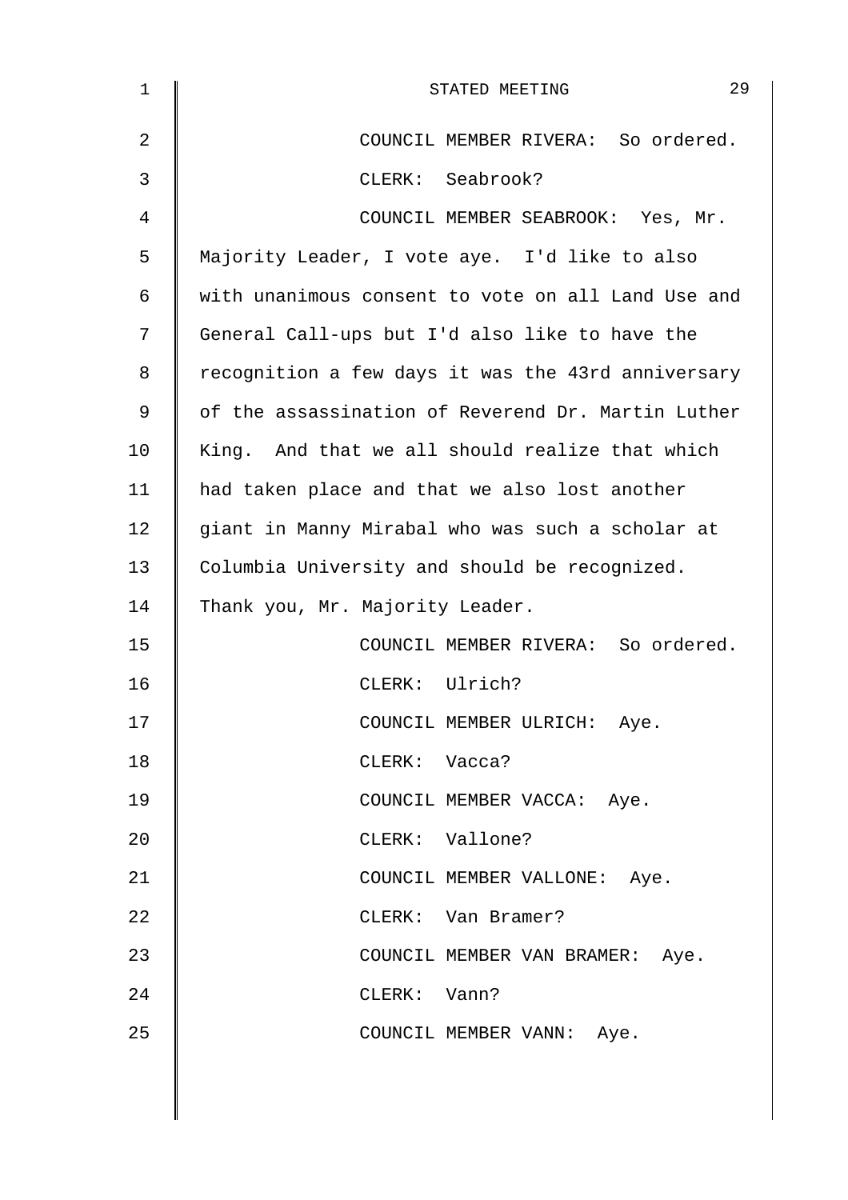COUNCIL MEMBER RIVERA: So ordered.

CLERK: Seabrook?

COUNCIL MEMBER SEABROOK: Yes, Mr. Majority Leader, I vote aye. I'd like to also with unanimous consent to vote on all Land Use and General Call-ups but I'd also like to have the recognition a few days it was the 43rd anniversary of the assassination of Reverend Dr. Martin Luther King. And that we all should realize that which had taken place and that we also lost another giant in Manny Mirabal who was such a scholar at Columbia University and should be recognized. Thank you, Mr. Majority Leader.

COUNCIL MEMBER RIVERA: So ordered.

CLERK: Ulrich?

COUNCIL MEMBER ULRICH: Aye.

CLERK: Vacca?

COUNCIL MEMBER VACCA: Aye.

CLERK: Vallone?

COUNCIL MEMBER VALLONE: Aye.

CLERK: Van Bramer?

COUNCIL MEMBER VAN BRAMER: Aye.

CLERK: Vann?

COUNCIL MEMBER VANN: Aye.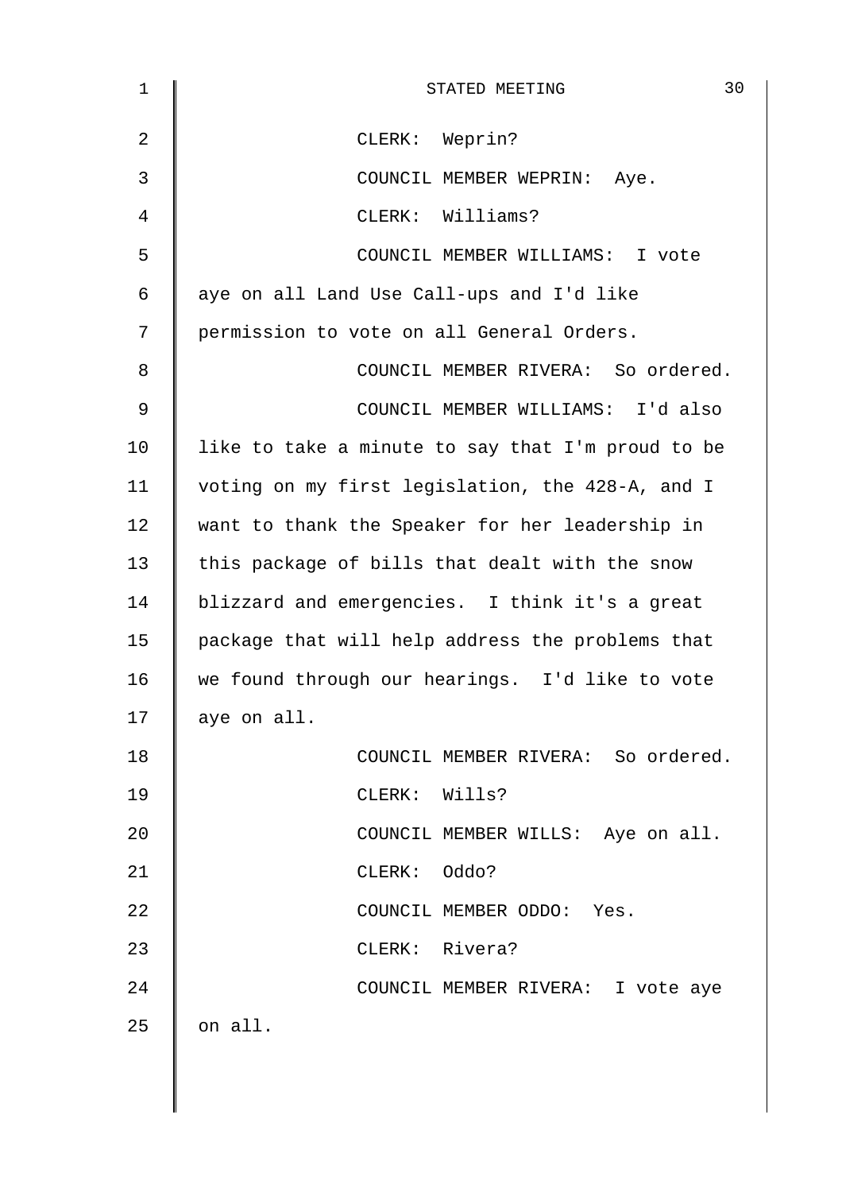CLERK: Weprin?

COUNCIL MEMBER WEPRIN: Aye.

CLERK: Williams?

COUNCIL MEMBER WILLIAMS: I vote aye on all Land Use Call-ups and I'd like permission to vote on all General Orders.

COUNCIL MEMBER RIVERA: So ordered.

COUNCIL MEMBER WILLIAMS: I'd also like to take a minute to say that I'm proud to be voting on my first legislation, the 428-A, and I want to thank the Speaker for her leadership in this package of bills that dealt with the snow blizzard and emergencies. I think it's a great package that will help address the problems that we found through our hearings. I'd like to vote aye on all.

COUNCIL MEMBER RIVERA: So ordered.

CLERK: Wills?

COUNCIL MEMBER WILLS: Aye on all.

CLERK: Oddo?

COUNCIL MEMBER ODDO: Yes.

CLERK: Rivera?

COUNCIL MEMBER RIVERA: I vote aye on all.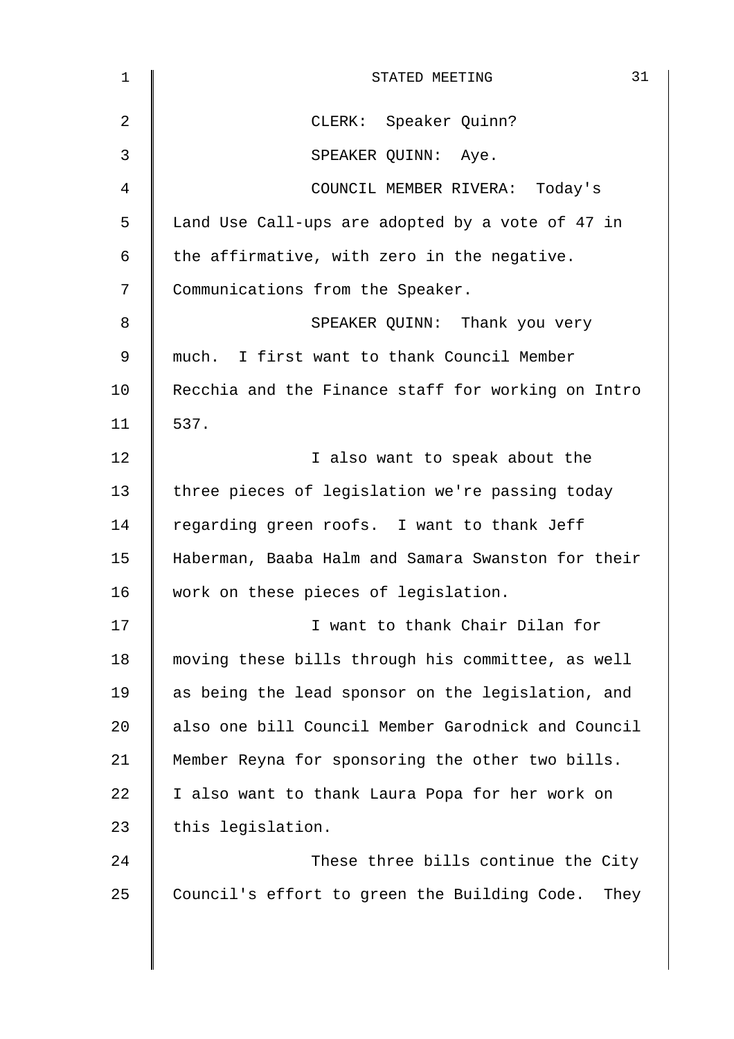CLERK: Speaker Quinn?

SPEAKER QUINN: Aye.

COUNCIL MEMBER RIVERA: Today's Land Use Call-ups are adopted by a vote of 47 in the affirmative, with zero in the negative. Communications from the Speaker.

SPEAKER QUINN: Thank you very much. I first want to thank Council Member Recchia and the Finance staff for working on Intro 537.

I also want to speak about the three pieces of legislation we're passing today regarding green roofs. I want to thank Jeff Haberman, Baaba Halm and Samara Swanston for their work on these pieces of legislation.

I want to thank Chair Dilan for moving these bills through his committee, as well as being the lead sponsor on the legislation, and also one bill Council Member Garodnick and Council Member Reyna for sponsoring the other two bills. I also want to thank Laura Popa for her work on this legislation.

These three bills continue the City Council's effort to green the Building Code. They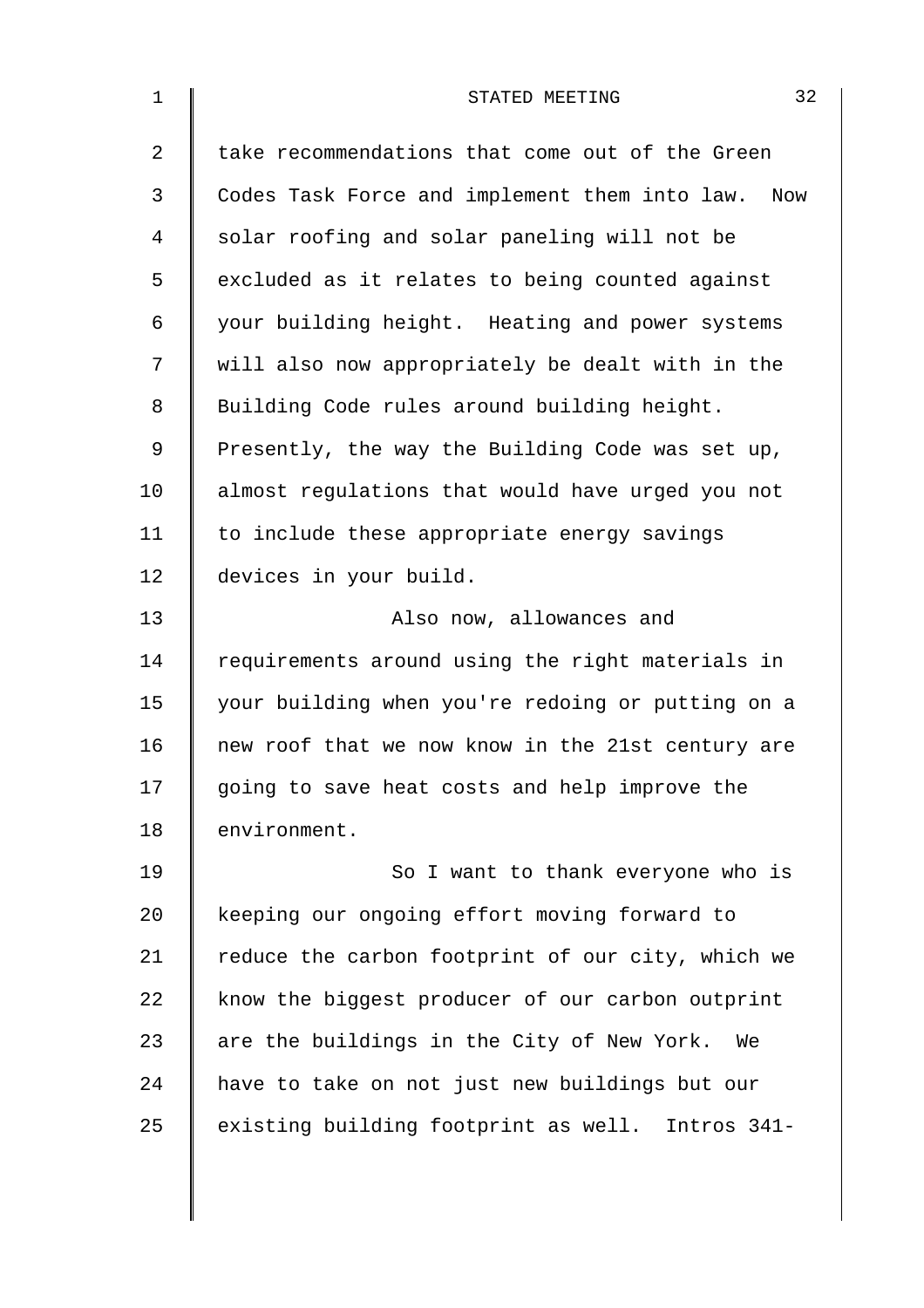take recommendations that come out of the Green Codes Task Force and implement them into law. Now solar roofing and solar paneling will not be excluded as it relates to being counted against your building height. Heating and power systems will also now appropriately be dealt with in the Building Code rules around building height. Presently, the way the Building Code was set up, almost regulations that would have urged you not to include these appropriate energy savings devices in your build.

Also now, allowances and requirements around using the right materials in your building when you're redoing or putting on a new roof that we now know in the 21st century are going to save heat costs and help improve the environment.

So I want to thank everyone who is keeping our ongoing effort moving forward to reduce the carbon footprint of our city, which we know the biggest producer of our carbon outprint are the buildings in the City of New York. We have to take on not just new buildings but our existing building footprint as well. Intros 341-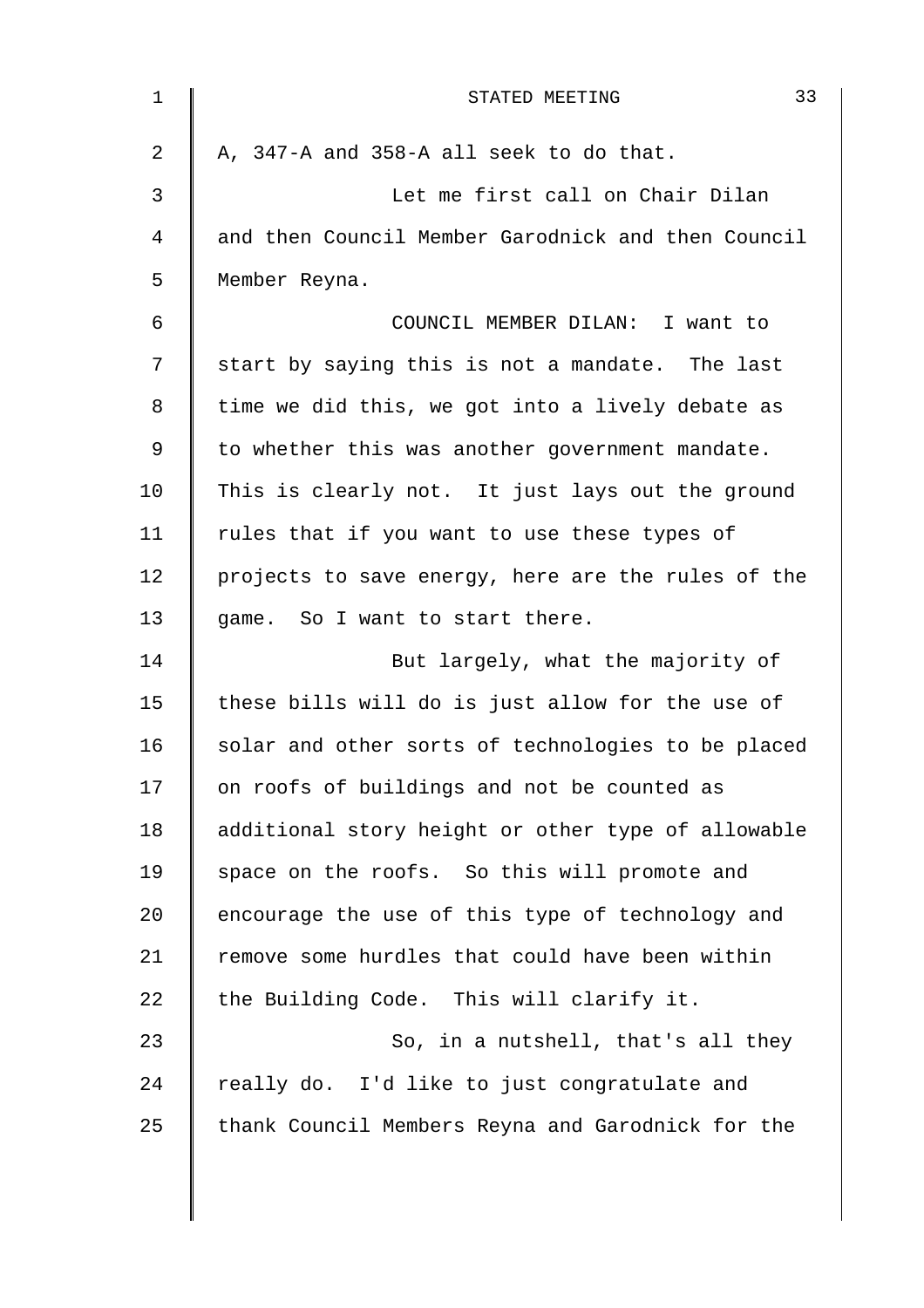A, 347-A and 358-A all seek to do that.

Let me first call on Chair Dilan and then Council Member Garodnick and then Council Member Reyna.

COUNCIL MEMBER DILAN: I want to start by saying this is not a mandate. The last time we did this, we got into a lively debate as to whether this was another government mandate. This is clearly not. It just lays out the ground rules that if you want to use these types of projects to save energy, here are the rules of the game. So I want to start there.

But largely, what the majority of these bills will do is just allow for the use of solar and other sorts of technologies to be placed on roofs of buildings and not be counted as additional story height or other type of allowable space on the roofs. So this will promote and encourage the use of this type of technology and remove some hurdles that could have been within the Building Code. This will clarify it.

So, in a nutshell, that's all they really do. I'd like to just congratulate and thank Council Members Reyna and Garodnick for the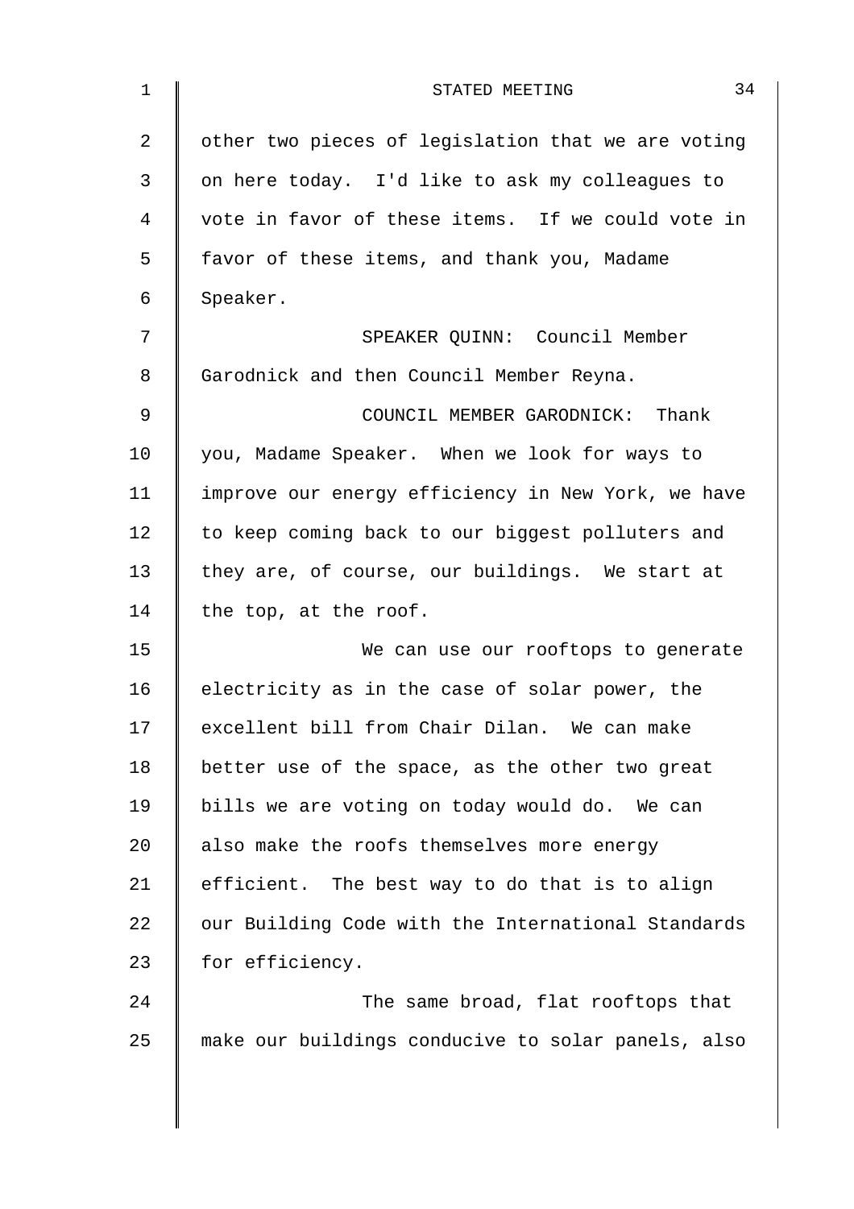other two pieces of legislation that we are voting on here today. I'd like to ask my colleagues to vote in favor of these items. If we could vote in favor of these items, and thank you, Madame Speaker.

SPEAKER QUINN: Council Member Garodnick and then Council Member Reyna.

COUNCIL MEMBER GARODNICK: Thank you, Madame Speaker. When we look for ways to improve our energy efficiency in New York, we have to keep coming back to our biggest polluters and they are, of course, our buildings. We start at the top, at the roof.

We can use our rooftops to generate electricity as in the case of solar power, the excellent bill from Chair Dilan. We can make better use of the space, as the other two great bills we are voting on today would do. We can also make the roofs themselves more energy efficient. The best way to do that is to align our Building Code with the International Standards for efficiency.

The same broad, flat rooftops that make our buildings conducive to solar panels, also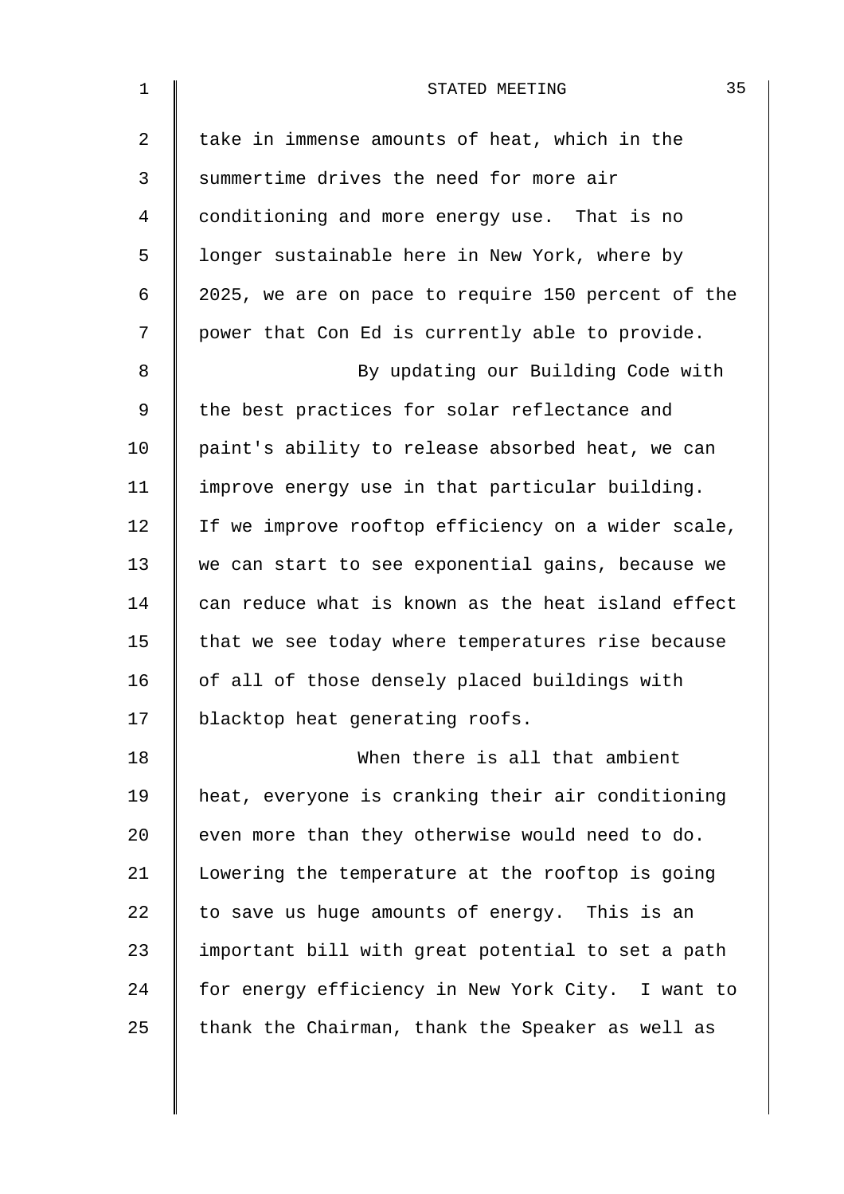take in immense amounts of heat, which in the summertime drives the need for more air conditioning and more energy use. That is no longer sustainable here in New York, where by 2025, we are on pace to require 150 percent of the power that Con Ed is currently able to provide.

By updating our Building Code with the best practices for solar reflectance and paint's ability to release absorbed heat, we can improve energy use in that particular building. If we improve rooftop efficiency on a wider scale, we can start to see exponential gains, because we can reduce what is known as the heat island effect that we see today where temperatures rise because of all of those densely placed buildings with blacktop heat generating roofs.

When there is all that ambient heat, everyone is cranking their air conditioning even more than they otherwise would need to do. Lowering the temperature at the rooftop is going to save us huge amounts of energy. This is an important bill with great potential to set a path for energy efficiency in New York City. I want to thank the Chairman, thank the Speaker as well as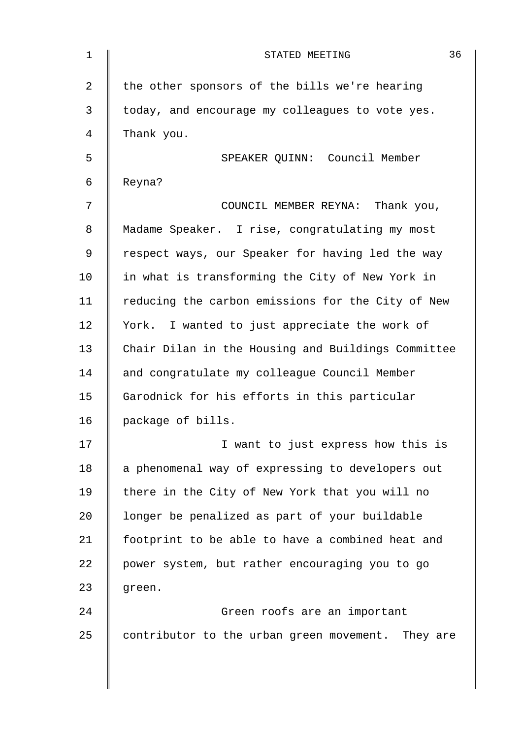the other sponsors of the bills we're hearing today, and encourage my colleagues to vote yes. Thank you.

SPEAKER QUINN: Council Member Reyna?

COUNCIL MEMBER REYNA: Thank you, Madame Speaker. I rise, congratulating my most respect ways, our Speaker for having led the way in what is transforming the City of New York in reducing the carbon emissions for the City of New York. I wanted to just appreciate the work of Chair Dilan in the Housing and Buildings Committee and congratulate my colleague Council Member Garodnick for his efforts in this particular package of bills.

I want to just express how this is a phenomenal way of expressing to developers out there in the City of New York that you will no longer be penalized as part of your buildable footprint to be able to have a combined heat and power system, but rather encouraging you to go green.

Green roofs are an important contributor to the urban green movement. They are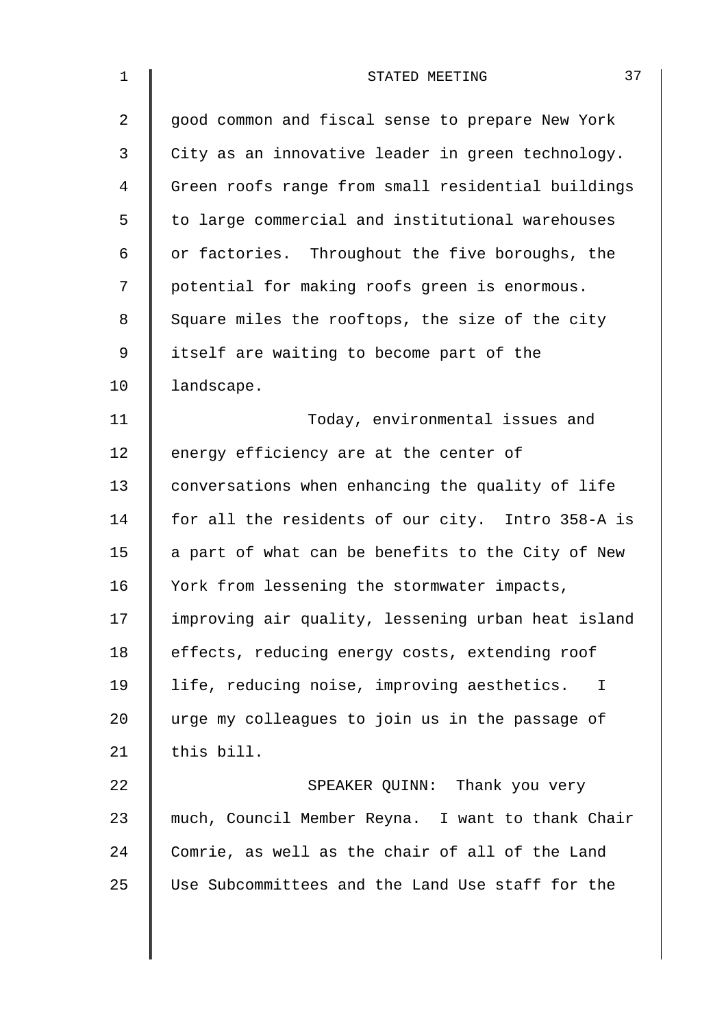good common and fiscal sense to prepare New York City as an innovative leader in green technology. Green roofs range from small residential buildings to large commercial and institutional warehouses or factories. Throughout the five boroughs, the potential for making roofs green is enormous. Square miles the rooftops, the size of the city itself are waiting to become part of the landscape.

Today, environmental issues and energy efficiency are at the center of conversations when enhancing the quality of life for all the residents of our city. Intro 358-A is a part of what can be benefits to the City of New York from lessening the stormwater impacts, improving air quality, lessening urban heat island effects, reducing energy costs, extending roof life, reducing noise, improving aesthetics. I urge my colleagues to join us in the passage of this bill.

SPEAKER QUINN: Thank you very much, Council Member Reyna. I want to thank Chair Comrie, as well as the chair of all of the Land Use Subcommittees and the Land Use staff for the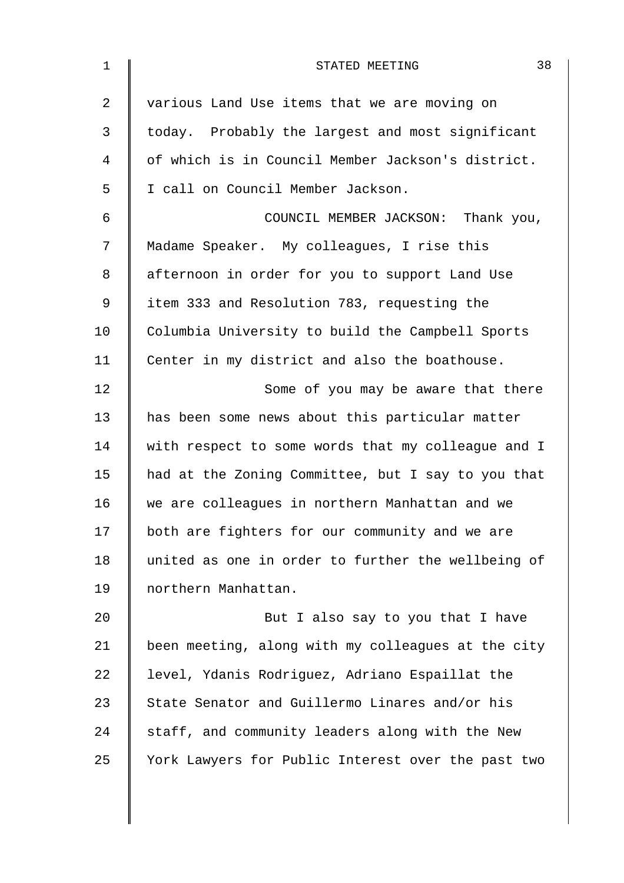various Land Use items that we are moving on today. Probably the largest and most significant of which is in Council Member Jackson's district. I call on Council Member Jackson.

COUNCIL MEMBER JACKSON: Thank you, Madame Speaker. My colleagues, I rise this afternoon in order for you to support Land Use item 333 and Resolution 783, requesting the Columbia University to build the Campbell Sports Center in my district and also the boathouse.

Some of you may be aware that there has been some news about this particular matter with respect to some words that my colleague and I had at the Zoning Committee, but I say to you that we are colleagues in northern Manhattan and we both are fighters for our community and we are united as one in order to further the wellbeing of northern Manhattan.

But I also say to you that I have been meeting, along with my colleagues at the city level, Ydanis Rodriguez, Adriano Espaillat the State Senator and Guillermo Linares and/or his staff, and community leaders along with the New York Lawyers for Public Interest over the past two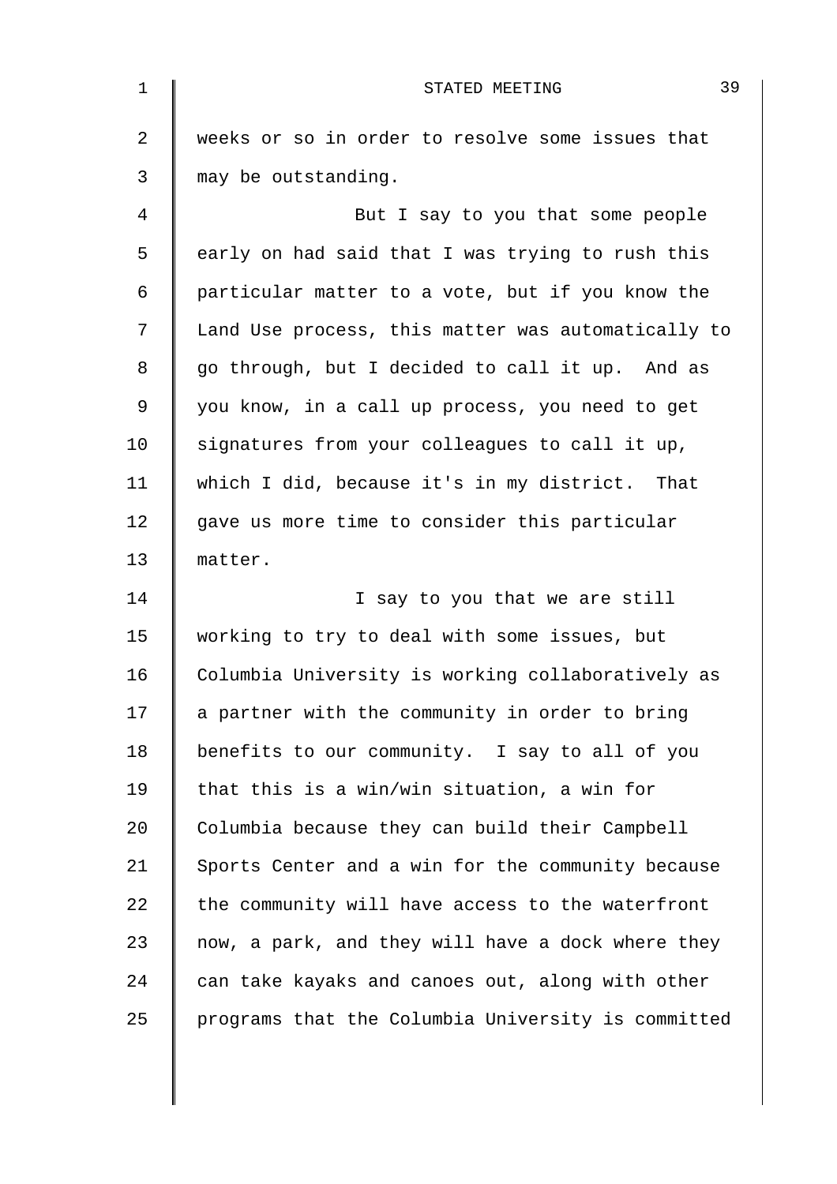weeks or so in order to resolve some issues that may be outstanding.

But I say to you that some people early on had said that I was trying to rush this particular matter to a vote, but if you know the Land Use process, this matter was automatically to go through, but I decided to call it up. And as you know, in a call up process, you need to get signatures from your colleagues to call it up, which I did, because it's in my district. That gave us more time to consider this particular matter.

I say to you that we are still working to try to deal with some issues, but Columbia University is working collaboratively as a partner with the community in order to bring benefits to our community. I say to all of you that this is a win/win situation, a win for Columbia because they can build their Campbell Sports Center and a win for the community because the community will have access to the waterfront now, a park, and they will have a dock where they can take kayaks and canoes out, along with other programs that the Columbia University is committed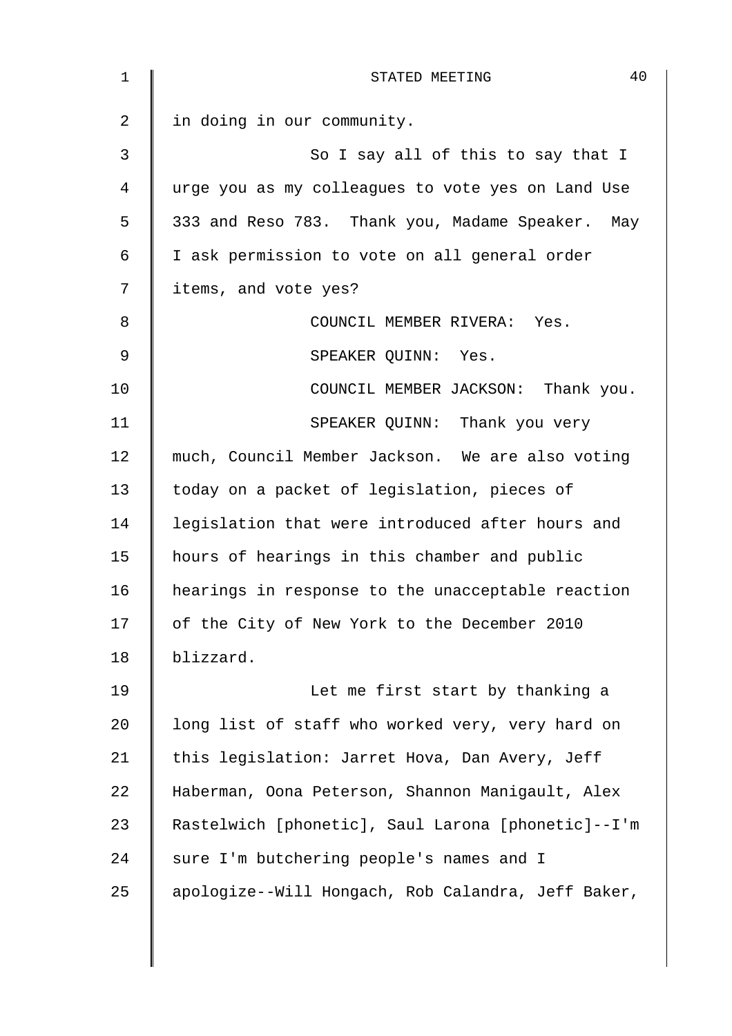in doing in our community.

So I say all of this to say that I urge you as my colleagues to vote yes on Land Use 333 and Reso 783. Thank you, Madame Speaker. May I ask permission to vote on all general order items, and vote yes?

COUNCIL MEMBER RIVERA: Yes.

SPEAKER QUINN: Yes.

COUNCIL MEMBER JACKSON: Thank you.

SPEAKER QUINN: Thank you very much, Council Member Jackson. We are also voting today on a packet of legislation, pieces of legislation that were introduced after hours and hours of hearings in this chamber and public hearings in response to the unacceptable reaction of the City of New York to the December 2010 blizzard.

Let me first start by thanking a long list of staff who worked very, very hard on this legislation: Jarret Hova, Dan Avery, Jeff Haberman, Oona Peterson, Shannon Manigault, Alex Rastelwich [phonetic], Saul Larona [phonetic]--I'm sure I'm butchering people's names and I apologize--Will Hongach, Rob Calandra, Jeff Baker,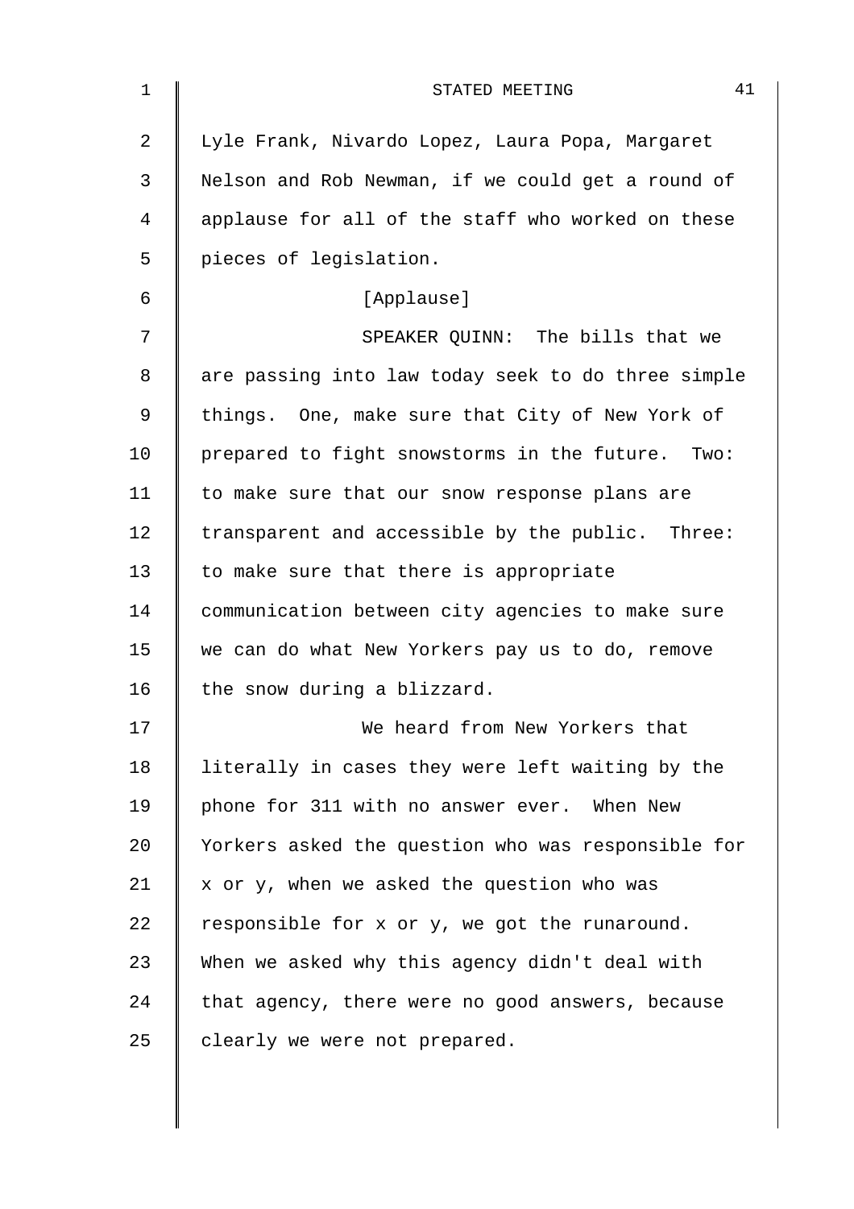Lyle Frank, Nivardo Lopez, Laura Popa, Margaret Nelson and Rob Newman, if we could get a round of applause for all of the staff who worked on these pieces of legislation.

[Applause]

SPEAKER QUINN: The bills that we are passing into law today seek to do three simple things. One, make sure that City of New York of prepared to fight snowstorms in the future. Two: to make sure that our snow response plans are transparent and accessible by the public. Three: to make sure that there is appropriate communication between city agencies to make sure we can do what New Yorkers pay us to do, remove the snow during a blizzard.

We heard from New Yorkers that literally in cases they were left waiting by the phone for 311 with no answer ever. When New Yorkers asked the question who was responsible for x or y, when we asked the question who was responsible for x or y, we got the runaround. When we asked why this agency didn't deal with that agency, there were no good answers, because clearly we were not prepared.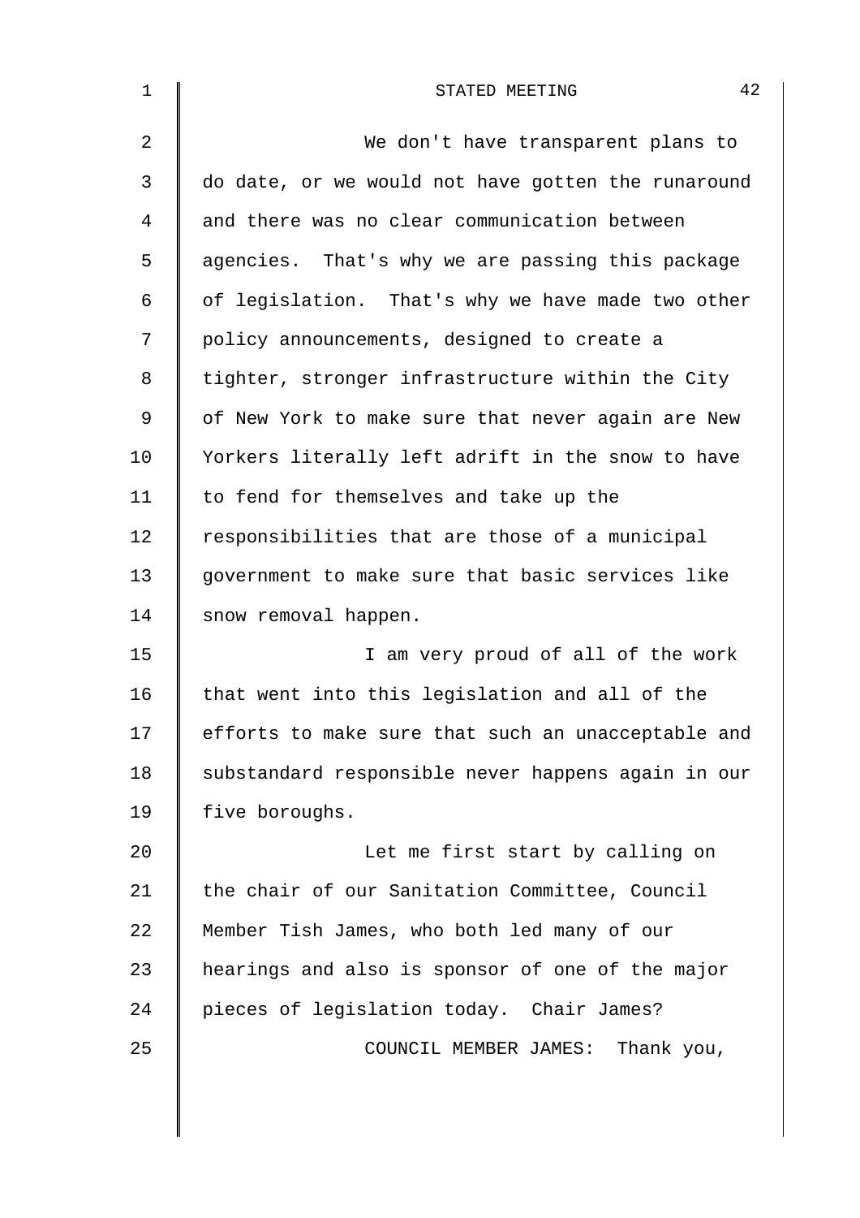We don't have transparent plans to do date, or we would not have gotten the runaround and there was no clear communication between agencies. That's why we are passing this package of legislation. That's why we have made two other policy announcements, designed to create a tighter, stronger infrastructure within the City of New York to make sure that never again are New Yorkers literally left adrift in the snow to have to fend for themselves and take up the responsibilities that are those of a municipal government to make sure that basic services like snow removal happen.

I am very proud of all of the work that went into this legislation and all of the efforts to make sure that such an unacceptable and substandard responsible never happens again in our five boroughs.

Let me first start by calling on the chair of our Sanitation Committee, Council Member Tish James, who both led many of our hearings and also is sponsor of one of the major pieces of legislation today. Chair James?

COUNCIL MEMBER JAMES: Thank you,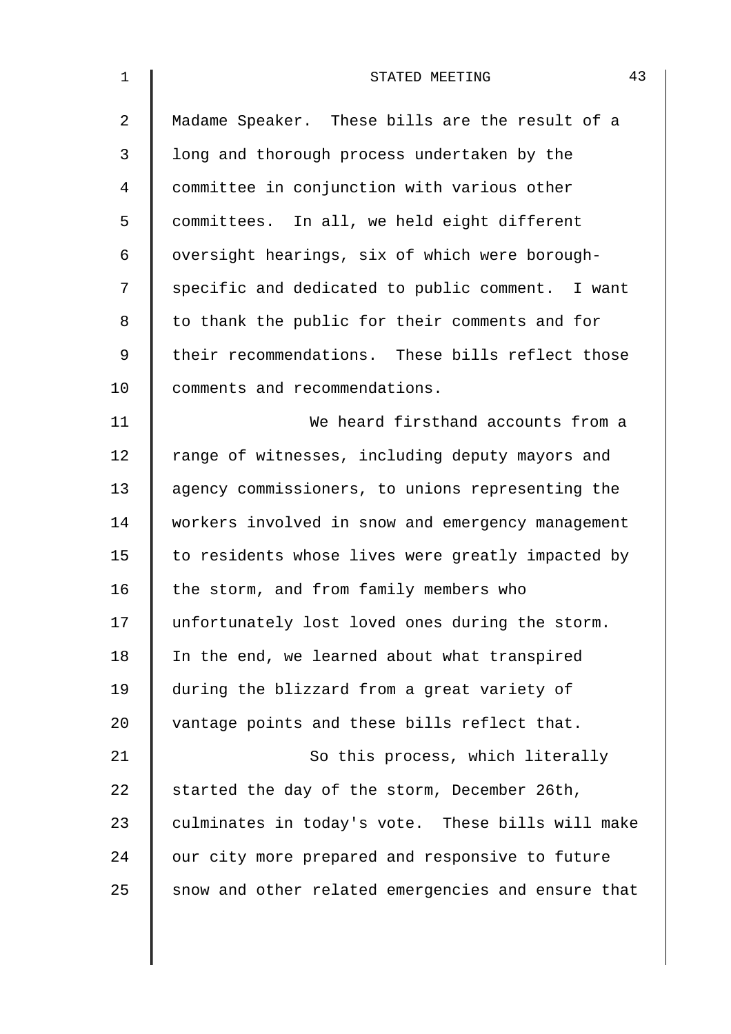Madame Speaker. These bills are the result of a long and thorough process undertaken by the committee in conjunction with various other committees. In all, we held eight different oversight hearings, six of which were borough-specific and dedicated to public comment. I want to thank the public for their comments and for their recommendations. These bills reflect those comments and recommendations.

We heard firsthand accounts from a range of witnesses, including deputy mayors and agency commissioners, to unions representing the workers involved in snow and emergency management to residents whose lives were greatly impacted by the storm, and from family members who unfortunately lost loved ones during the storm. In the end, we learned about what transpired during the blizzard from a great variety of vantage points and these bills reflect that.

So this process, which literally started the day of the storm, December 26th, culminates in today's vote. These bills will make our city more prepared and responsive to future snow and other related emergencies and ensure that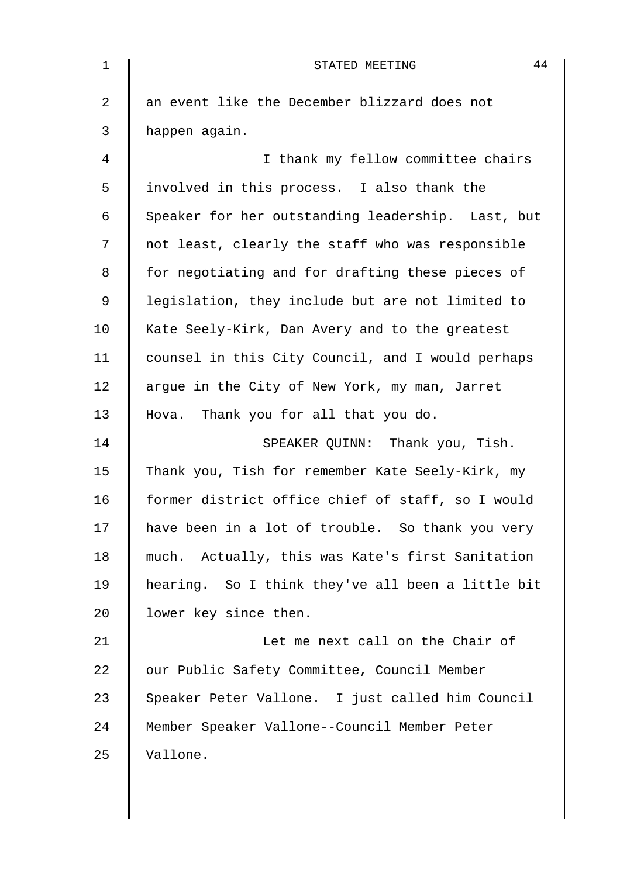an event like the December blizzard does not happen again.

I thank my fellow committee chairs involved in this process. I also thank the Speaker for her outstanding leadership. Last, but not least, clearly the staff who was responsible for negotiating and for drafting these pieces of legislation, they include but are not limited to Kate Seely-Kirk, Dan Avery and to the greatest counsel in this City Council, and I would perhaps argue in the City of New York, my man, Jarret Hova. Thank you for all that you do.

SPEAKER QUINN: Thank you, Tish. Thank you, Tish for remember Kate Seely-Kirk, my former district office chief of staff, so I would have been in a lot of trouble. So thank you very much. Actually, this was Kate's first Sanitation hearing. So I think they've all been a little bit lower key since then.

Let me next call on the Chair of our Public Safety Committee, Council Member Speaker Peter Vallone. I just called him Council Member Speaker Vallone--Council Member Peter Vallone.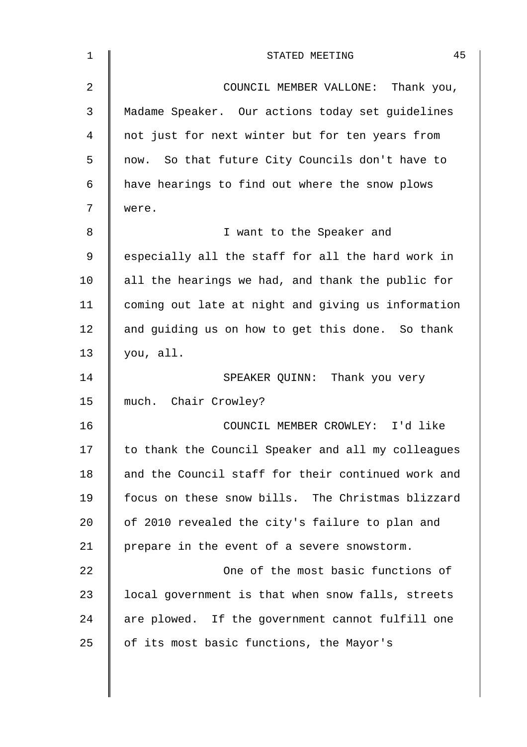COUNCIL MEMBER VALLONE: Thank you, Madame Speaker. Our actions today set guidelines not just for next winter but for ten years from now. So that future City Councils don't have to have hearings to find out where the snow plows were.

I want to the Speaker and especially all the staff for all the hard work in all the hearings we had, and thank the public for coming out late at night and giving us information and guiding us on how to get this done. So thank you, all.

SPEAKER QUINN: Thank you very much. Chair Crowley?

COUNCIL MEMBER CROWLEY: I'd like to thank the Council Speaker and all my colleagues and the Council staff for their continued work and focus on these snow bills. The Christmas blizzard of 2010 revealed the city's failure to plan and prepare in the event of a severe snowstorm.

One of the most basic functions of local government is that when snow falls, streets are plowed. If the government cannot fulfill one of its most basic functions, the Mayor's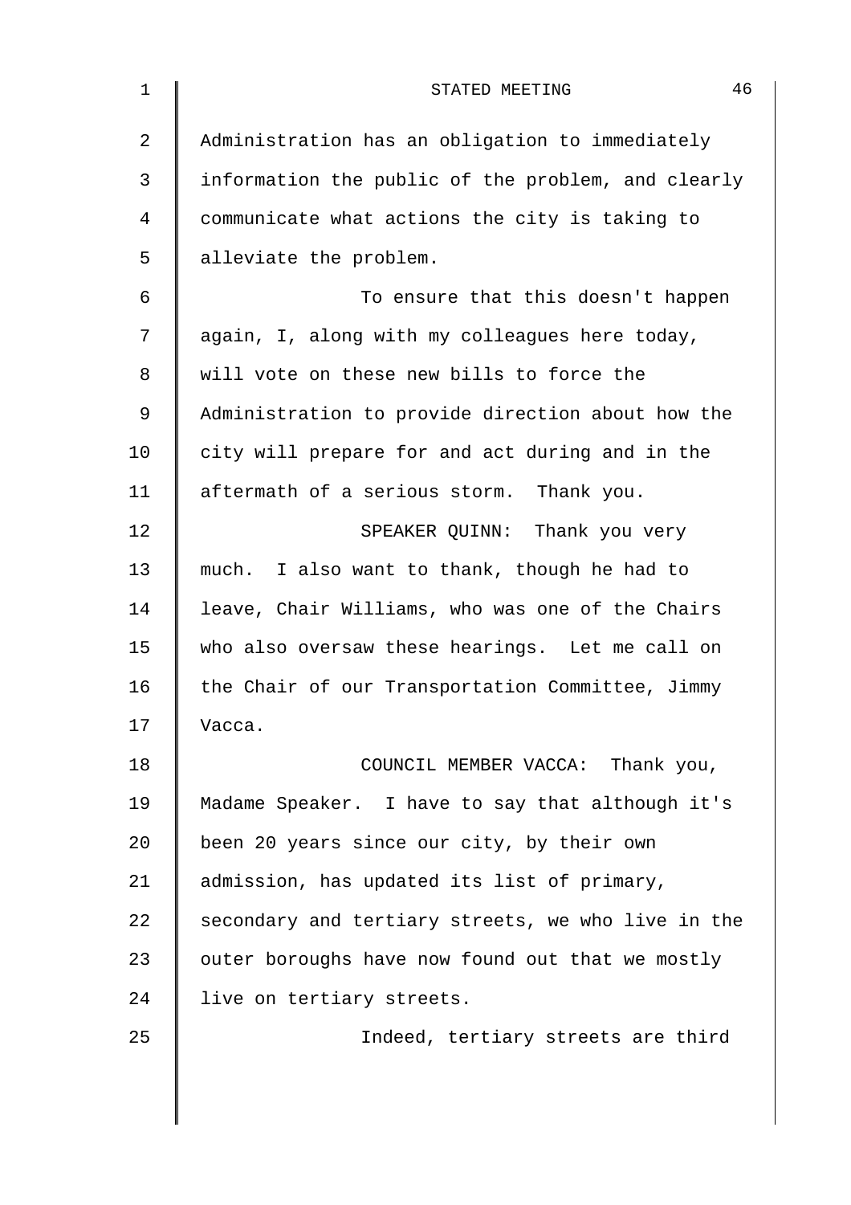Administration has an obligation to immediately information the public of the problem, and clearly communicate what actions the city is taking to alleviate the problem.

To ensure that this doesn't happen again, I, along with my colleagues here today, will vote on these new bills to force the Administration to provide direction about how the city will prepare for and act during and in the aftermath of a serious storm. Thank you.

SPEAKER QUINN: Thank you very much. I also want to thank, though he had to leave, Chair Williams, who was one of the Chairs who also oversaw these hearings. Let me call on the Chair of our Transportation Committee, Jimmy Vacca.

COUNCIL MEMBER VACCA: Thank you, Madame Speaker. I have to say that although it's been 20 years since our city, by their own admission, has updated its list of primary, secondary and tertiary streets, we who live in the outer boroughs have now found out that we mostly live on tertiary streets.

Indeed, tertiary streets are third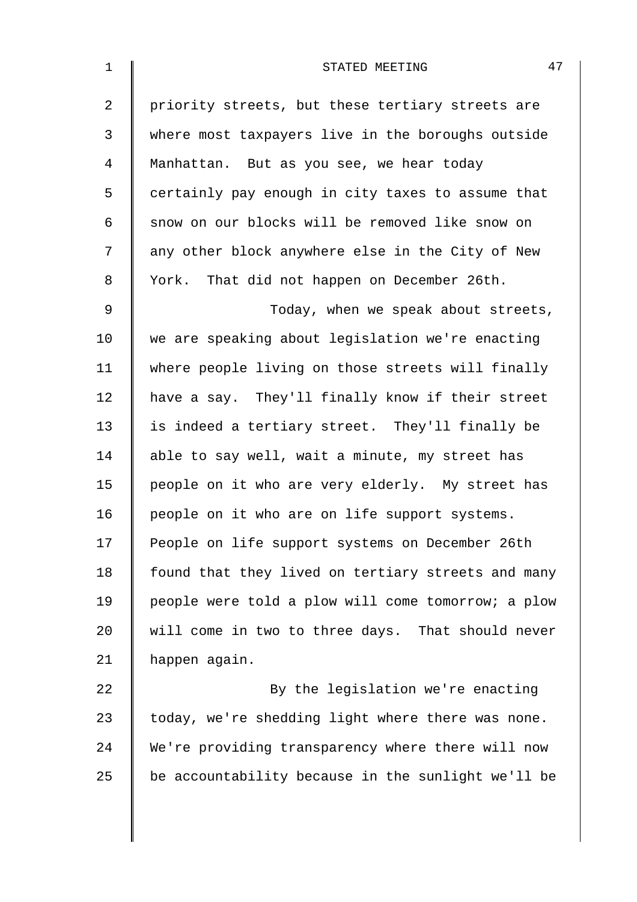priority streets, but these tertiary streets are where most taxpayers live in the boroughs outside Manhattan. But as you see, we hear today certainly pay enough in city taxes to assume that snow on our blocks will be removed like snow on any other block anywhere else in the City of New York. That did not happen on December 26th.

Today, when we speak about streets, we are speaking about legislation we're enacting where people living on those streets will finally have a say. They'll finally know if their street is indeed a tertiary street. They'll finally be able to say well, wait a minute, my street has people on it who are very elderly. My street has people on it who are on life support systems. People on life support systems on December 26th found that they lived on tertiary streets and many people were told a plow will come tomorrow; a plow will come in two to three days. That should never happen again.

By the legislation we're enacting today, we're shedding light where there was none. We're providing transparency where there will now be accountability because in the sunlight we'll be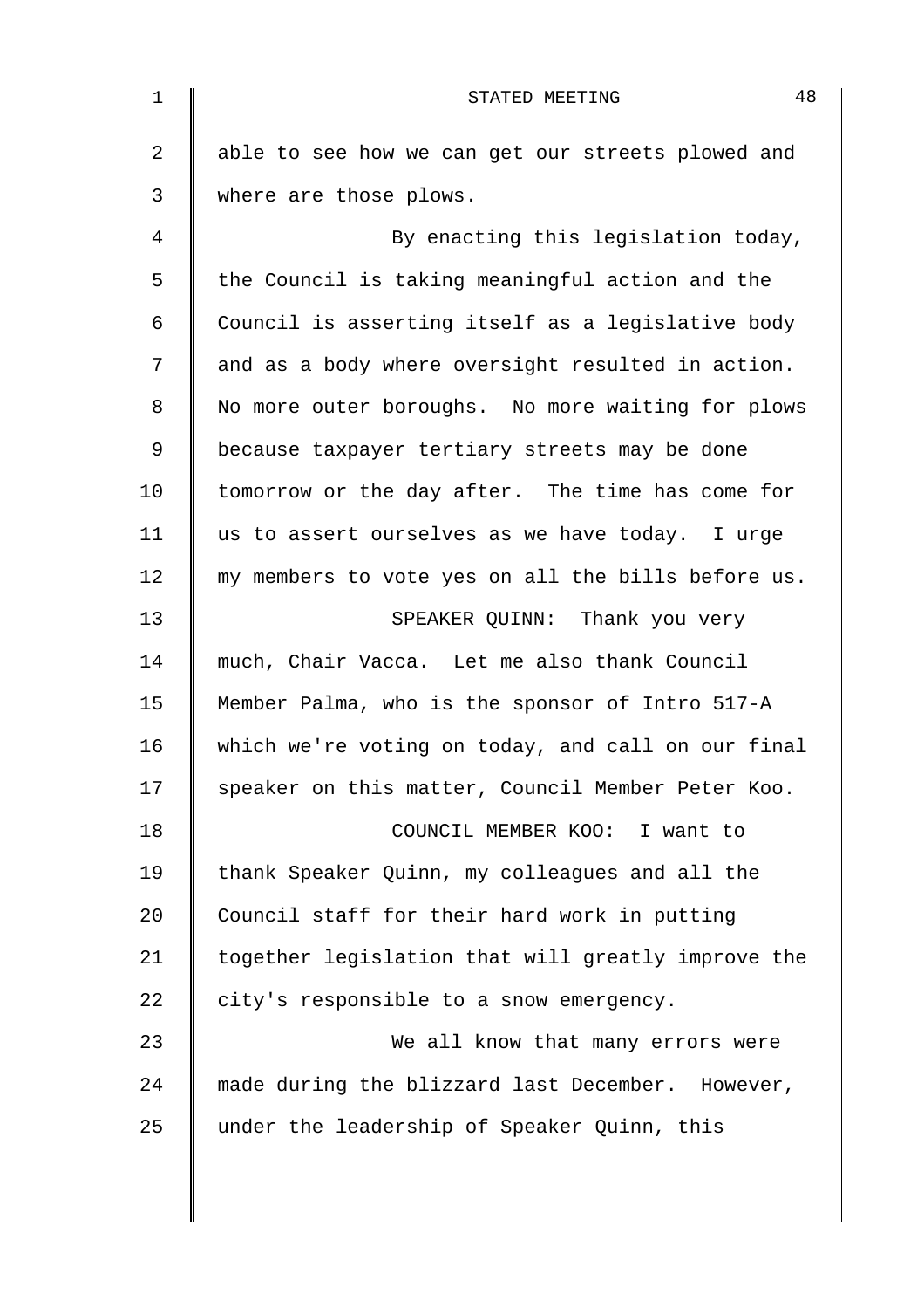able to see how we can get our streets plowed and where are those plows.

By enacting this legislation today, the Council is taking meaningful action and the Council is asserting itself as a legislative body and as a body where oversight resulted in action. No more outer boroughs. No more waiting for plows because taxpayer tertiary streets may be done tomorrow or the day after. The time has come for us to assert ourselves as we have today. I urge my members to vote yes on all the bills before us.

SPEAKER QUINN: Thank you very much, Chair Vacca. Let me also thank Council Member Palma, who is the sponsor of Intro 517-A which we're voting on today, and call on our final speaker on this matter, Council Member Peter Koo.

COUNCIL MEMBER KOO: I want to thank Speaker Quinn, my colleagues and all the Council staff for their hard work in putting together legislation that will greatly improve the city's responsible to a snow emergency.

We all know that many errors were made during the blizzard last December. However, under the leadership of Speaker Quinn, this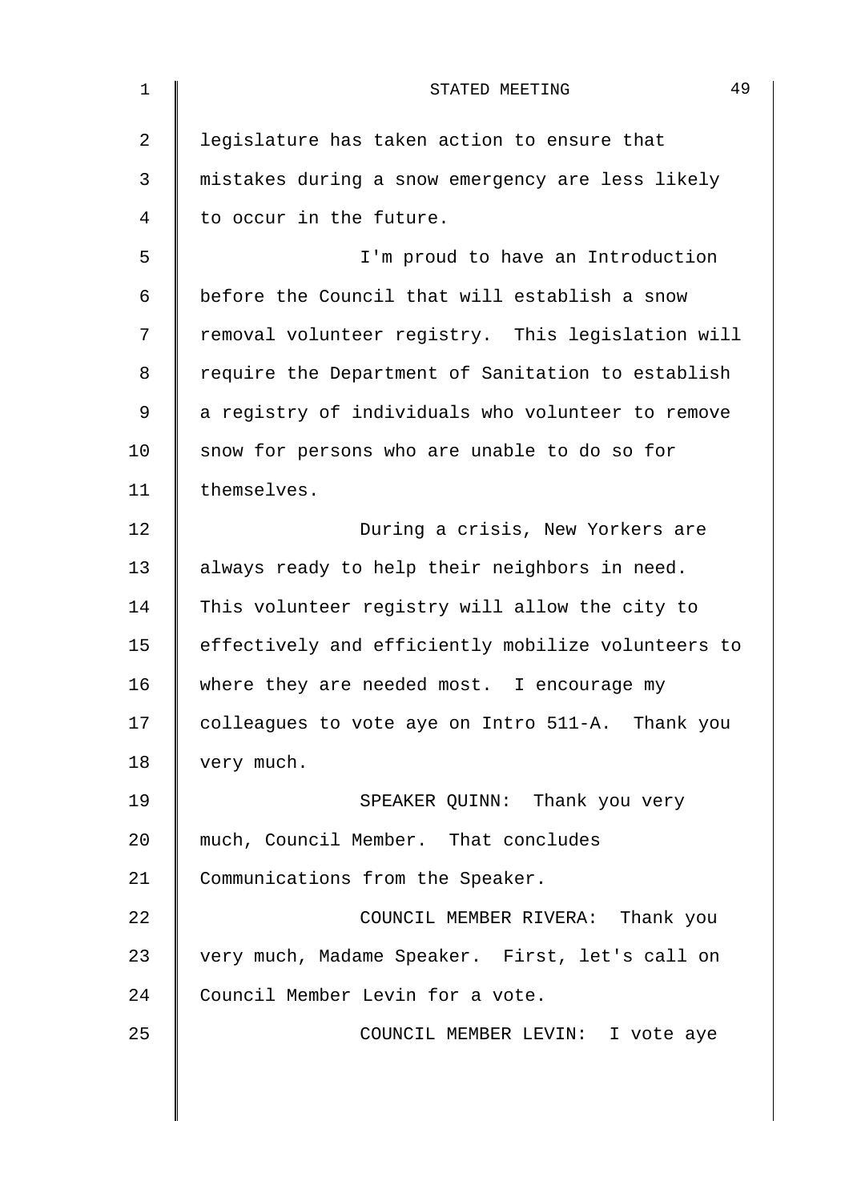legislature has taken action to ensure that mistakes during a snow emergency are less likely to occur in the future.

I'm proud to have an Introduction before the Council that will establish a snow removal volunteer registry. This legislation will require the Department of Sanitation to establish a registry of individuals who volunteer to remove snow for persons who are unable to do so for themselves.

During a crisis, New Yorkers are always ready to help their neighbors in need. This volunteer registry will allow the city to effectively and efficiently mobilize volunteers to where they are needed most. I encourage my colleagues to vote aye on Intro 511-A. Thank you very much.

SPEAKER QUINN: Thank you very much, Council Member. That concludes Communications from the Speaker.

COUNCIL MEMBER RIVERA: Thank you very much, Madame Speaker. First, let's call on Council Member Levin for a vote.

COUNCIL MEMBER LEVIN: I vote aye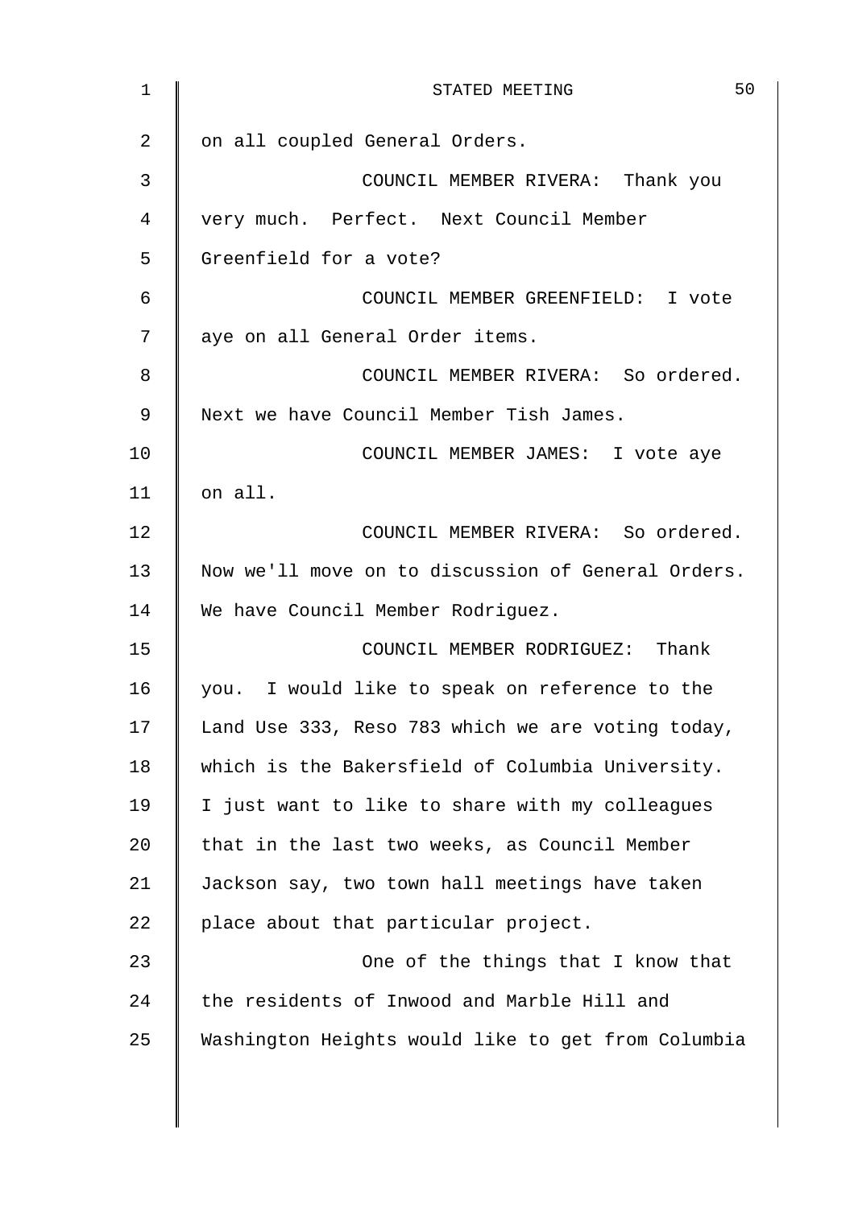on all coupled General Orders.

COUNCIL MEMBER RIVERA: Thank you very much. Perfect. Next Council Member Greenfield for a vote?

COUNCIL MEMBER GREENFIELD: I vote aye on all General Order items.

COUNCIL MEMBER RIVERA: So ordered. Next we have Council Member Tish James.

COUNCIL MEMBER JAMES: I vote aye on all.

COUNCIL MEMBER RIVERA: So ordered. Now we'll move on to discussion of General Orders. We have Council Member Rodriguez.

COUNCIL MEMBER RODRIGUEZ: Thank you. I would like to speak on reference to the Land Use 333, Reso 783 which we are voting today, which is the Bakersfield of Columbia University. I just want to like to share with my colleagues that in the last two weeks, as Council Member Jackson say, two town hall meetings have taken place about that particular project.

One of the things that I know that the residents of Inwood and Marble Hill and Washington Heights would like to get from Columbia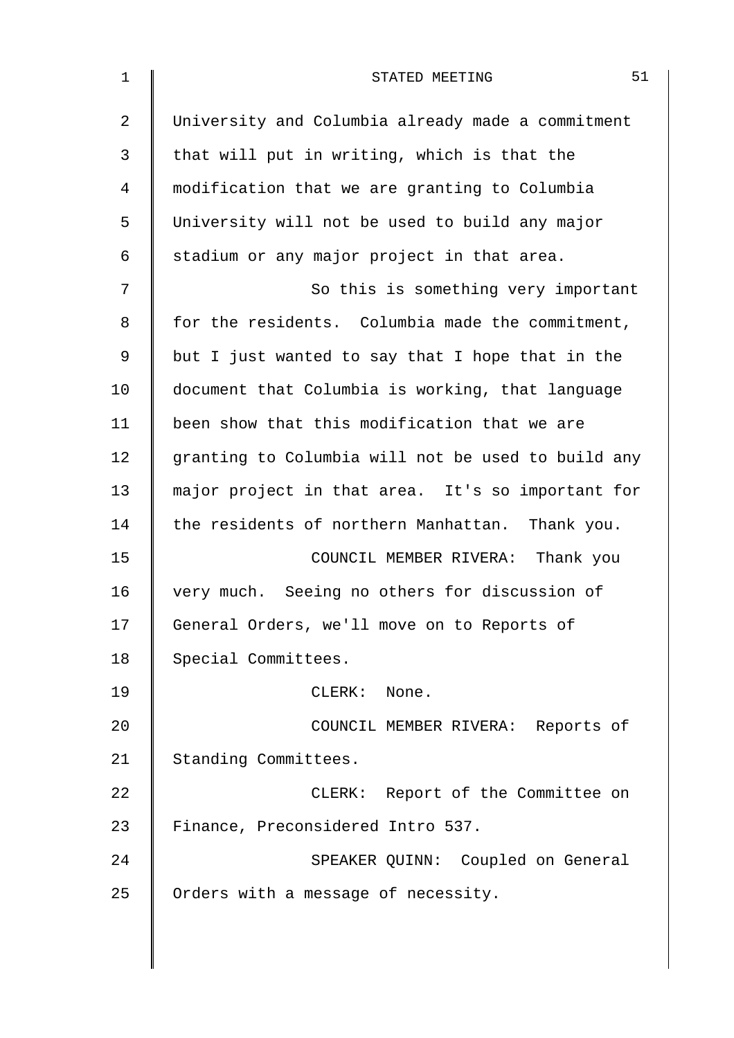University and Columbia already made a commitment that will put in writing, which is that the modification that we are granting to Columbia University will not be used to build any major stadium or any major project in that area.

So this is something very important for the residents. Columbia made the commitment, but I just wanted to say that I hope that in the document that Columbia is working, that language been show that this modification that we are granting to Columbia will not be used to build any major project in that area. It's so important for the residents of northern Manhattan. Thank you.

COUNCIL MEMBER RIVERA: Thank you very much. Seeing no others for discussion of General Orders, we'll move on to Reports of Special Committees.

CLERK: None.

COUNCIL MEMBER RIVERA: Reports of Standing Committees.

CLERK: Report of the Committee on Finance, Preconsidered Intro 537.

SPEAKER QUINN: Coupled on General Orders with a message of necessity.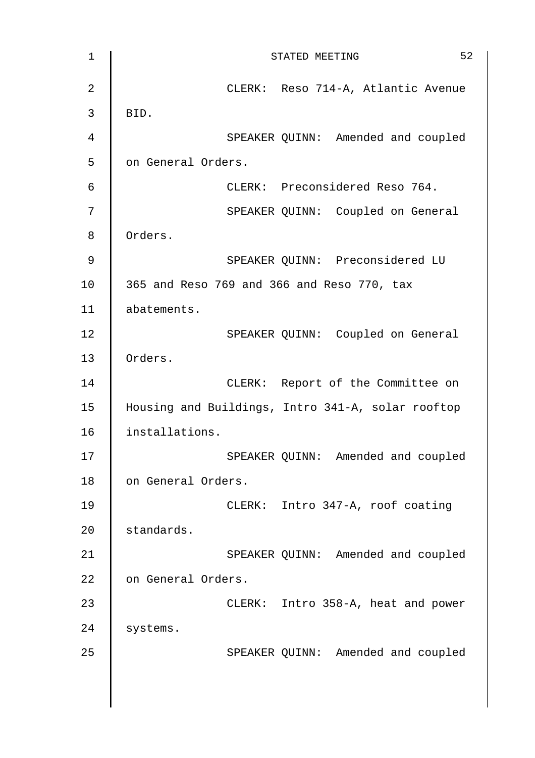CLERK: Reso 714-A, Atlantic Avenue BID.

SPEAKER QUINN: Amended and coupled on General Orders.

CLERK: Preconsidered Reso 764.

SPEAKER QUINN: Coupled on General Orders.

SPEAKER QUINN: Preconsidered LU 365 and Reso 769 and 366 and Reso 770, tax abatements.

SPEAKER QUINN: Coupled on General Orders.

CLERK: Report of the Committee on Housing and Buildings, Intro 341-A, solar rooftop installations.

SPEAKER QUINN: Amended and coupled on General Orders.

CLERK: Intro 347-A, roof coating standards.

SPEAKER QUINN: Amended and coupled on General Orders.

CLERK: Intro 358-A, heat and power systems.

SPEAKER QUINN: Amended and coupled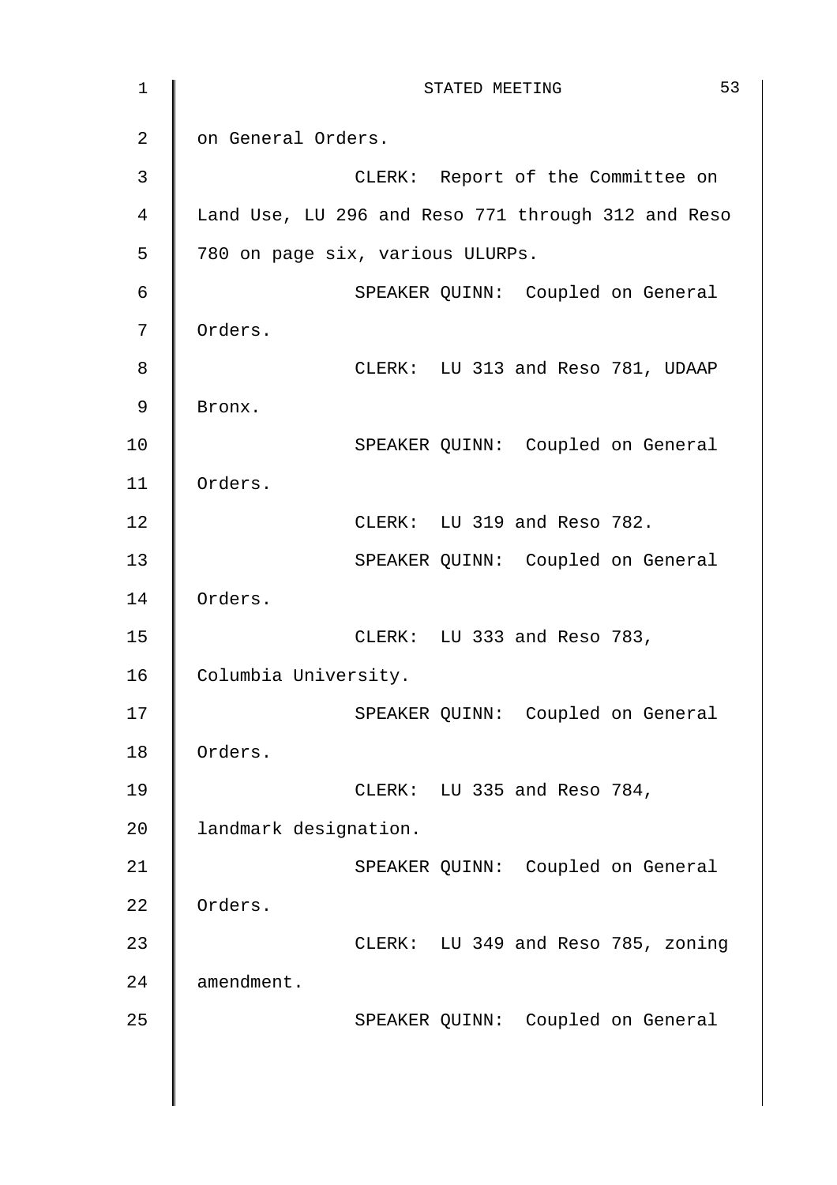on General Orders.

CLERK: Report of the Committee on Land Use, LU 296 and Reso 771 through 312 and Reso 780 on page six, various ULURPs.

SPEAKER QUINN: Coupled on General Orders.

CLERK: LU 313 and Reso 781, UDAAP Bronx.

SPEAKER QUINN: Coupled on General Orders.

CLERK: LU 319 and Reso 782.

SPEAKER QUINN: Coupled on General Orders.

CLERK: LU 333 and Reso 783, Columbia University.

SPEAKER QUINN: Coupled on General Orders.

CLERK: LU 335 and Reso 784, landmark designation.

SPEAKER QUINN: Coupled on General Orders.

CLERK: LU 349 and Reso 785, zoning amendment.

SPEAKER QUINN: Coupled on General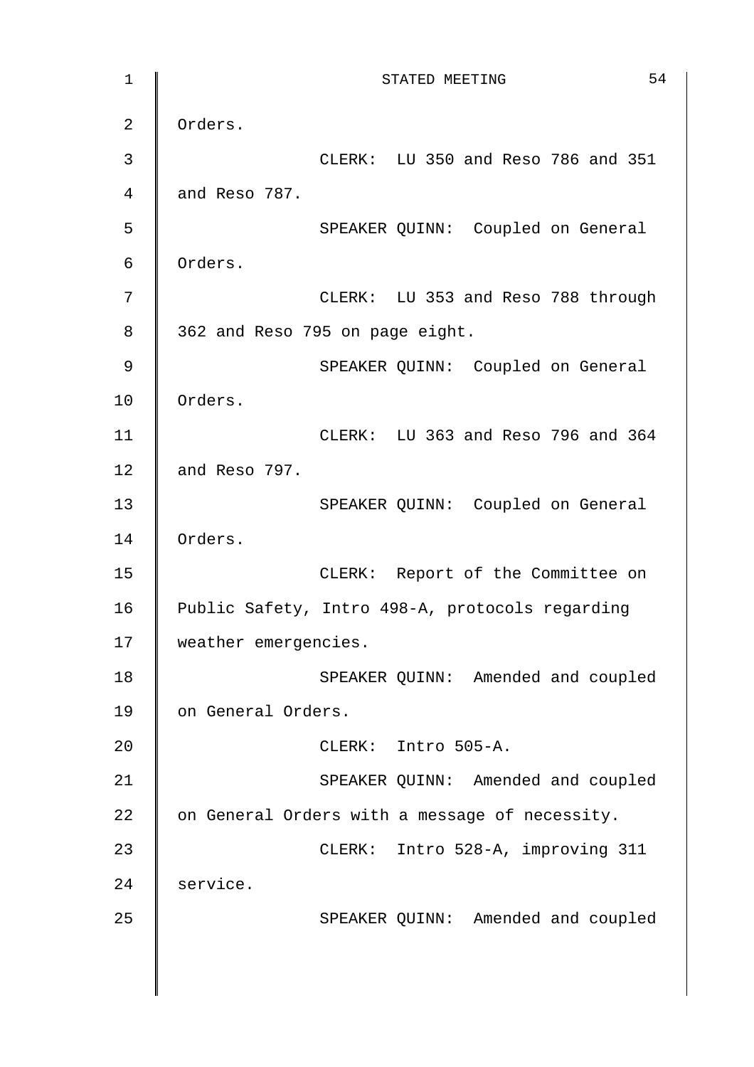Orders.

CLERK: LU 350 and Reso 786 and 351 and Reso 787.

SPEAKER QUINN: Coupled on General Orders.

CLERK: LU 353 and Reso 788 through 362 and Reso 795 on page eight.

SPEAKER QUINN: Coupled on General Orders.

CLERK: LU 363 and Reso 796 and 364 and Reso 797.

SPEAKER QUINN: Coupled on General Orders.

CLERK: Report of the Committee on Public Safety, Intro 498-A, protocols regarding weather emergencies.

SPEAKER QUINN: Amended and coupled on General Orders.

CLERK: Intro 505-A.

SPEAKER QUINN: Amended and coupled on General Orders with a message of necessity.

CLERK: Intro 528-A, improving 311 service.

SPEAKER QUINN: Amended and coupled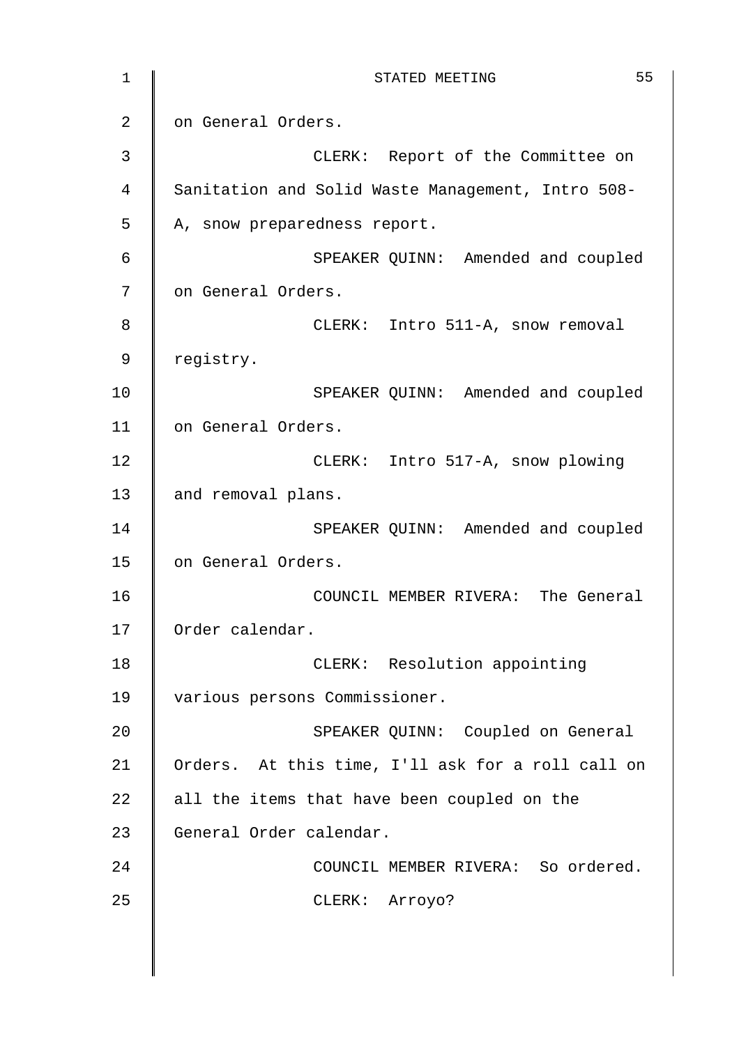on General Orders.

CLERK: Report of the Committee on Sanitation and Solid Waste Management, Intro 508-A, snow preparedness report.

SPEAKER QUINN: Amended and coupled on General Orders.

CLERK: Intro 511-A, snow removal registry.

SPEAKER QUINN: Amended and coupled on General Orders.

CLERK: Intro 517-A, snow plowing and removal plans.

SPEAKER QUINN: Amended and coupled on General Orders.

COUNCIL MEMBER RIVERA: The General Order calendar.

CLERK: Resolution appointing various persons Commissioner.

SPEAKER QUINN: Coupled on General Orders. At this time, I'll ask for a roll call on all the items that have been coupled on the General Order calendar.

COUNCIL MEMBER RIVERA: So ordered.

CLERK: Arroyo?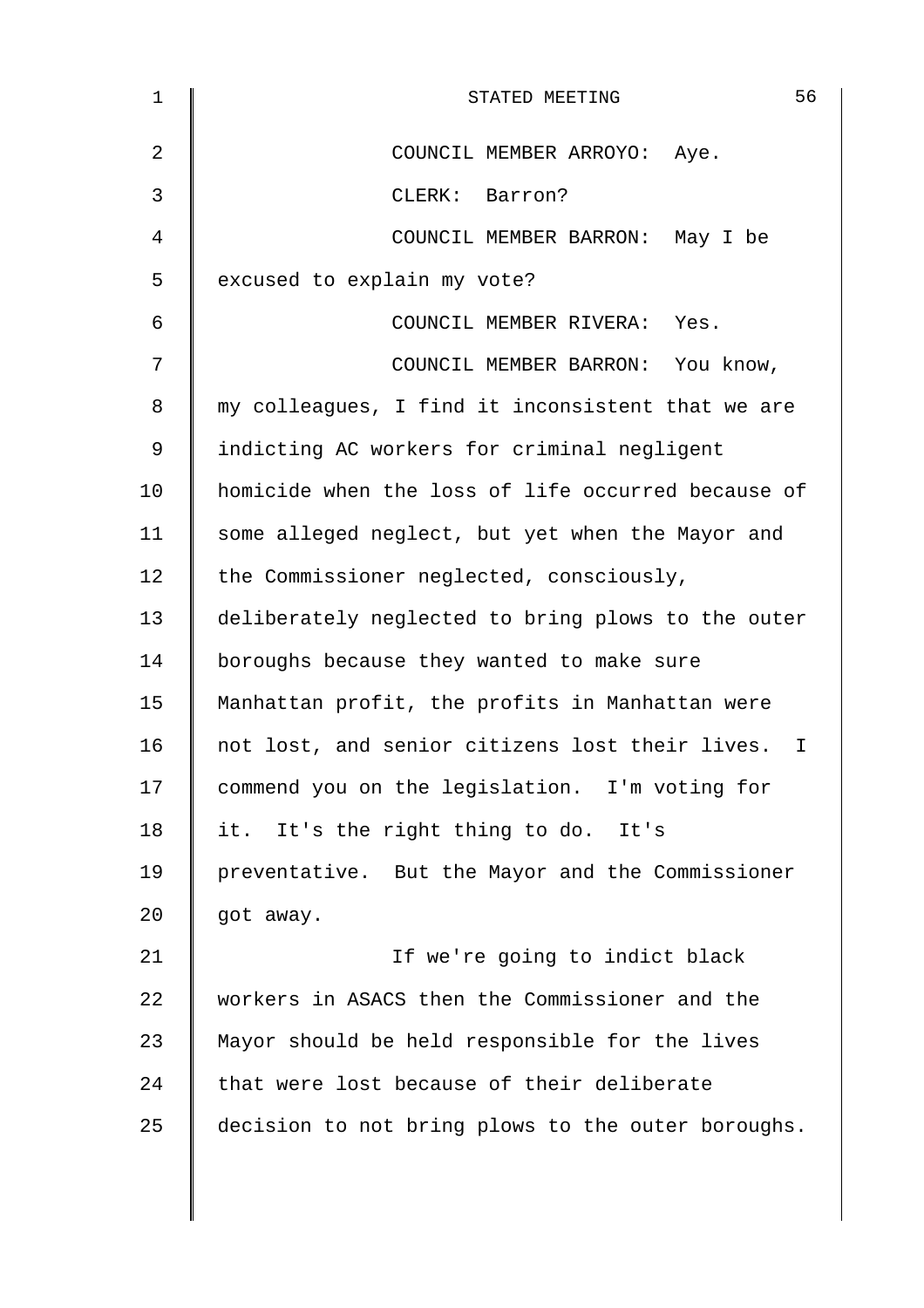COUNCIL MEMBER ARROYO: Aye.

CLERK: Barron?

COUNCIL MEMBER BARRON: May I be excused to explain my vote?

COUNCIL MEMBER RIVERA: Yes.

COUNCIL MEMBER BARRON: You know, my colleagues, I find it inconsistent that we are indicting AC workers for criminal negligent homicide when the loss of life occurred because of some alleged neglect, but yet when the Mayor and the Commissioner neglected, consciously, deliberately neglected to bring plows to the outer boroughs because they wanted to make sure Manhattan profit, the profits in Manhattan were not lost, and senior citizens lost their lives. I commend you on the legislation. I'm voting for it. It's the right thing to do. It's preventative. But the Mayor and the Commissioner got away.

If we're going to indict black workers in ASACS then the Commissioner and the Mayor should be held responsible for the lives that were lost because of their deliberate decision to not bring plows to the outer boroughs.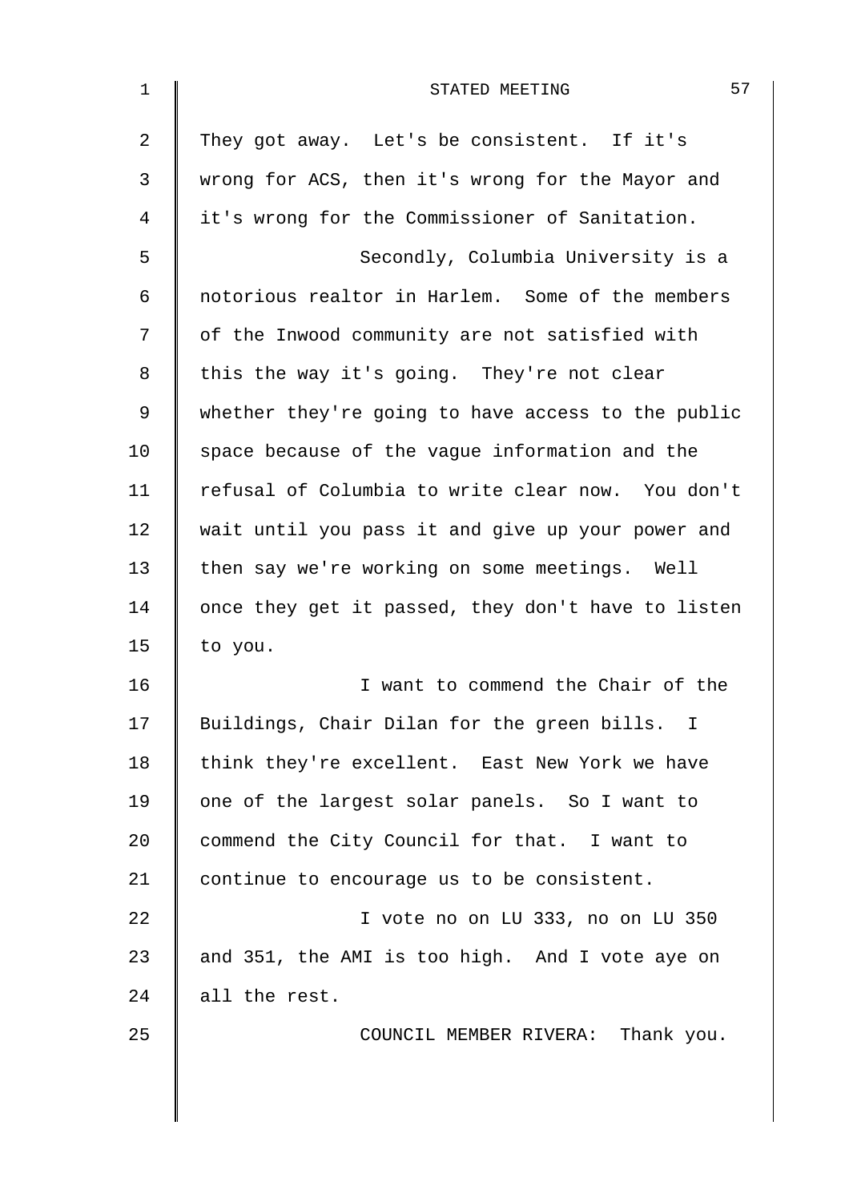They got away. Let's be consistent. If it's wrong for ACS, then it's wrong for the Mayor and it's wrong for the Commissioner of Sanitation.

Secondly, Columbia University is a notorious realtor in Harlem. Some of the members of the Inwood community are not satisfied with this the way it's going. They're not clear whether they're going to have access to the public space because of the vague information and the refusal of Columbia to write clear now. You don't wait until you pass it and give up your power and then say we're working on some meetings. Well once they get it passed, they don't have to listen to you.

I want to commend the Chair of the Buildings, Chair Dilan for the green bills. I think they're excellent. East New York we have one of the largest solar panels. So I want to commend the City Council for that. I want to continue to encourage us to be consistent.

I vote no on LU 333, no on LU 350 and 351, the AMI is too high. And I vote aye on all the rest.

COUNCIL MEMBER RIVERA: Thank you.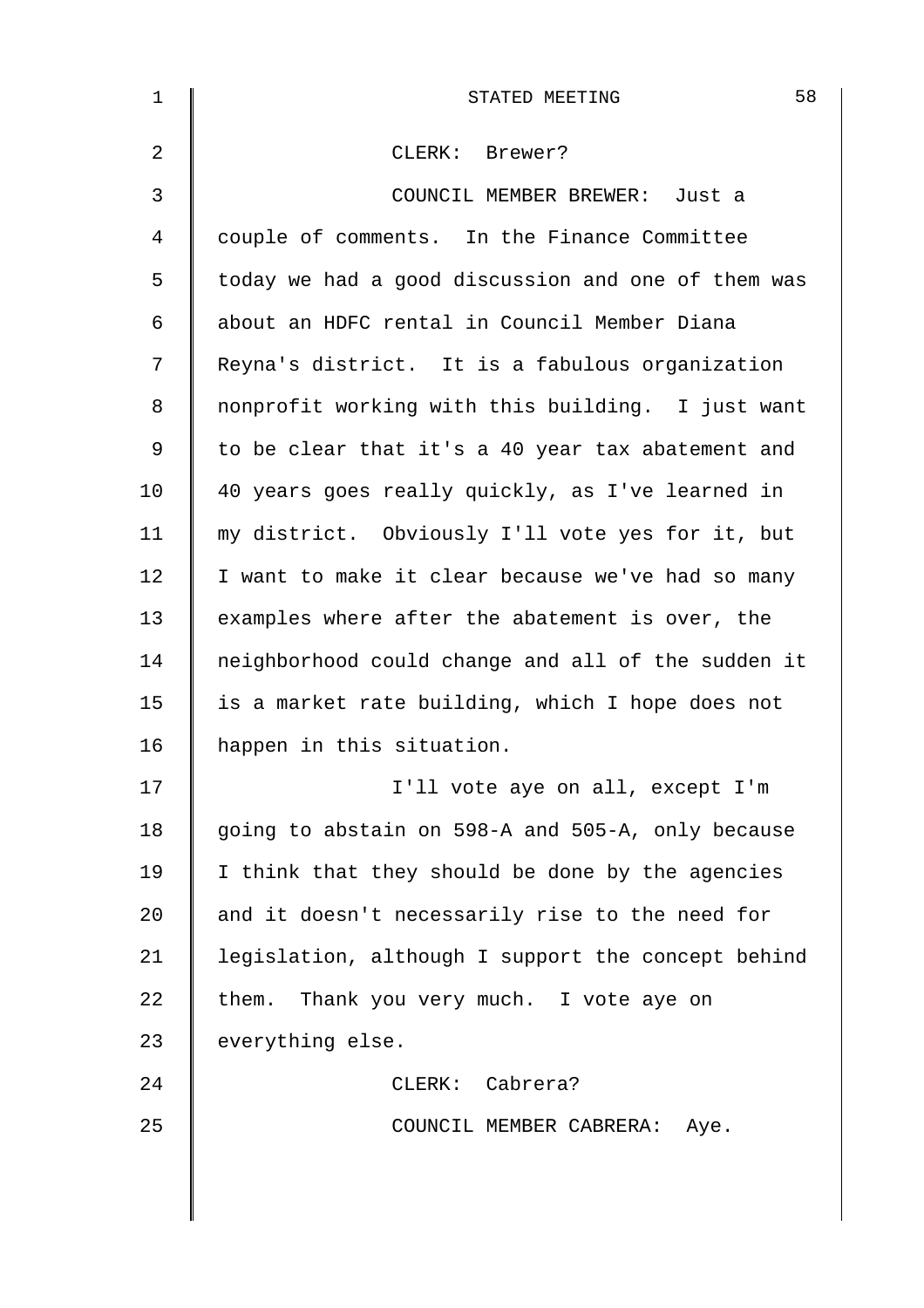CLERK: Brewer?

COUNCIL MEMBER BREWER: Just a couple of comments. In the Finance Committee today we had a good discussion and one of them was about an HDFC rental in Council Member Diana Reyna's district. It is a fabulous organization nonprofit working with this building. I just want to be clear that it's a 40 year tax abatement and 40 years goes really quickly, as I've learned in my district. Obviously I'll vote yes for it, but I want to make it clear because we've had so many examples where after the abatement is over, the neighborhood could change and all of the sudden it is a market rate building, which I hope does not happen in this situation.

I'll vote aye on all, except I'm going to abstain on 598-A and 505-A, only because I think that they should be done by the agencies and it doesn't necessarily rise to the need for legislation, although I support the concept behind them. Thank you very much. I vote aye on everything else.

CLERK: Cabrera?

COUNCIL MEMBER CABRERA: Aye.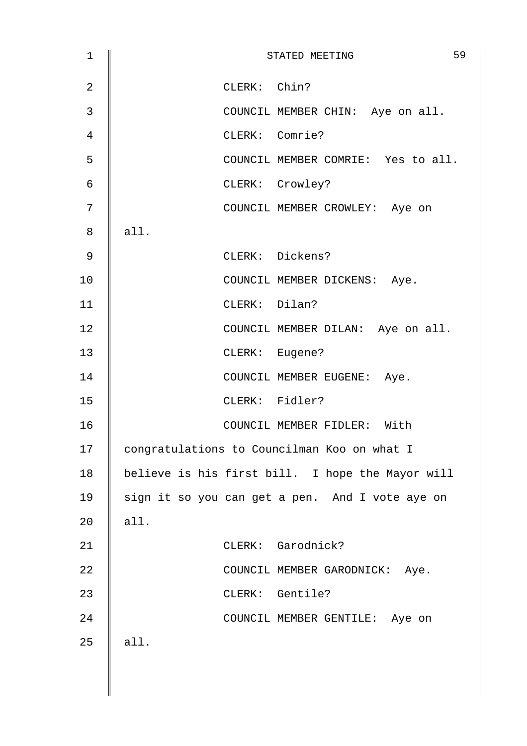CLERK: Chin?

COUNCIL MEMBER CHIN: Aye on all.

CLERK: Comrie?

COUNCIL MEMBER COMRIE: Yes to all.

CLERK: Crowley?

COUNCIL MEMBER CROWLEY: Aye on all.

CLERK: Dickens?

COUNCIL MEMBER DICKENS: Aye.

CLERK: Dilan?

COUNCIL MEMBER DILAN: Aye on all.

CLERK: Eugene?

COUNCIL MEMBER EUGENE: Aye.

CLERK: Fidler?

COUNCIL MEMBER FIDLER: With congratulations to Councilman Koo on what I believe is his first bill. I hope the Mayor will sign it so you can get a pen. And I vote aye on all.

CLERK: Garodnick?

COUNCIL MEMBER GARODNICK: Aye.

CLERK: Gentile?

COUNCIL MEMBER GENTILE: Aye on all.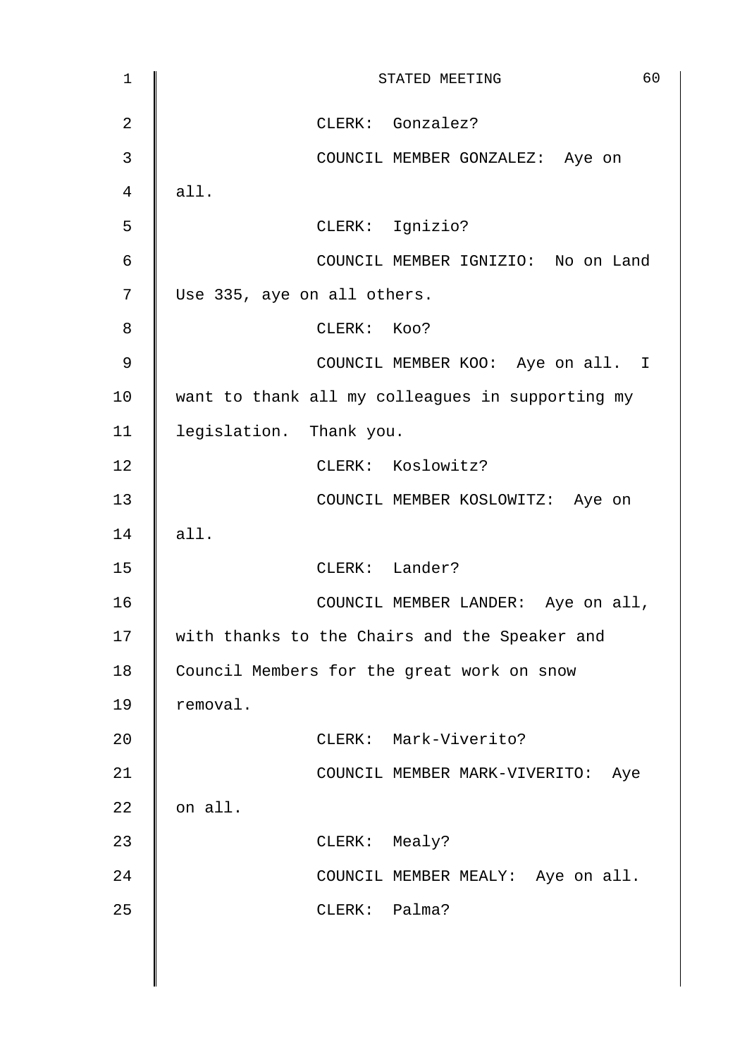CLERK: Gonzalez?

COUNCIL MEMBER GONZALEZ: Aye on all.

CLERK: Ignizio?

COUNCIL MEMBER IGNIZIO: No on Land Use 335, aye on all others.

CLERK: Koo?

COUNCIL MEMBER KOO: Aye on all. I want to thank all my colleagues in supporting my legislation. Thank you.

CLERK: Koslowitz?

COUNCIL MEMBER KOSLOWITZ: Aye on all.

CLERK: Lander?

COUNCIL MEMBER LANDER: Aye on all, with thanks to the Chairs and the Speaker and Council Members for the great work on snow removal.

CLERK: Mark-Viverito?

COUNCIL MEMBER MARK-VIVERITO: Aye on all.

CLERK: Mealy?

COUNCIL MEMBER MEALY: Aye on all.

CLERK: Palma?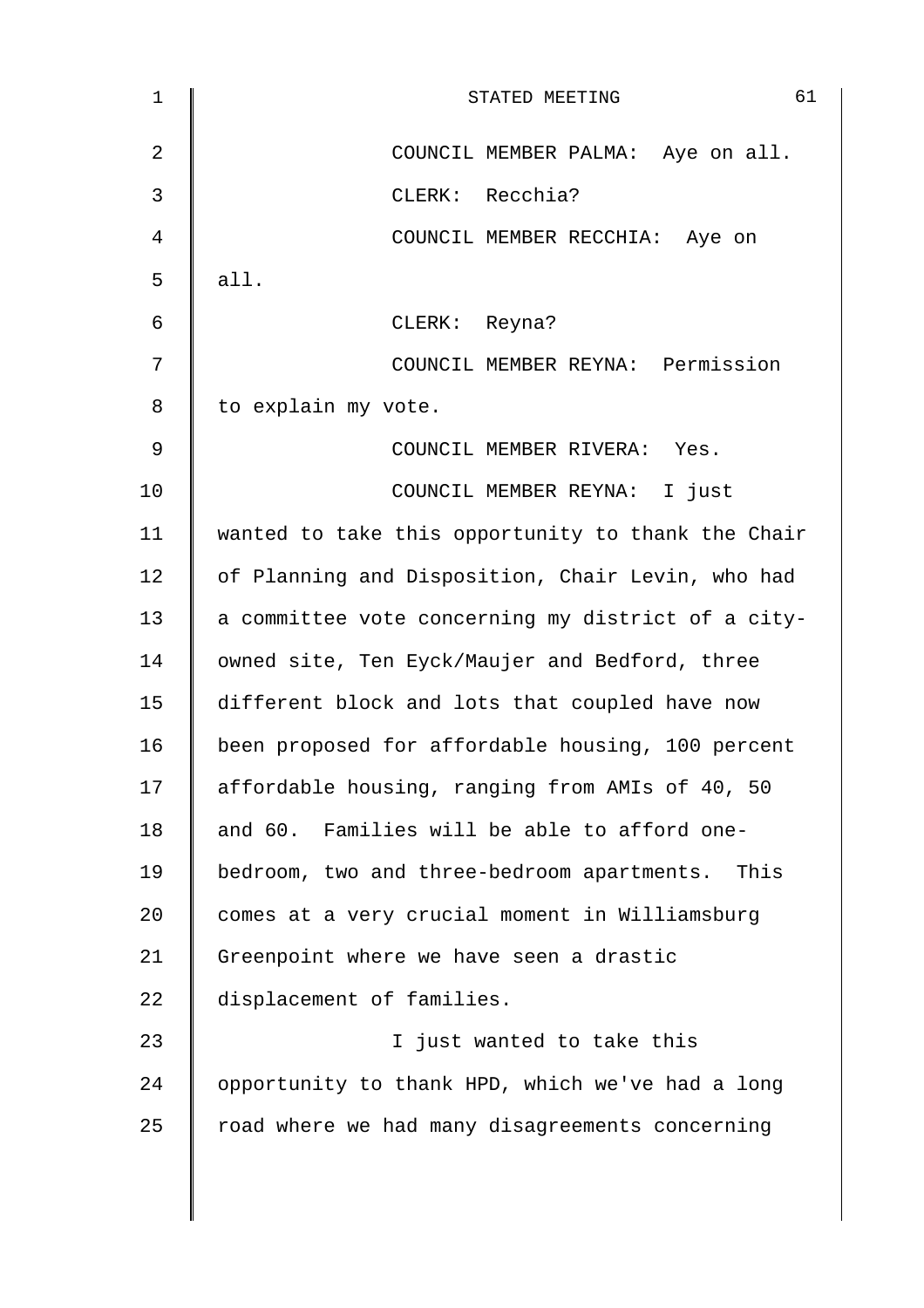COUNCIL MEMBER PALMA: Aye on all.

CLERK: Recchia?

COUNCIL MEMBER RECCHIA: Aye on all.

CLERK: Reyna?

COUNCIL MEMBER REYNA: Permission to explain my vote.

COUNCIL MEMBER RIVERA: Yes.

COUNCIL MEMBER REYNA: I just wanted to take this opportunity to thank the Chair of Planning and Disposition, Chair Levin, who had a committee vote concerning my district of a city-owned site, Ten Eyck/Maujer and Bedford, three different block and lots that coupled have now been proposed for affordable housing, 100 percent affordable housing, ranging from AMIs of 40, 50 and 60. Families will be able to afford one-bedroom, two and three-bedroom apartments. This comes at a very crucial moment in Williamsburg Greenpoint where we have seen a drastic displacement of families.

I just wanted to take this opportunity to thank HPD, which we've had a long road where we had many disagreements concerning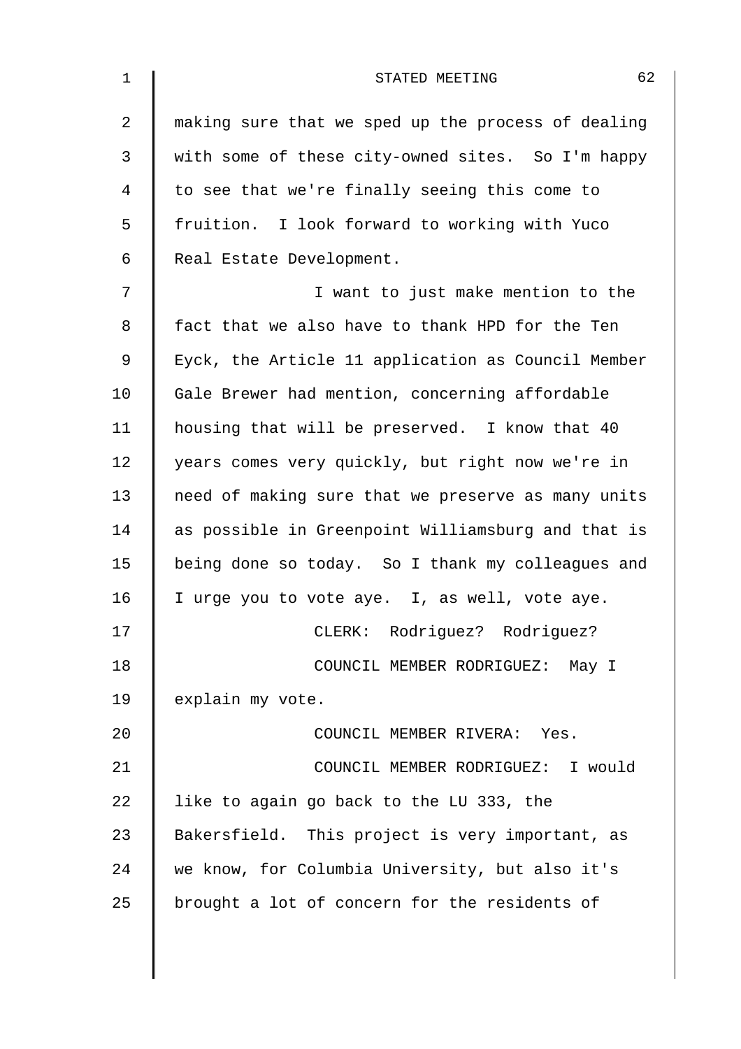making sure that we sped up the process of dealing with some of these city-owned sites. So I'm happy to see that we're finally seeing this come to fruition. I look forward to working with Yuco Real Estate Development.

I want to just make mention to the fact that we also have to thank HPD for the Ten Eyck, the Article 11 application as Council Member Gale Brewer had mention, concerning affordable housing that will be preserved. I know that 40 years comes very quickly, but right now we're in need of making sure that we preserve as many units as possible in Greenpoint Williamsburg and that is being done so today. So I thank my colleagues and I urge you to vote aye. I, as well, vote aye.

CLERK: Rodriguez? Rodriguez?

COUNCIL MEMBER RODRIGUEZ: May I explain my vote.

COUNCIL MEMBER RIVERA: Yes.

COUNCIL MEMBER RODRIGUEZ: I would like to again go back to the LU 333, the Bakersfield. This project is very important, as we know, for Columbia University, but also it's brought a lot of concern for the residents of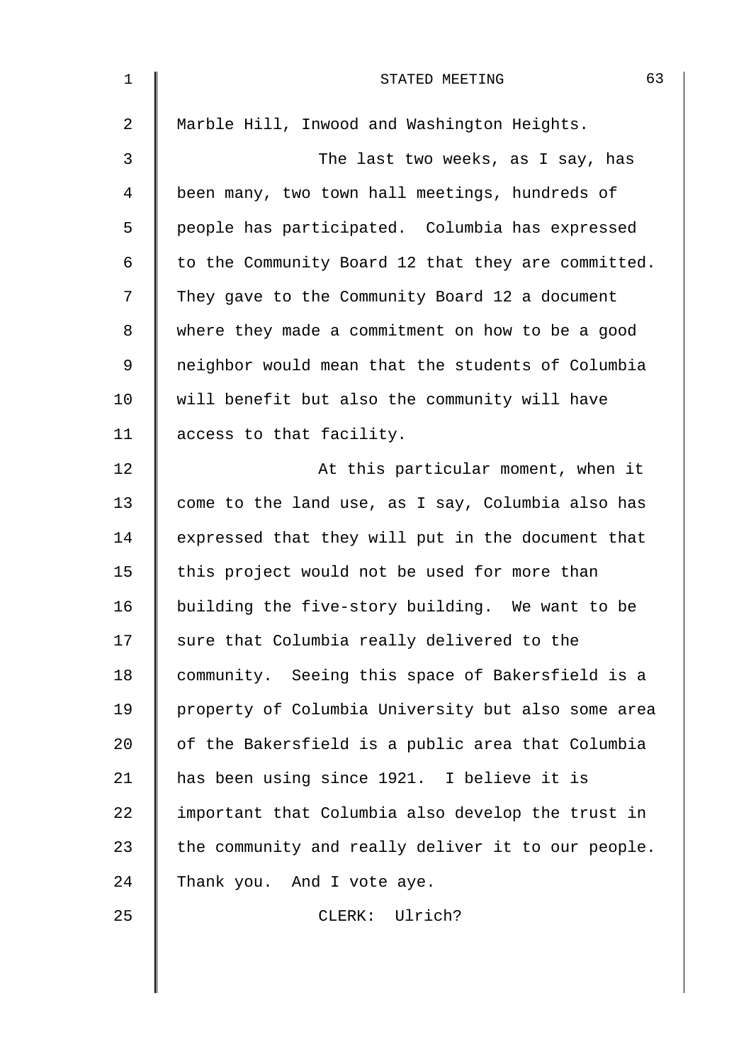Marble Hill, Inwood and Washington Heights.

The last two weeks, as I say, has been many, two town hall meetings, hundreds of people has participated. Columbia has expressed to the Community Board 12 that they are committed. They gave to the Community Board 12 a document where they made a commitment on how to be a good neighbor would mean that the students of Columbia will benefit but also the community will have access to that facility.

At this particular moment, when it come to the land use, as I say, Columbia also has expressed that they will put in the document that this project would not be used for more than building the five-story building. We want to be sure that Columbia really delivered to the community. Seeing this space of Bakersfield is a property of Columbia University but also some area of the Bakersfield is a public area that Columbia has been using since 1921. I believe it is important that Columbia also develop the trust in the community and really deliver it to our people. Thank you. And I vote aye.

CLERK: Ulrich?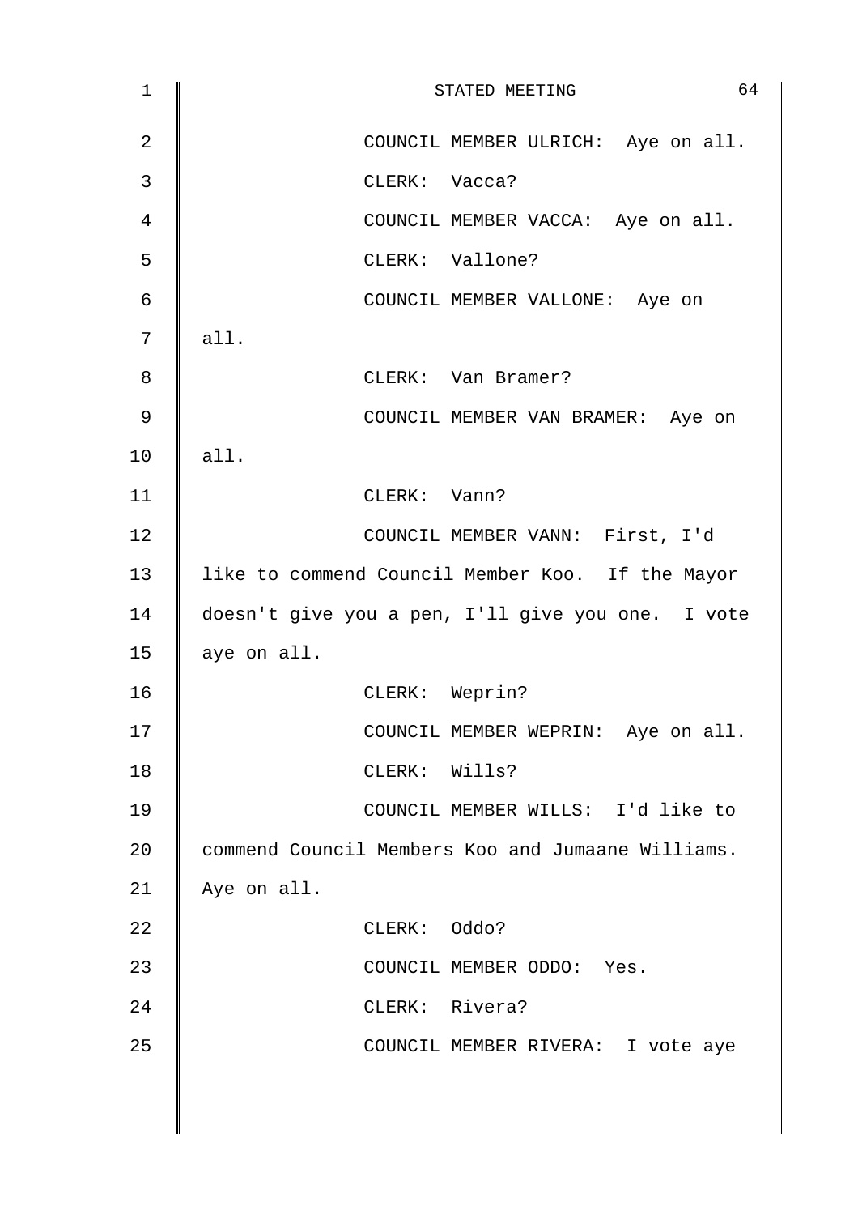COUNCIL MEMBER ULRICH: Aye on all.

CLERK: Vacca?

COUNCIL MEMBER VACCA: Aye on all.

CLERK: Vallone?

COUNCIL MEMBER VALLONE: Aye on all.

CLERK: Van Bramer?

COUNCIL MEMBER VAN BRAMER: Aye on all.

CLERK: Vann?

COUNCIL MEMBER VANN: First, I'd like to commend Council Member Koo. If the Mayor doesn't give you a pen, I'll give you one. I vote aye on all.

CLERK: Weprin?

COUNCIL MEMBER WEPRIN: Aye on all.

CLERK: Wills?

COUNCIL MEMBER WILLS: I'd like to commend Council Members Koo and Jumaane Williams. Aye on all.

CLERK: Oddo?

COUNCIL MEMBER ODDO: Yes.

CLERK: Rivera?

COUNCIL MEMBER RIVERA: I vote aye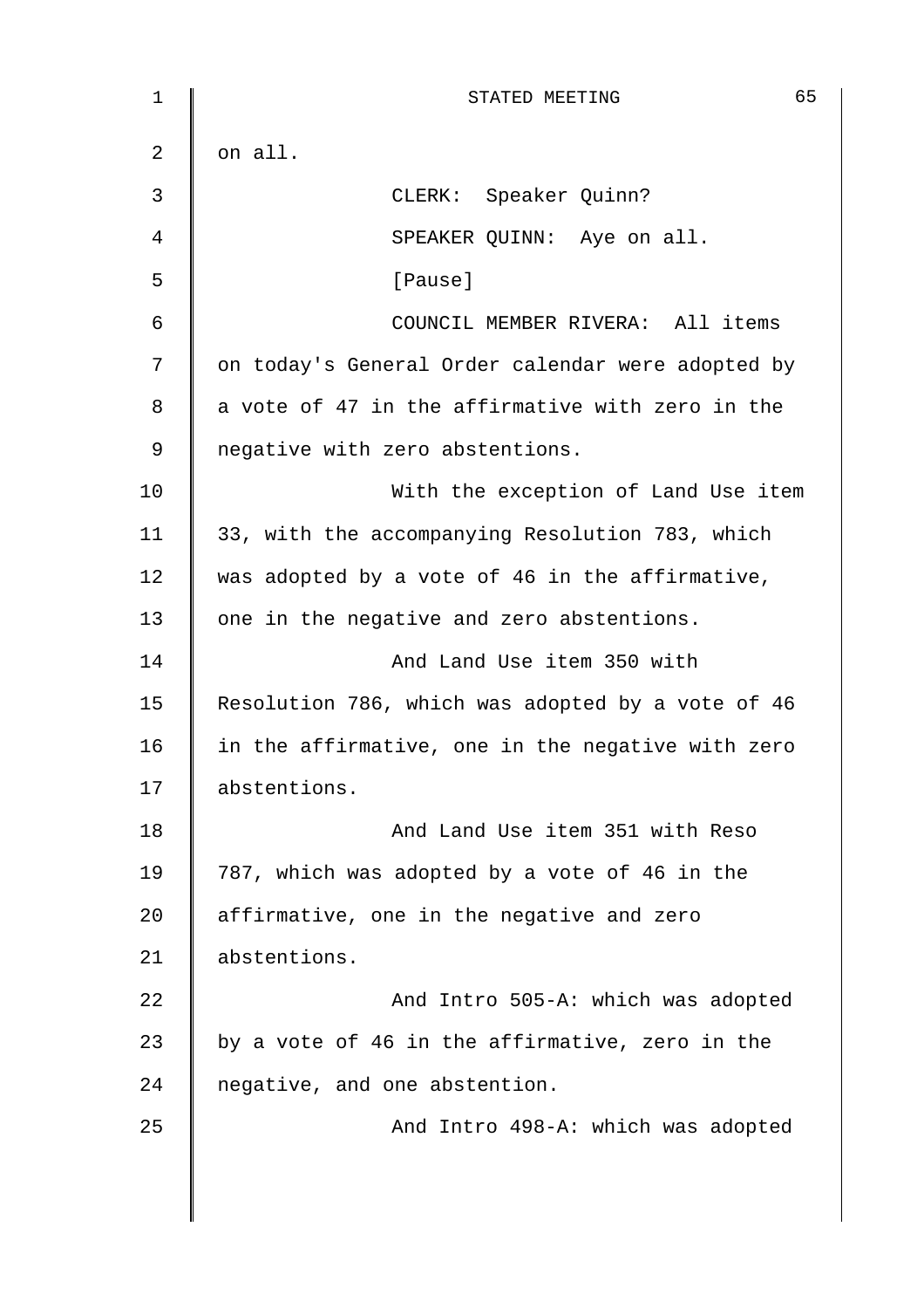on all.

CLERK: Speaker Quinn?

SPEAKER QUINN: Aye on all.

[Pause]

COUNCIL MEMBER RIVERA: All items on today's General Order calendar were adopted by a vote of 47 in the affirmative with zero in the negative with zero abstentions.

With the exception of Land Use item 33, with the accompanying Resolution 783, which was adopted by a vote of 46 in the affirmative, one in the negative and zero abstentions.

And Land Use item 350 with Resolution 786, which was adopted by a vote of 46 in the affirmative, one in the negative with zero abstentions.

And Land Use item 351 with Reso 787, which was adopted by a vote of 46 in the affirmative, one in the negative and zero abstentions.

And Intro 505-A: which was adopted by a vote of 46 in the affirmative, zero in the negative, and one abstention.

And Intro 498-A: which was adopted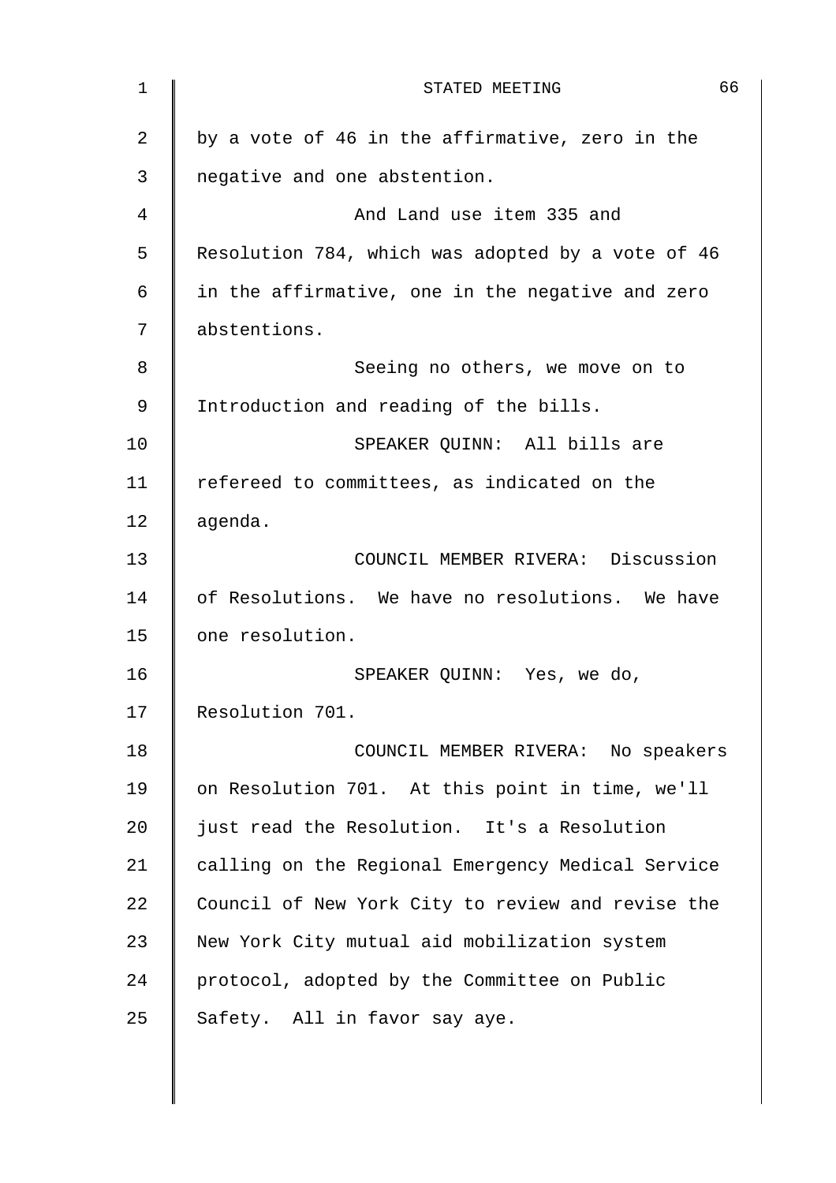by a vote of 46 in the affirmative, zero in the negative and one abstention.

And Land use item 335 and Resolution 784, which was adopted by a vote of 46 in the affirmative, one in the negative and zero abstentions.

Seeing no others, we move on to Introduction and reading of the bills.

SPEAKER QUINN: All bills are refereed to committees, as indicated on the agenda.

COUNCIL MEMBER RIVERA: Discussion of Resolutions. We have no resolutions. We have one resolution.

SPEAKER QUINN: Yes, we do, Resolution 701.

COUNCIL MEMBER RIVERA: No speakers on Resolution 701. At this point in time, we'll just read the Resolution. It's a Resolution calling on the Regional Emergency Medical Service Council of New York City to review and revise the New York City mutual aid mobilization system protocol, adopted by the Committee on Public Safety. All in favor say aye.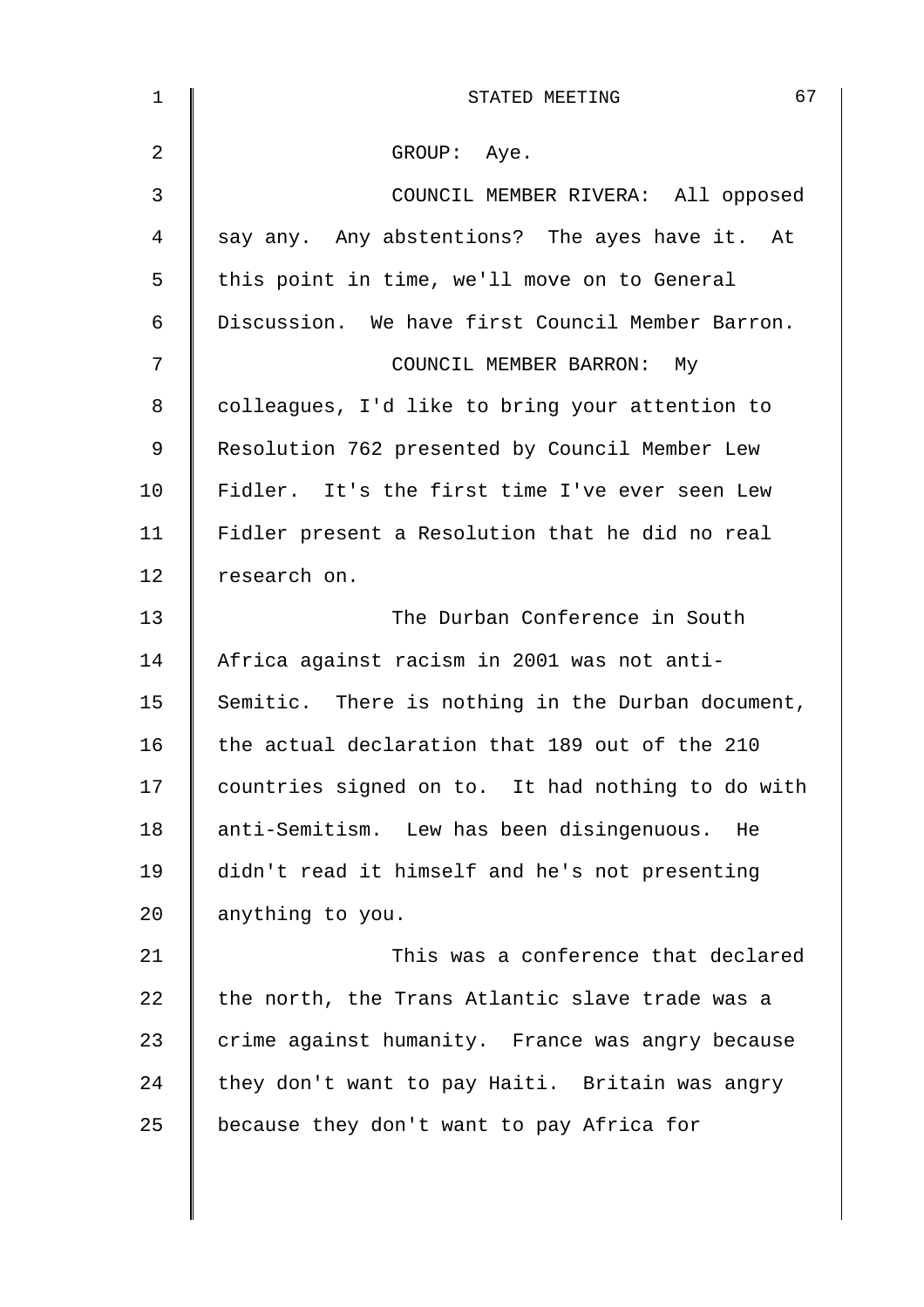GROUP: Aye.

COUNCIL MEMBER RIVERA: All opposed say any. Any abstentions? The ayes have it. At this point in time, we'll move on to General Discussion. We have first Council Member Barron.

COUNCIL MEMBER BARRON: My colleagues, I'd like to bring your attention to Resolution 762 presented by Council Member Lew Fidler. It's the first time I've ever seen Lew Fidler present a Resolution that he did no real research on.

The Durban Conference in South Africa against racism in 2001 was not anti-Semitic. There is nothing in the Durban document, the actual declaration that 189 out of the 210 countries signed on to. It had nothing to do with anti-Semitism. Lew has been disingenuous. He didn't read it himself and he's not presenting anything to you.

This was a conference that declared the north, the Trans Atlantic slave trade was a crime against humanity. France was angry because they don't want to pay Haiti. Britain was angry because they don't want to pay Africa for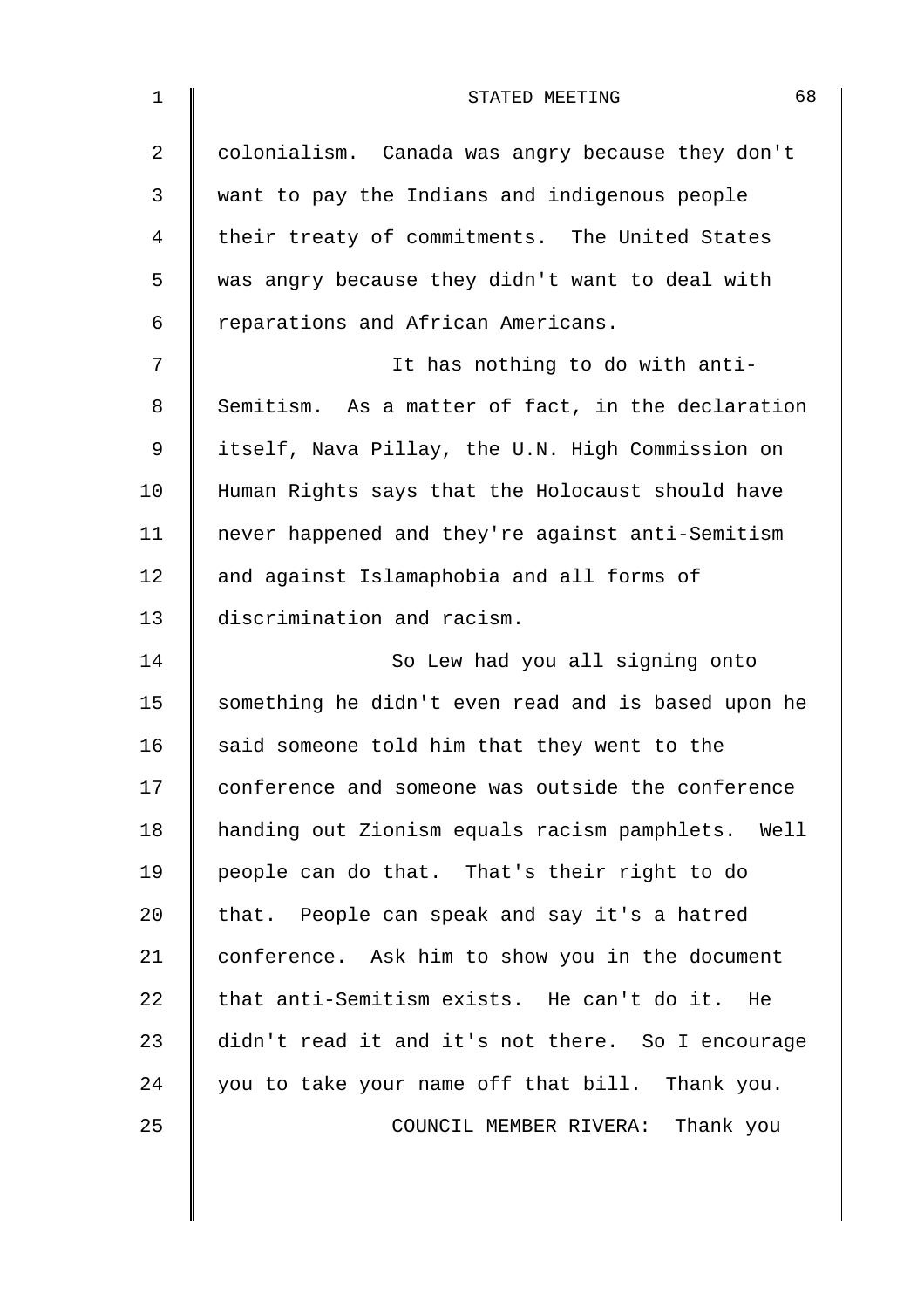colonialism. Canada was angry because they don't want to pay the Indians and indigenous people their treaty of commitments. The United States was angry because they didn't want to deal with reparations and African Americans.

It has nothing to do with anti-Semitism. As a matter of fact, in the declaration itself, Nava Pillay, the U.N. High Commission on Human Rights says that the Holocaust should have never happened and they're against anti-Semitism and against Islamaphobia and all forms of discrimination and racism.

So Lew had you all signing onto something he didn't even read and is based upon he said someone told him that they went to the conference and someone was outside the conference handing out Zionism equals racism pamphlets. Well people can do that. That's their right to do that. People can speak and say it's a hatred conference. Ask him to show you in the document that anti-Semitism exists. He can't do it. He didn't read it and it's not there. So I encourage you to take your name off that bill. Thank you.

COUNCIL MEMBER RIVERA: Thank you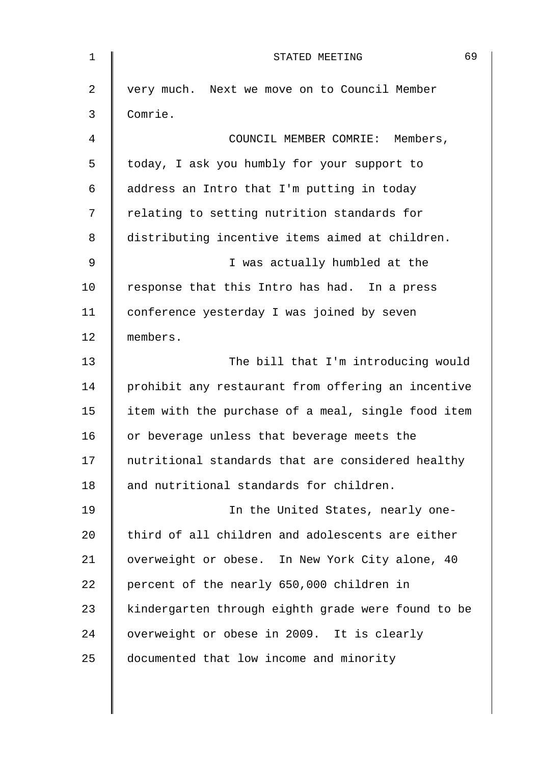very much. Next we move on to Council Member Comrie.

COUNCIL MEMBER COMRIE: Members, today, I ask you humbly for your support to address an Intro that I'm putting in today relating to setting nutrition standards for distributing incentive items aimed at children.

I was actually humbled at the response that this Intro has had. In a press conference yesterday I was joined by seven members.

The bill that I'm introducing would prohibit any restaurant from offering an incentive item with the purchase of a meal, single food item or beverage unless that beverage meets the nutritional standards that are considered healthy and nutritional standards for children.

In the United States, nearly one-third of all children and adolescents are either overweight or obese. In New York City alone, 40 percent of the nearly 650,000 children in kindergarten through eighth grade were found to be overweight or obese in 2009. It is clearly documented that low income and minority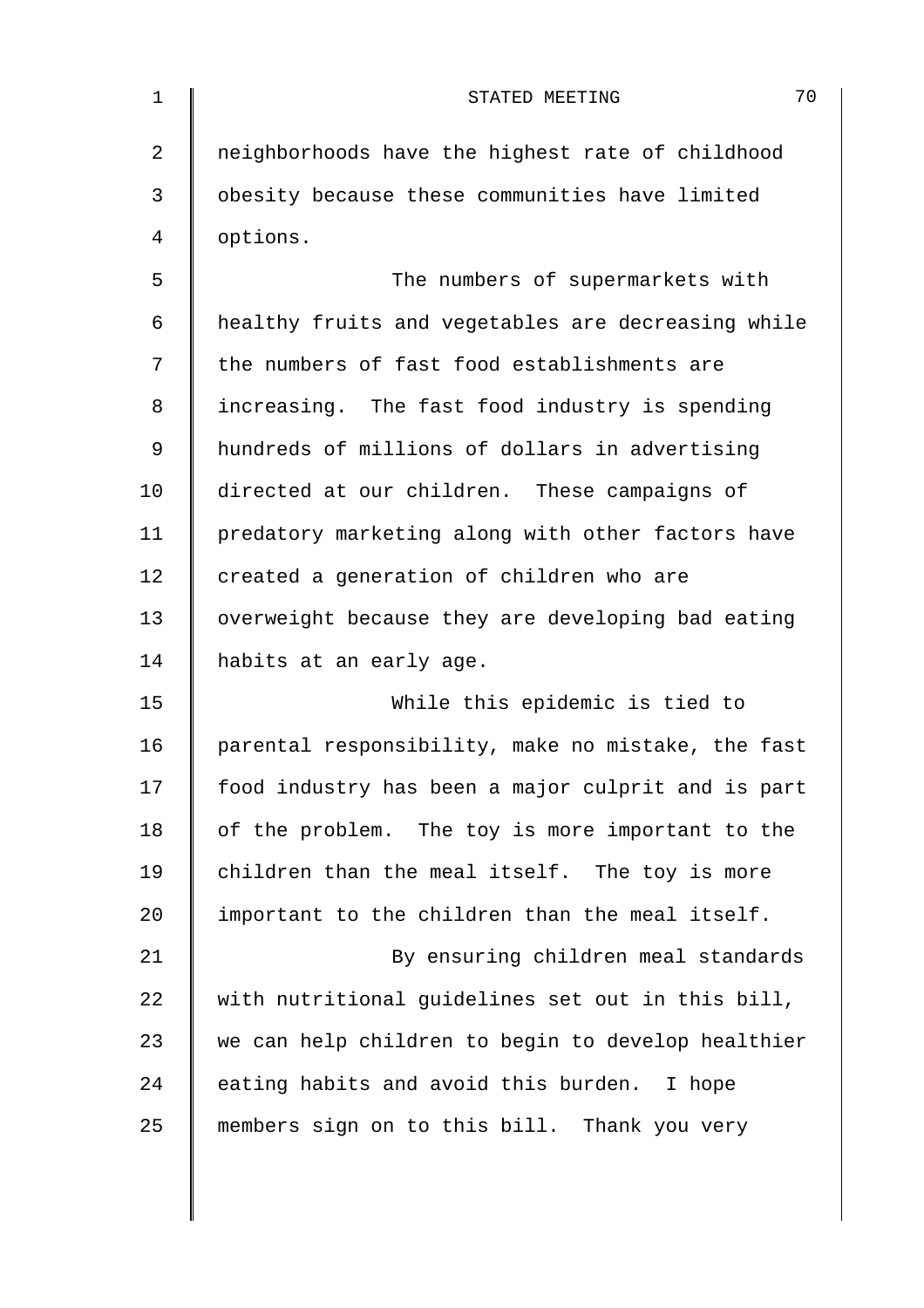neighborhoods have the highest rate of childhood obesity because these communities have limited options.

The numbers of supermarkets with healthy fruits and vegetables are decreasing while the numbers of fast food establishments are increasing. The fast food industry is spending hundreds of millions of dollars in advertising directed at our children. These campaigns of predatory marketing along with other factors have created a generation of children who are overweight because they are developing bad eating habits at an early age.

While this epidemic is tied to parental responsibility, make no mistake, the fast food industry has been a major culprit and is part of the problem. The toy is more important to the children than the meal itself. The toy is more important to the children than the meal itself.

By ensuring children meal standards with nutritional guidelines set out in this bill, we can help children to begin to develop healthier eating habits and avoid this burden. I hope members sign on to this bill. Thank you very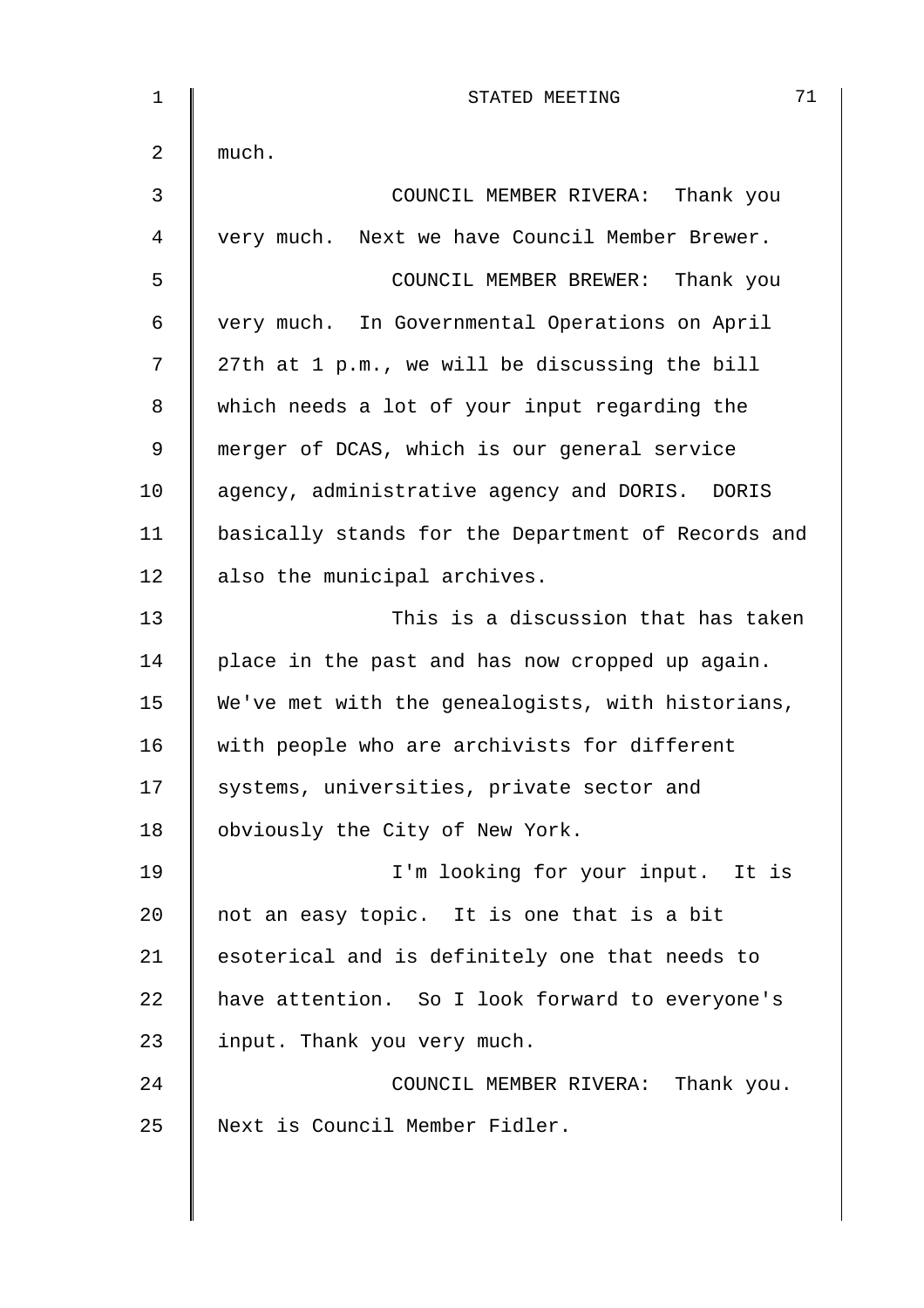much.

COUNCIL MEMBER RIVERA: Thank you very much. Next we have Council Member Brewer.

COUNCIL MEMBER BREWER: Thank you very much. In Governmental Operations on April 27th at 1 p.m., we will be discussing the bill which needs a lot of your input regarding the merger of DCAS, which is our general service agency, administrative agency and DORIS. DORIS basically stands for the Department of Records and also the municipal archives.

This is a discussion that has taken place in the past and has now cropped up again. We've met with the genealogists, with historians, with people who are archivists for different systems, universities, private sector and obviously the City of New York.

I'm looking for your input. It is not an easy topic. It is one that is a bit esoterical and is definitely one that needs to have attention. So I look forward to everyone's input. Thank you very much.

COUNCIL MEMBER RIVERA: Thank you. Next is Council Member Fidler.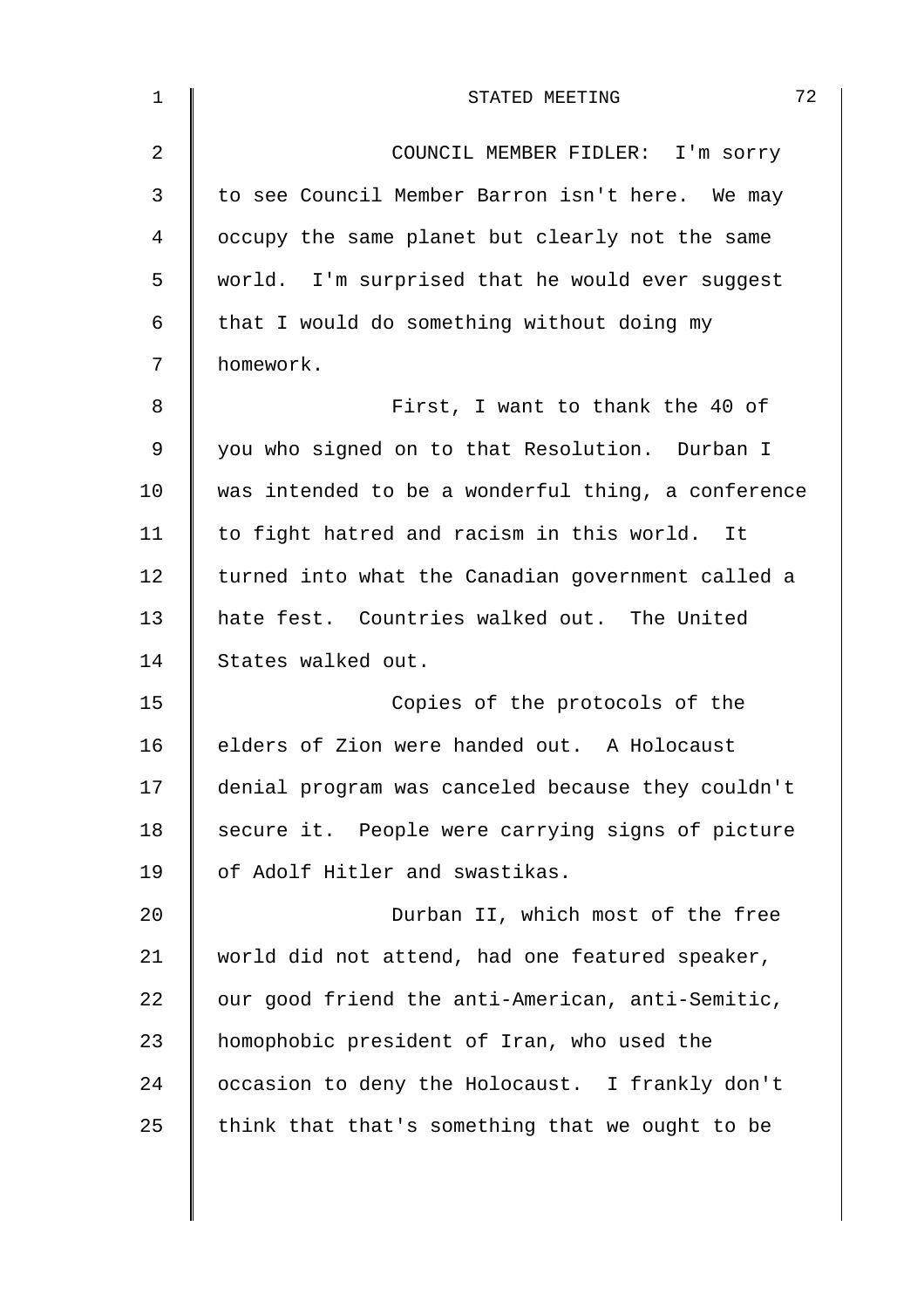COUNCIL MEMBER FIDLER: I'm sorry to see Council Member Barron isn't here. We may occupy the same planet but clearly not the same world. I'm surprised that he would ever suggest that I would do something without doing my homework.

First, I want to thank the 40 of you who signed on to that Resolution. Durban I was intended to be a wonderful thing, a conference to fight hatred and racism in this world. It turned into what the Canadian government called a hate fest. Countries walked out. The United States walked out.

Copies of the protocols of the elders of Zion were handed out. A Holocaust denial program was canceled because they couldn't secure it. People were carrying signs of picture of Adolf Hitler and swastikas.

Durban II, which most of the free world did not attend, had one featured speaker, our good friend the anti-American, anti-Semitic, homophobic president of Iran, who used the occasion to deny the Holocaust. I frankly don't think that that's something that we ought to be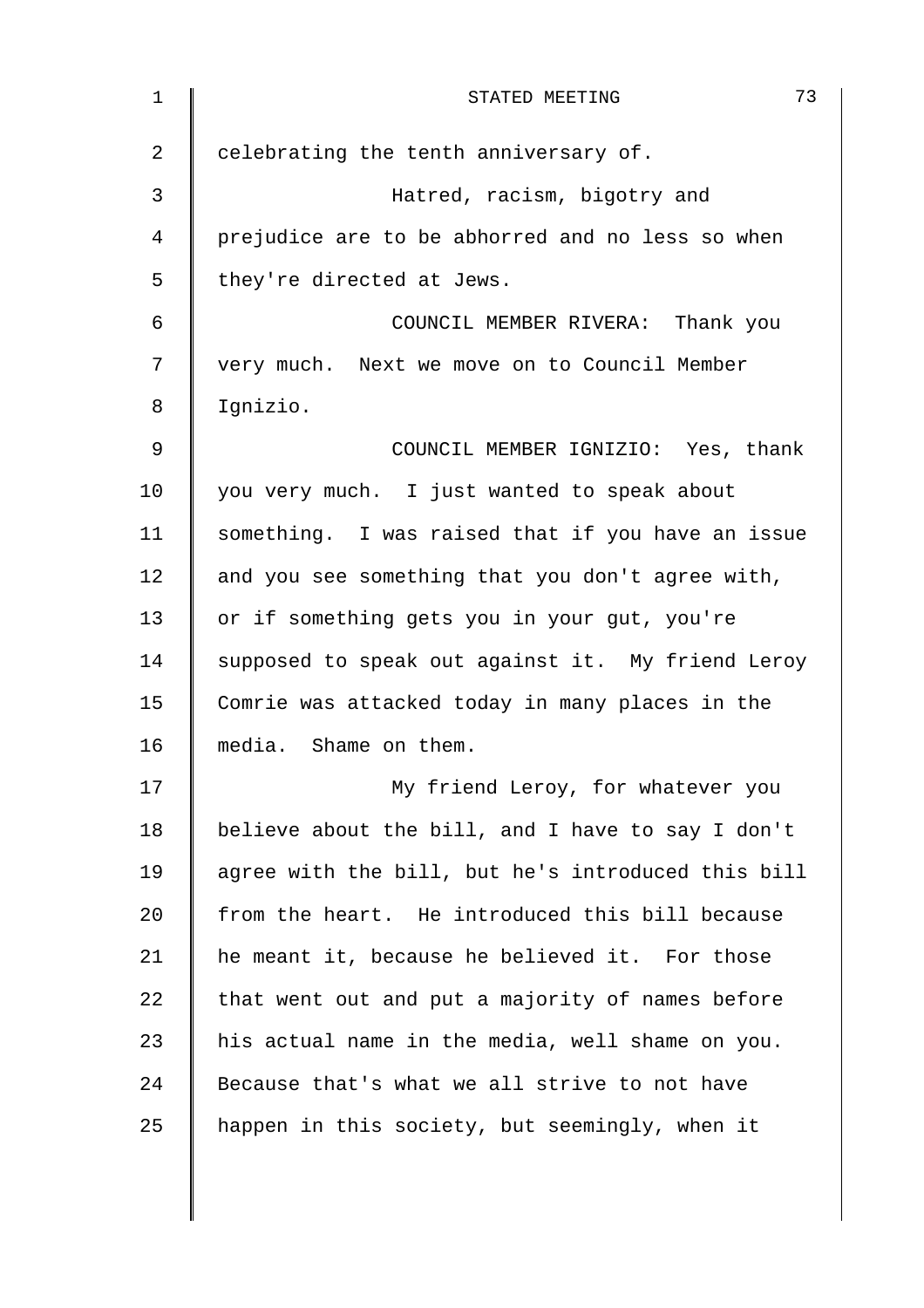celebrating the tenth anniversary of.

Hatred, racism, bigotry and prejudice are to be abhorred and no less so when they're directed at Jews.

COUNCIL MEMBER RIVERA: Thank you very much. Next we move on to Council Member Ignizio.

COUNCIL MEMBER IGNIZIO: Yes, thank you very much. I just wanted to speak about something. I was raised that if you have an issue and you see something that you don't agree with, or if something gets you in your gut, you're supposed to speak out against it. My friend Leroy Comrie was attacked today in many places in the media. Shame on them.

My friend Leroy, for whatever you believe about the bill, and I have to say I don't agree with the bill, but he's introduced this bill from the heart. He introduced this bill because he meant it, because he believed it. For those that went out and put a majority of names before his actual name in the media, well shame on you. Because that's what we all strive to not have happen in this society, but seemingly, when it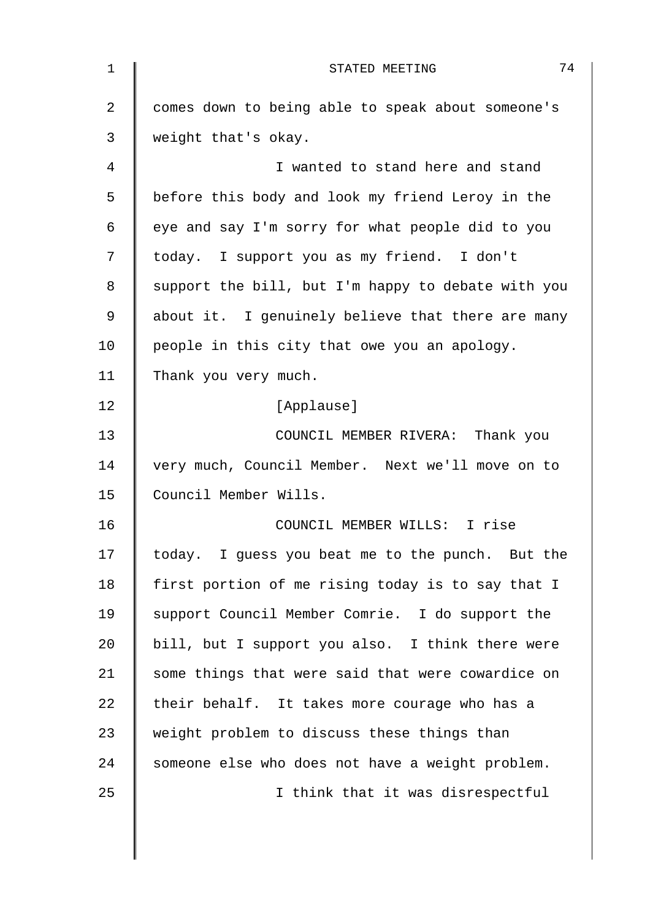comes down to being able to speak about someone's weight that's okay.

I wanted to stand here and stand before this body and look my friend Leroy in the eye and say I'm sorry for what people did to you today. I support you as my friend. I don't support the bill, but I'm happy to debate with you about it. I genuinely believe that there are many people in this city that owe you an apology. Thank you very much.

[Applause]

COUNCIL MEMBER RIVERA: Thank you very much, Council Member. Next we'll move on to Council Member Wills.

COUNCIL MEMBER WILLS: I rise today. I guess you beat me to the punch. But the first portion of me rising today is to say that I support Council Member Comrie. I do support the bill, but I support you also. I think there were some things that were said that were cowardice on their behalf. It takes more courage who has a weight problem to discuss these things than someone else who does not have a weight problem.

I think that it was disrespectful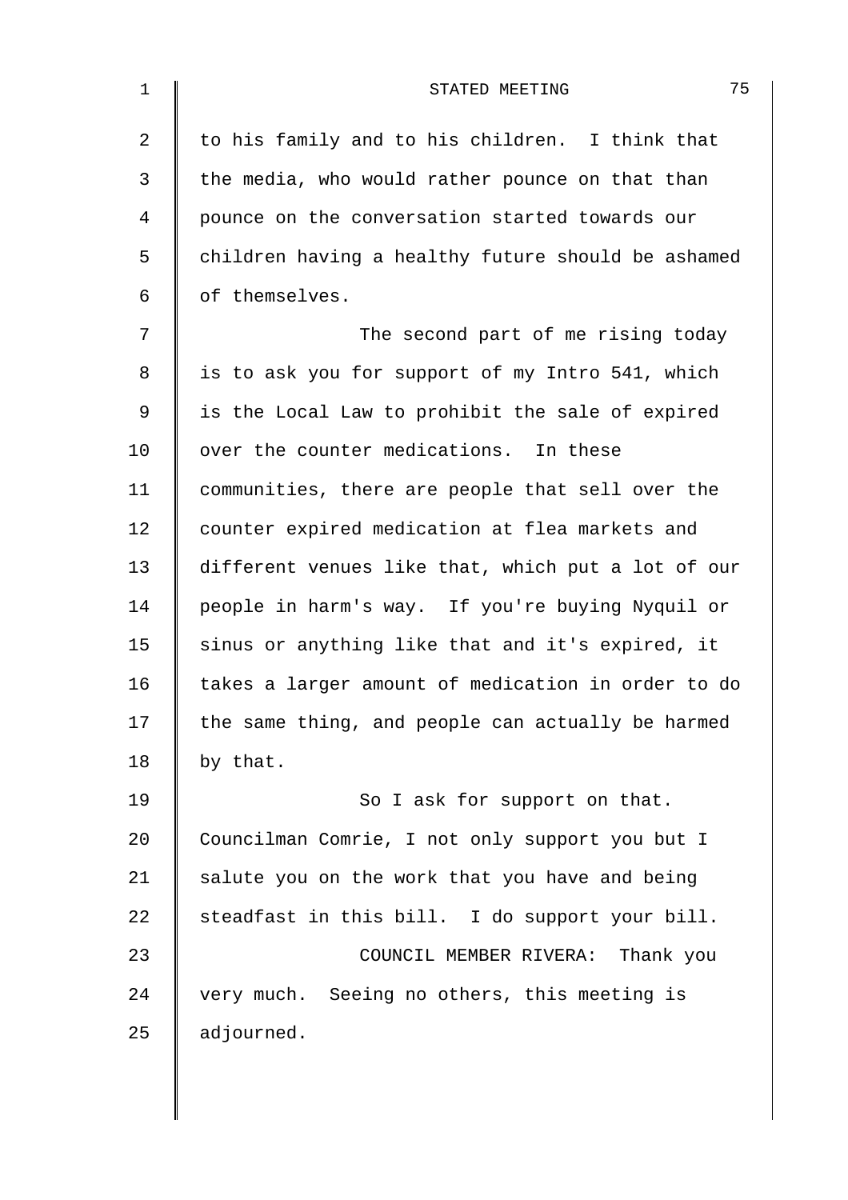to his family and to his children. I think that the media, who would rather pounce on that than pounce on the conversation started towards our children having a healthy future should be ashamed of themselves.

The second part of me rising today is to ask you for support of my Intro 541, which is the Local Law to prohibit the sale of expired over the counter medications. In these communities, there are people that sell over the counter expired medication at flea markets and different venues like that, which put a lot of our people in harm's way. If you're buying Nyquil or sinus or anything like that and it's expired, it takes a larger amount of medication in order to do the same thing, and people can actually be harmed by that.

So I ask for support on that. Councilman Comrie, I not only support you but I salute you on the work that you have and being steadfast in this bill. I do support your bill.

COUNCIL MEMBER RIVERA: Thank you very much. Seeing no others, this meeting is adjourned.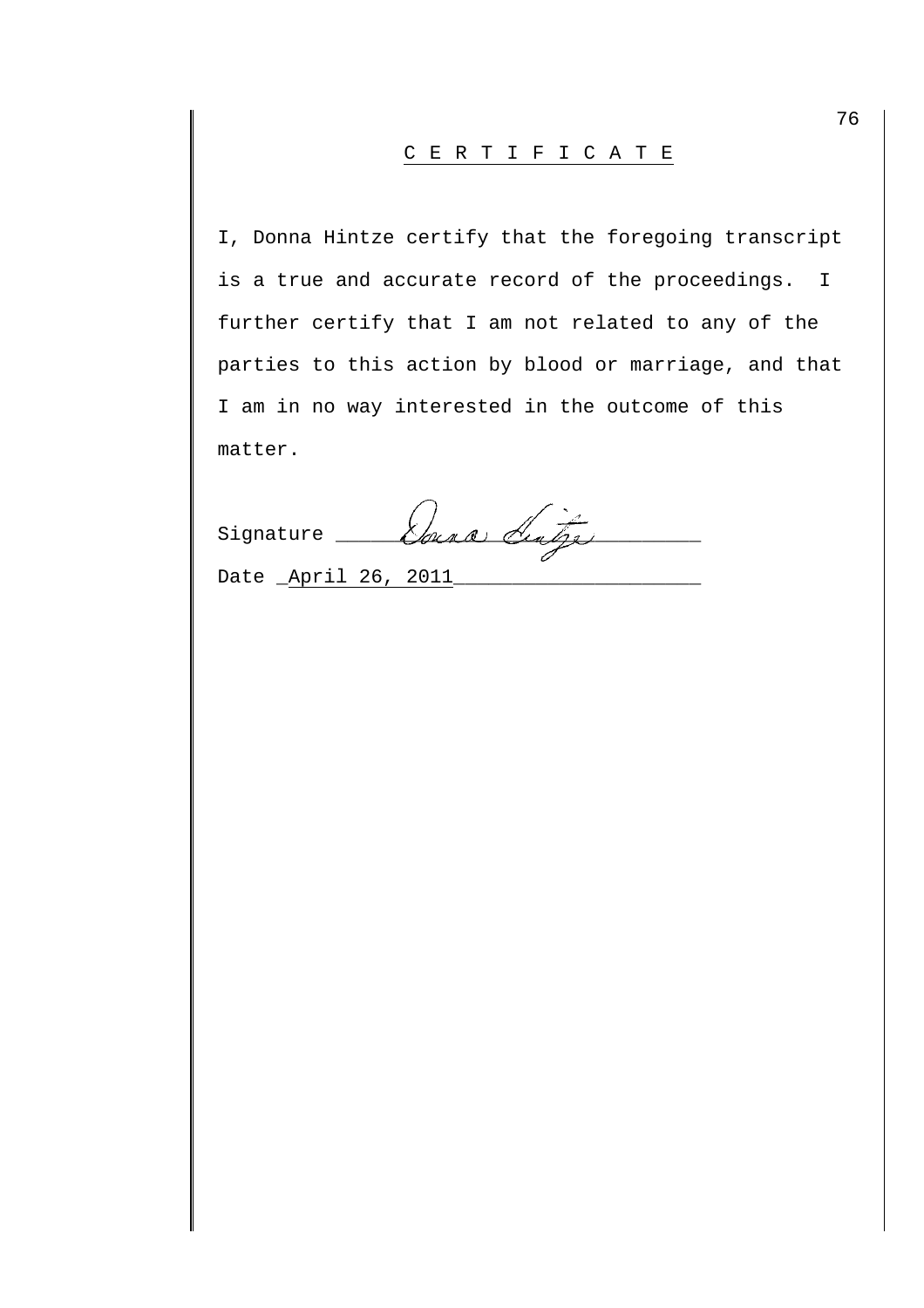# C E R T I F I C A T E

I, Donna Hintze certify that the foregoing transcript is a true and accurate record of the proceedings. I further certify that I am not related to any of the parties to this action by blood or marriage, and that I am in no way interested in the outcome of this matter.

Signature _Donna Hintze_

Date _April 26, 2011_